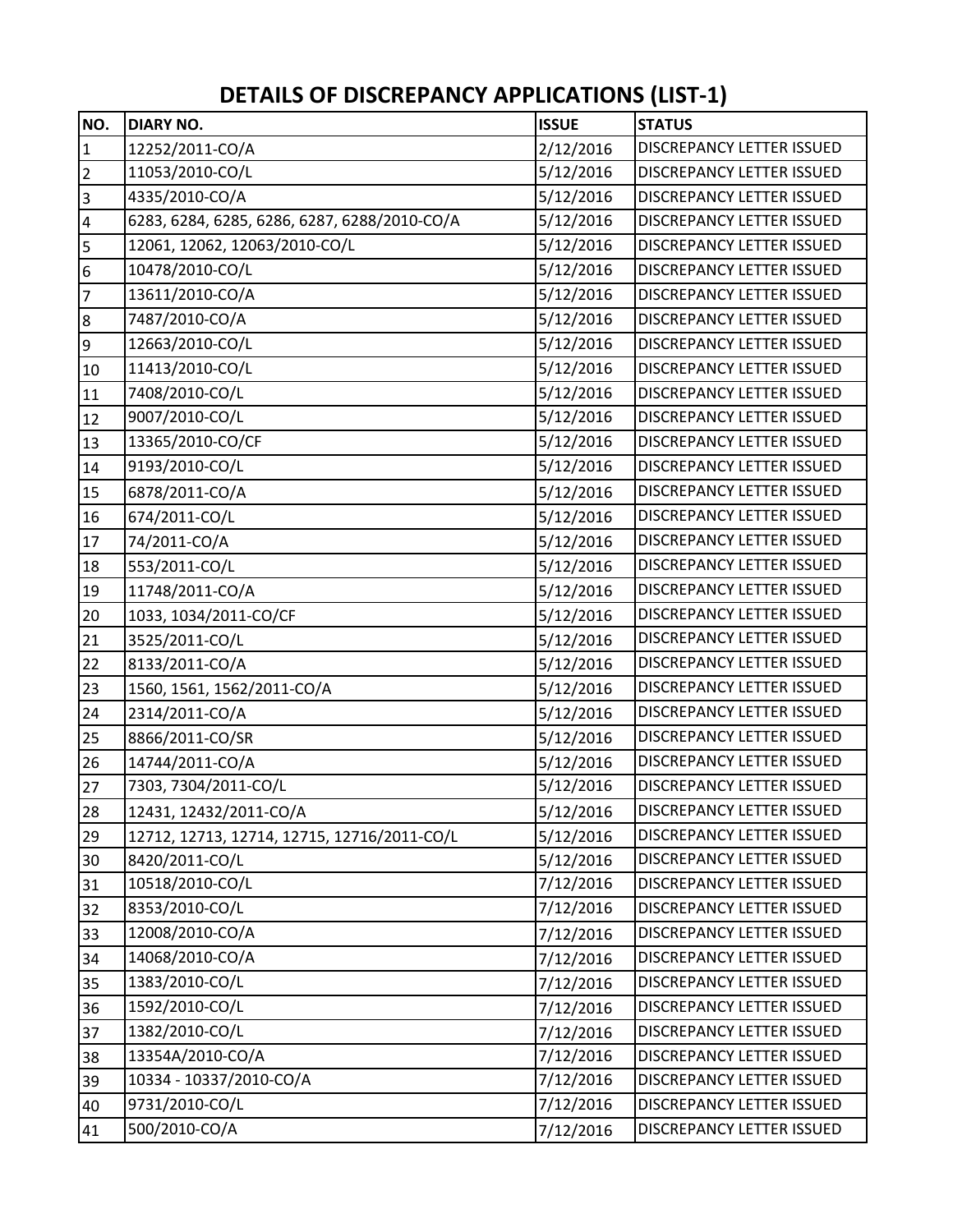# DETAILS OF DISCREPANCY APPLICATIONS (LIST-1)

| NO. | DIARY NO. | ISSUE | STATUS |
|---|---|---|---|
| 1 | 12252/2011-CO/A | 2/12/2016 | DISCREPANCY LETTER ISSUED |
| 2 | 11053/2010-CO/L | 5/12/2016 | DISCREPANCY LETTER ISSUED |
| 3 | 4335/2010-CO/A | 5/12/2016 | DISCREPANCY LETTER ISSUED |
| 4 | 6283, 6284, 6285, 6286, 6287, 6288/2010-CO/A | 5/12/2016 | DISCREPANCY LETTER ISSUED |
| 5 | 12061, 12062, 12063/2010-CO/L | 5/12/2016 | DISCREPANCY LETTER ISSUED |
| 6 | 10478/2010-CO/L | 5/12/2016 | DISCREPANCY LETTER ISSUED |
| 7 | 13611/2010-CO/A | 5/12/2016 | DISCREPANCY LETTER ISSUED |
| 8 | 7487/2010-CO/A | 5/12/2016 | DISCREPANCY LETTER ISSUED |
| 9 | 12663/2010-CO/L | 5/12/2016 | DISCREPANCY LETTER ISSUED |
| 10 | 11413/2010-CO/L | 5/12/2016 | DISCREPANCY LETTER ISSUED |
| 11 | 7408/2010-CO/L | 5/12/2016 | DISCREPANCY LETTER ISSUED |
| 12 | 9007/2010-CO/L | 5/12/2016 | DISCREPANCY LETTER ISSUED |
| 13 | 13365/2010-CO/CF | 5/12/2016 | DISCREPANCY LETTER ISSUED |
| 14 | 9193/2010-CO/L | 5/12/2016 | DISCREPANCY LETTER ISSUED |
| 15 | 6878/2011-CO/A | 5/12/2016 | DISCREPANCY LETTER ISSUED |
| 16 | 674/2011-CO/L | 5/12/2016 | DISCREPANCY LETTER ISSUED |
| 17 | 74/2011-CO/A | 5/12/2016 | DISCREPANCY LETTER ISSUED |
| 18 | 553/2011-CO/L | 5/12/2016 | DISCREPANCY LETTER ISSUED |
| 19 | 11748/2011-CO/A | 5/12/2016 | DISCREPANCY LETTER ISSUED |
| 20 | 1033, 1034/2011-CO/CF | 5/12/2016 | DISCREPANCY LETTER ISSUED |
| 21 | 3525/2011-CO/L | 5/12/2016 | DISCREPANCY LETTER ISSUED |
| 22 | 8133/2011-CO/A | 5/12/2016 | DISCREPANCY LETTER ISSUED |
| 23 | 1560, 1561, 1562/2011-CO/A | 5/12/2016 | DISCREPANCY LETTER ISSUED |
| 24 | 2314/2011-CO/A | 5/12/2016 | DISCREPANCY LETTER ISSUED |
| 25 | 8866/2011-CO/SR | 5/12/2016 | DISCREPANCY LETTER ISSUED |
| 26 | 14744/2011-CO/A | 5/12/2016 | DISCREPANCY LETTER ISSUED |
| 27 | 7303, 7304/2011-CO/L | 5/12/2016 | DISCREPANCY LETTER ISSUED |
| 28 | 12431, 12432/2011-CO/A | 5/12/2016 | DISCREPANCY LETTER ISSUED |
| 29 | 12712, 12713, 12714, 12715, 12716/2011-CO/L | 5/12/2016 | DISCREPANCY LETTER ISSUED |
| 30 | 8420/2011-CO/L | 5/12/2016 | DISCREPANCY LETTER ISSUED |
| 31 | 10518/2010-CO/L | 7/12/2016 | DISCREPANCY LETTER ISSUED |
| 32 | 8353/2010-CO/L | 7/12/2016 | DISCREPANCY LETTER ISSUED |
| 33 | 12008/2010-CO/A | 7/12/2016 | DISCREPANCY LETTER ISSUED |
| 34 | 14068/2010-CO/A | 7/12/2016 | DISCREPANCY LETTER ISSUED |
| 35 | 1383/2010-CO/L | 7/12/2016 | DISCREPANCY LETTER ISSUED |
| 36 | 1592/2010-CO/L | 7/12/2016 | DISCREPANCY LETTER ISSUED |
| 37 | 1382/2010-CO/L | 7/12/2016 | DISCREPANCY LETTER ISSUED |
| 38 | 13354A/2010-CO/A | 7/12/2016 | DISCREPANCY LETTER ISSUED |
| 39 | 10334 - 10337/2010-CO/A | 7/12/2016 | DISCREPANCY LETTER ISSUED |
| 40 | 9731/2010-CO/L | 7/12/2016 | DISCREPANCY LETTER ISSUED |
| 41 | 500/2010-CO/A | 7/12/2016 | DISCREPANCY LETTER ISSUED |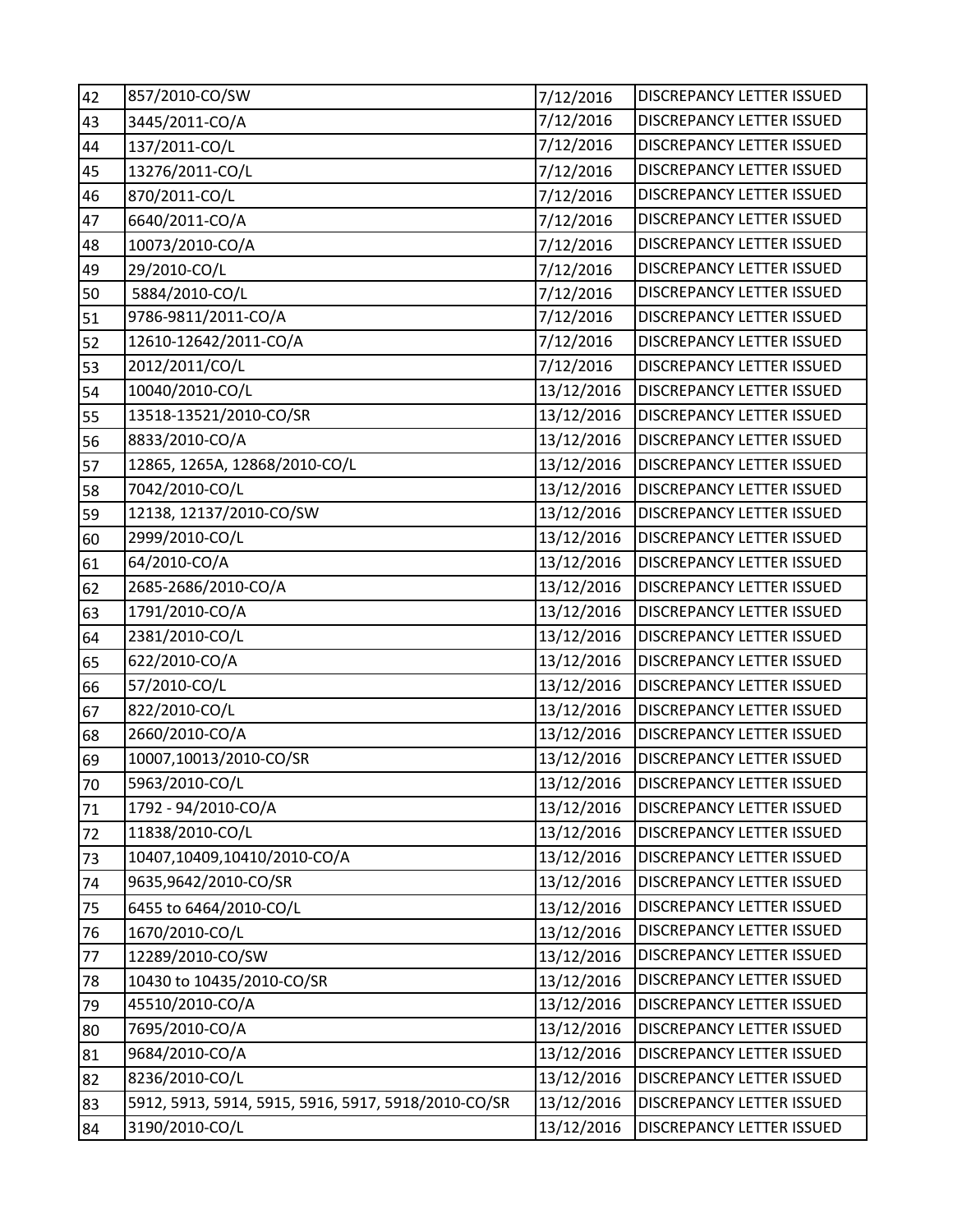| 42 | 857/2010-CO/SW | 7/12/2016 | DISCREPANCY LETTER ISSUED |
|---|---|---|---|
| 43 | 3445/2011-CO/A | 7/12/2016 | DISCREPANCY LETTER ISSUED |
| 44 | 137/2011-CO/L | 7/12/2016 | DISCREPANCY LETTER ISSUED |
| 45 | 13276/2011-CO/L | 7/12/2016 | DISCREPANCY LETTER ISSUED |
| 46 | 870/2011-CO/L | 7/12/2016 | DISCREPANCY LETTER ISSUED |
| 47 | 6640/2011-CO/A | 7/12/2016 | DISCREPANCY LETTER ISSUED |
| 48 | 10073/2010-CO/A | 7/12/2016 | DISCREPANCY LETTER ISSUED |
| 49 | 29/2010-CO/L | 7/12/2016 | DISCREPANCY LETTER ISSUED |
| 50 | 5884/2010-CO/L | 7/12/2016 | DISCREPANCY LETTER ISSUED |
| 51 | 9786-9811/2011-CO/A | 7/12/2016 | DISCREPANCY LETTER ISSUED |
| 52 | 12610-12642/2011-CO/A | 7/12/2016 | DISCREPANCY LETTER ISSUED |
| 53 | 2012/2011/CO/L | 7/12/2016 | DISCREPANCY LETTER ISSUED |
| 54 | 10040/2010-CO/L | 13/12/2016 | DISCREPANCY LETTER ISSUED |
| 55 | 13518-13521/2010-CO/SR | 13/12/2016 | DISCREPANCY LETTER ISSUED |
| 56 | 8833/2010-CO/A | 13/12/2016 | DISCREPANCY LETTER ISSUED |
| 57 | 12865, 1265A, 12868/2010-CO/L | 13/12/2016 | DISCREPANCY LETTER ISSUED |
| 58 | 7042/2010-CO/L | 13/12/2016 | DISCREPANCY LETTER ISSUED |
| 59 | 12138, 12137/2010-CO/SW | 13/12/2016 | DISCREPANCY LETTER ISSUED |
| 60 | 2999/2010-CO/L | 13/12/2016 | DISCREPANCY LETTER ISSUED |
| 61 | 64/2010-CO/A | 13/12/2016 | DISCREPANCY LETTER ISSUED |
| 62 | 2685-2686/2010-CO/A | 13/12/2016 | DISCREPANCY LETTER ISSUED |
| 63 | 1791/2010-CO/A | 13/12/2016 | DISCREPANCY LETTER ISSUED |
| 64 | 2381/2010-CO/L | 13/12/2016 | DISCREPANCY LETTER ISSUED |
| 65 | 622/2010-CO/A | 13/12/2016 | DISCREPANCY LETTER ISSUED |
| 66 | 57/2010-CO/L | 13/12/2016 | DISCREPANCY LETTER ISSUED |
| 67 | 822/2010-CO/L | 13/12/2016 | DISCREPANCY LETTER ISSUED |
| 68 | 2660/2010-CO/A | 13/12/2016 | DISCREPANCY LETTER ISSUED |
| 69 | 10007,10013/2010-CO/SR | 13/12/2016 | DISCREPANCY LETTER ISSUED |
| 70 | 5963/2010-CO/L | 13/12/2016 | DISCREPANCY LETTER ISSUED |
| 71 | 1792 - 94/2010-CO/A | 13/12/2016 | DISCREPANCY LETTER ISSUED |
| 72 | 11838/2010-CO/L | 13/12/2016 | DISCREPANCY LETTER ISSUED |
| 73 | 10407,10409,10410/2010-CO/A | 13/12/2016 | DISCREPANCY LETTER ISSUED |
| 74 | 9635,9642/2010-CO/SR | 13/12/2016 | DISCREPANCY LETTER ISSUED |
| 75 | 6455 to 6464/2010-CO/L | 13/12/2016 | DISCREPANCY LETTER ISSUED |
| 76 | 1670/2010-CO/L | 13/12/2016 | DISCREPANCY LETTER ISSUED |
| 77 | 12289/2010-CO/SW | 13/12/2016 | DISCREPANCY LETTER ISSUED |
| 78 | 10430 to 10435/2010-CO/SR | 13/12/2016 | DISCREPANCY LETTER ISSUED |
| 79 | 45510/2010-CO/A | 13/12/2016 | DISCREPANCY LETTER ISSUED |
| 80 | 7695/2010-CO/A | 13/12/2016 | DISCREPANCY LETTER ISSUED |
| 81 | 9684/2010-CO/A | 13/12/2016 | DISCREPANCY LETTER ISSUED |
| 82 | 8236/2010-CO/L | 13/12/2016 | DISCREPANCY LETTER ISSUED |
| 83 | 5912, 5913, 5914, 5915, 5916, 5917, 5918/2010-CO/SR | 13/12/2016 | DISCREPANCY LETTER ISSUED |
| 84 | 3190/2010-CO/L | 13/12/2016 | DISCREPANCY LETTER ISSUED |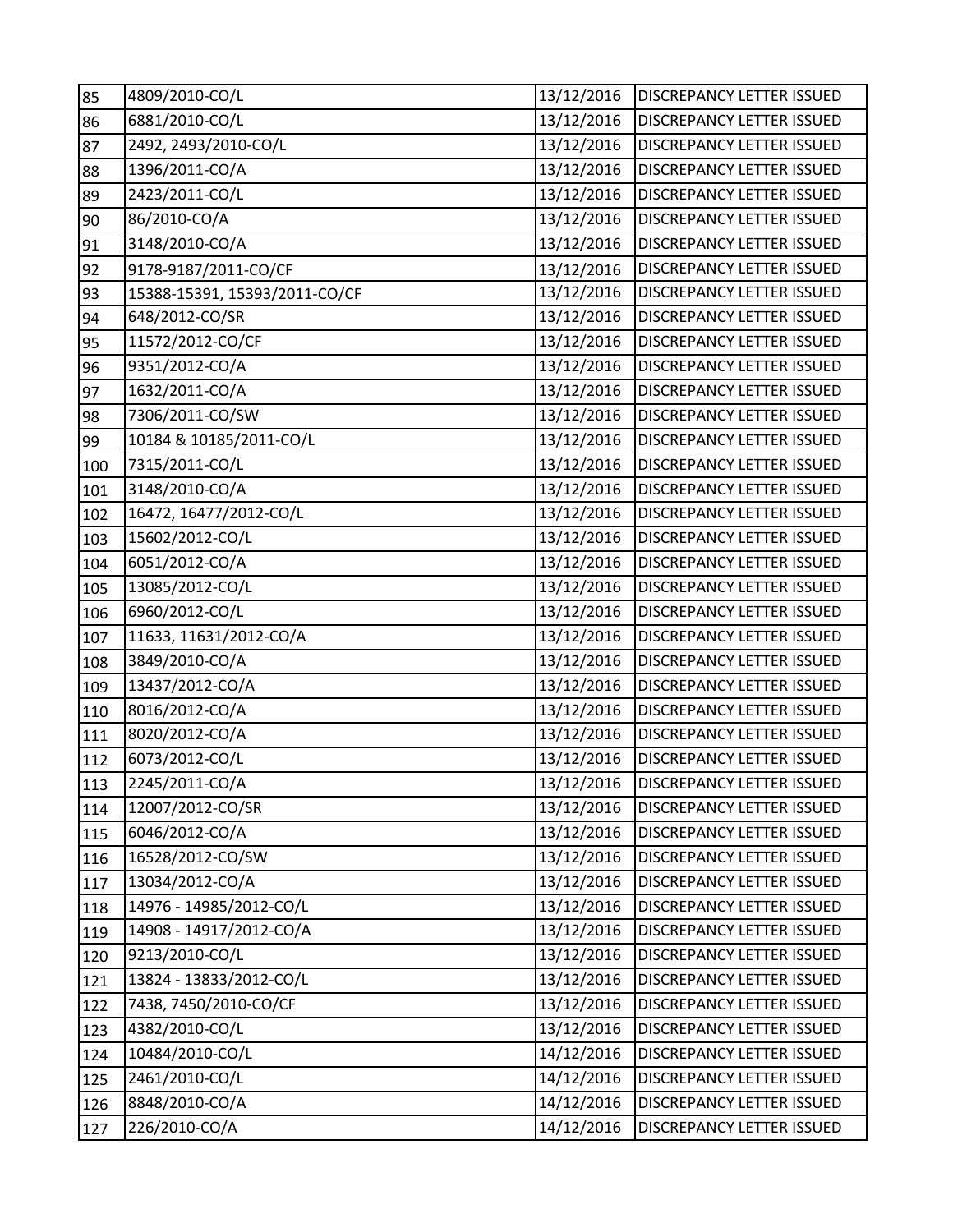| | | | |
|---|---|---|---|
| 85 | 4809/2010-CO/L | 13/12/2016 | DISCREPANCY LETTER ISSUED |
| 86 | 6881/2010-CO/L | 13/12/2016 | DISCREPANCY LETTER ISSUED |
| 87 | 2492, 2493/2010-CO/L | 13/12/2016 | DISCREPANCY LETTER ISSUED |
| 88 | 1396/2011-CO/A | 13/12/2016 | DISCREPANCY LETTER ISSUED |
| 89 | 2423/2011-CO/L | 13/12/2016 | DISCREPANCY LETTER ISSUED |
| 90 | 86/2010-CO/A | 13/12/2016 | DISCREPANCY LETTER ISSUED |
| 91 | 3148/2010-CO/A | 13/12/2016 | DISCREPANCY LETTER ISSUED |
| 92 | 9178-9187/2011-CO/CF | 13/12/2016 | DISCREPANCY LETTER ISSUED |
| 93 | 15388-15391, 15393/2011-CO/CF | 13/12/2016 | DISCREPANCY LETTER ISSUED |
| 94 | 648/2012-CO/SR | 13/12/2016 | DISCREPANCY LETTER ISSUED |
| 95 | 11572/2012-CO/CF | 13/12/2016 | DISCREPANCY LETTER ISSUED |
| 96 | 9351/2012-CO/A | 13/12/2016 | DISCREPANCY LETTER ISSUED |
| 97 | 1632/2011-CO/A | 13/12/2016 | DISCREPANCY LETTER ISSUED |
| 98 | 7306/2011-CO/SW | 13/12/2016 | DISCREPANCY LETTER ISSUED |
| 99 | 10184 & 10185/2011-CO/L | 13/12/2016 | DISCREPANCY LETTER ISSUED |
| 100 | 7315/2011-CO/L | 13/12/2016 | DISCREPANCY LETTER ISSUED |
| 101 | 3148/2010-CO/A | 13/12/2016 | DISCREPANCY LETTER ISSUED |
| 102 | 16472, 16477/2012-CO/L | 13/12/2016 | DISCREPANCY LETTER ISSUED |
| 103 | 15602/2012-CO/L | 13/12/2016 | DISCREPANCY LETTER ISSUED |
| 104 | 6051/2012-CO/A | 13/12/2016 | DISCREPANCY LETTER ISSUED |
| 105 | 13085/2012-CO/L | 13/12/2016 | DISCREPANCY LETTER ISSUED |
| 106 | 6960/2012-CO/L | 13/12/2016 | DISCREPANCY LETTER ISSUED |
| 107 | 11633, 11631/2012-CO/A | 13/12/2016 | DISCREPANCY LETTER ISSUED |
| 108 | 3849/2010-CO/A | 13/12/2016 | DISCREPANCY LETTER ISSUED |
| 109 | 13437/2012-CO/A | 13/12/2016 | DISCREPANCY LETTER ISSUED |
| 110 | 8016/2012-CO/A | 13/12/2016 | DISCREPANCY LETTER ISSUED |
| 111 | 8020/2012-CO/A | 13/12/2016 | DISCREPANCY LETTER ISSUED |
| 112 | 6073/2012-CO/L | 13/12/2016 | DISCREPANCY LETTER ISSUED |
| 113 | 2245/2011-CO/A | 13/12/2016 | DISCREPANCY LETTER ISSUED |
| 114 | 12007/2012-CO/SR | 13/12/2016 | DISCREPANCY LETTER ISSUED |
| 115 | 6046/2012-CO/A | 13/12/2016 | DISCREPANCY LETTER ISSUED |
| 116 | 16528/2012-CO/SW | 13/12/2016 | DISCREPANCY LETTER ISSUED |
| 117 | 13034/2012-CO/A | 13/12/2016 | DISCREPANCY LETTER ISSUED |
| 118 | 14976 - 14985/2012-CO/L | 13/12/2016 | DISCREPANCY LETTER ISSUED |
| 119 | 14908 - 14917/2012-CO/A | 13/12/2016 | DISCREPANCY LETTER ISSUED |
| 120 | 9213/2010-CO/L | 13/12/2016 | DISCREPANCY LETTER ISSUED |
| 121 | 13824 - 13833/2012-CO/L | 13/12/2016 | DISCREPANCY LETTER ISSUED |
| 122 | 7438, 7450/2010-CO/CF | 13/12/2016 | DISCREPANCY LETTER ISSUED |
| 123 | 4382/2010-CO/L | 13/12/2016 | DISCREPANCY LETTER ISSUED |
| 124 | 10484/2010-CO/L | 14/12/2016 | DISCREPANCY LETTER ISSUED |
| 125 | 2461/2010-CO/L | 14/12/2016 | DISCREPANCY LETTER ISSUED |
| 126 | 8848/2010-CO/A | 14/12/2016 | DISCREPANCY LETTER ISSUED |
| 127 | 226/2010-CO/A | 14/12/2016 | DISCREPANCY LETTER ISSUED |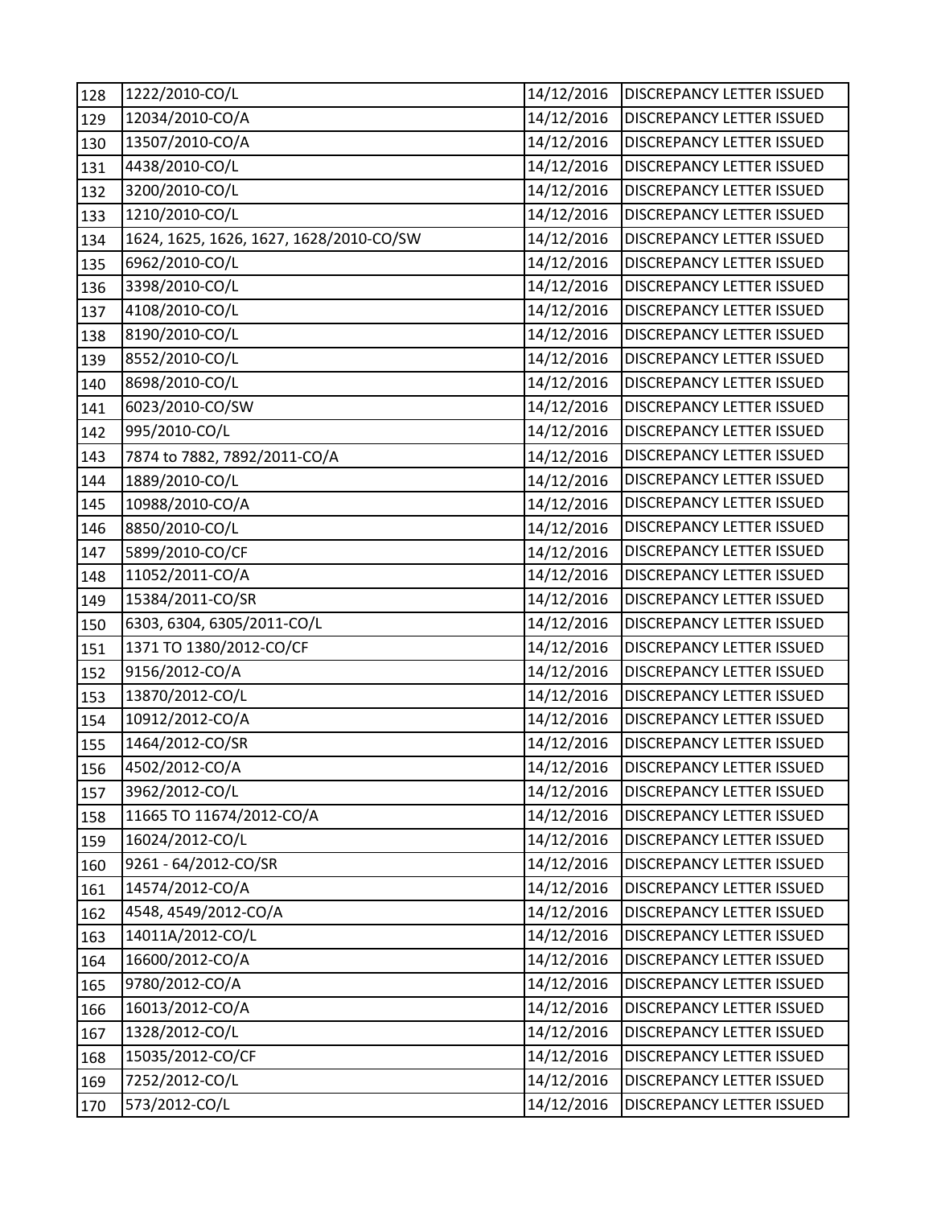| 128 | 1222/2010-CO/L | 14/12/2016 | DISCREPANCY LETTER ISSUED |
|---|---|---|---|
| 129 | 12034/2010-CO/A | 14/12/2016 | DISCREPANCY LETTER ISSUED |
| 130 | 13507/2010-CO/A | 14/12/2016 | DISCREPANCY LETTER ISSUED |
| 131 | 4438/2010-CO/L | 14/12/2016 | DISCREPANCY LETTER ISSUED |
| 132 | 3200/2010-CO/L | 14/12/2016 | DISCREPANCY LETTER ISSUED |
| 133 | 1210/2010-CO/L | 14/12/2016 | DISCREPANCY LETTER ISSUED |
| 134 | 1624, 1625, 1626, 1627, 1628/2010-CO/SW | 14/12/2016 | DISCREPANCY LETTER ISSUED |
| 135 | 6962/2010-CO/L | 14/12/2016 | DISCREPANCY LETTER ISSUED |
| 136 | 3398/2010-CO/L | 14/12/2016 | DISCREPANCY LETTER ISSUED |
| 137 | 4108/2010-CO/L | 14/12/2016 | DISCREPANCY LETTER ISSUED |
| 138 | 8190/2010-CO/L | 14/12/2016 | DISCREPANCY LETTER ISSUED |
| 139 | 8552/2010-CO/L | 14/12/2016 | DISCREPANCY LETTER ISSUED |
| 140 | 8698/2010-CO/L | 14/12/2016 | DISCREPANCY LETTER ISSUED |
| 141 | 6023/2010-CO/SW | 14/12/2016 | DISCREPANCY LETTER ISSUED |
| 142 | 995/2010-CO/L | 14/12/2016 | DISCREPANCY LETTER ISSUED |
| 143 | 7874 to 7882, 7892/2011-CO/A | 14/12/2016 | DISCREPANCY LETTER ISSUED |
| 144 | 1889/2010-CO/L | 14/12/2016 | DISCREPANCY LETTER ISSUED |
| 145 | 10988/2010-CO/A | 14/12/2016 | DISCREPANCY LETTER ISSUED |
| 146 | 8850/2010-CO/L | 14/12/2016 | DISCREPANCY LETTER ISSUED |
| 147 | 5899/2010-CO/CF | 14/12/2016 | DISCREPANCY LETTER ISSUED |
| 148 | 11052/2011-CO/A | 14/12/2016 | DISCREPANCY LETTER ISSUED |
| 149 | 15384/2011-CO/SR | 14/12/2016 | DISCREPANCY LETTER ISSUED |
| 150 | 6303, 6304, 6305/2011-CO/L | 14/12/2016 | DISCREPANCY LETTER ISSUED |
| 151 | 1371 TO 1380/2012-CO/CF | 14/12/2016 | DISCREPANCY LETTER ISSUED |
| 152 | 9156/2012-CO/A | 14/12/2016 | DISCREPANCY LETTER ISSUED |
| 153 | 13870/2012-CO/L | 14/12/2016 | DISCREPANCY LETTER ISSUED |
| 154 | 10912/2012-CO/A | 14/12/2016 | DISCREPANCY LETTER ISSUED |
| 155 | 1464/2012-CO/SR | 14/12/2016 | DISCREPANCY LETTER ISSUED |
| 156 | 4502/2012-CO/A | 14/12/2016 | DISCREPANCY LETTER ISSUED |
| 157 | 3962/2012-CO/L | 14/12/2016 | DISCREPANCY LETTER ISSUED |
| 158 | 11665 TO 11674/2012-CO/A | 14/12/2016 | DISCREPANCY LETTER ISSUED |
| 159 | 16024/2012-CO/L | 14/12/2016 | DISCREPANCY LETTER ISSUED |
| 160 | 9261 - 64/2012-CO/SR | 14/12/2016 | DISCREPANCY LETTER ISSUED |
| 161 | 14574/2012-CO/A | 14/12/2016 | DISCREPANCY LETTER ISSUED |
| 162 | 4548, 4549/2012-CO/A | 14/12/2016 | DISCREPANCY LETTER ISSUED |
| 163 | 14011A/2012-CO/L | 14/12/2016 | DISCREPANCY LETTER ISSUED |
| 164 | 16600/2012-CO/A | 14/12/2016 | DISCREPANCY LETTER ISSUED |
| 165 | 9780/2012-CO/A | 14/12/2016 | DISCREPANCY LETTER ISSUED |
| 166 | 16013/2012-CO/A | 14/12/2016 | DISCREPANCY LETTER ISSUED |
| 167 | 1328/2012-CO/L | 14/12/2016 | DISCREPANCY LETTER ISSUED |
| 168 | 15035/2012-CO/CF | 14/12/2016 | DISCREPANCY LETTER ISSUED |
| 169 | 7252/2012-CO/L | 14/12/2016 | DISCREPANCY LETTER ISSUED |
| 170 | 573/2012-CO/L | 14/12/2016 | DISCREPANCY LETTER ISSUED |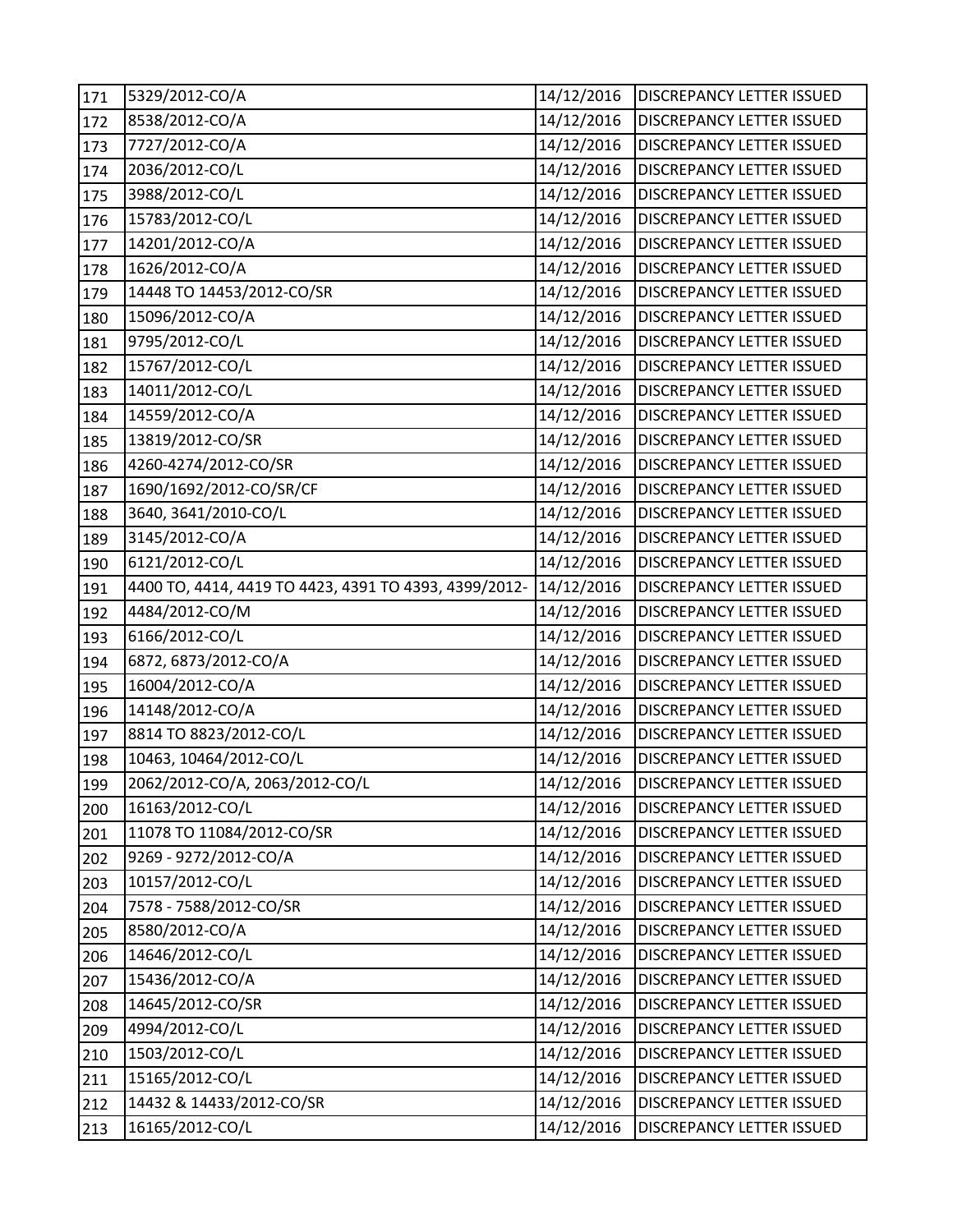| | | | |
|---|---|---|---|
| 171 | 5329/2012-CO/A | 14/12/2016 | DISCREPANCY LETTER ISSUED |
| 172 | 8538/2012-CO/A | 14/12/2016 | DISCREPANCY LETTER ISSUED |
| 173 | 7727/2012-CO/A | 14/12/2016 | DISCREPANCY LETTER ISSUED |
| 174 | 2036/2012-CO/L | 14/12/2016 | DISCREPANCY LETTER ISSUED |
| 175 | 3988/2012-CO/L | 14/12/2016 | DISCREPANCY LETTER ISSUED |
| 176 | 15783/2012-CO/L | 14/12/2016 | DISCREPANCY LETTER ISSUED |
| 177 | 14201/2012-CO/A | 14/12/2016 | DISCREPANCY LETTER ISSUED |
| 178 | 1626/2012-CO/A | 14/12/2016 | DISCREPANCY LETTER ISSUED |
| 179 | 14448 TO 14453/2012-CO/SR | 14/12/2016 | DISCREPANCY LETTER ISSUED |
| 180 | 15096/2012-CO/A | 14/12/2016 | DISCREPANCY LETTER ISSUED |
| 181 | 9795/2012-CO/L | 14/12/2016 | DISCREPANCY LETTER ISSUED |
| 182 | 15767/2012-CO/L | 14/12/2016 | DISCREPANCY LETTER ISSUED |
| 183 | 14011/2012-CO/L | 14/12/2016 | DISCREPANCY LETTER ISSUED |
| 184 | 14559/2012-CO/A | 14/12/2016 | DISCREPANCY LETTER ISSUED |
| 185 | 13819/2012-CO/SR | 14/12/2016 | DISCREPANCY LETTER ISSUED |
| 186 | 4260-4274/2012-CO/SR | 14/12/2016 | DISCREPANCY LETTER ISSUED |
| 187 | 1690/1692/2012-CO/SR/CF | 14/12/2016 | DISCREPANCY LETTER ISSUED |
| 188 | 3640, 3641/2010-CO/L | 14/12/2016 | DISCREPANCY LETTER ISSUED |
| 189 | 3145/2012-CO/A | 14/12/2016 | DISCREPANCY LETTER ISSUED |
| 190 | 6121/2012-CO/L | 14/12/2016 | DISCREPANCY LETTER ISSUED |
| 191 | 4400 TO, 4414, 4419 TO 4423, 4391 TO 4393, 4399/2012- | 14/12/2016 | DISCREPANCY LETTER ISSUED |
| 192 | 4484/2012-CO/M | 14/12/2016 | DISCREPANCY LETTER ISSUED |
| 193 | 6166/2012-CO/L | 14/12/2016 | DISCREPANCY LETTER ISSUED |
| 194 | 6872, 6873/2012-CO/A | 14/12/2016 | DISCREPANCY LETTER ISSUED |
| 195 | 16004/2012-CO/A | 14/12/2016 | DISCREPANCY LETTER ISSUED |
| 196 | 14148/2012-CO/A | 14/12/2016 | DISCREPANCY LETTER ISSUED |
| 197 | 8814 TO 8823/2012-CO/L | 14/12/2016 | DISCREPANCY LETTER ISSUED |
| 198 | 10463, 10464/2012-CO/L | 14/12/2016 | DISCREPANCY LETTER ISSUED |
| 199 | 2062/2012-CO/A, 2063/2012-CO/L | 14/12/2016 | DISCREPANCY LETTER ISSUED |
| 200 | 16163/2012-CO/L | 14/12/2016 | DISCREPANCY LETTER ISSUED |
| 201 | 11078 TO 11084/2012-CO/SR | 14/12/2016 | DISCREPANCY LETTER ISSUED |
| 202 | 9269 - 9272/2012-CO/A | 14/12/2016 | DISCREPANCY LETTER ISSUED |
| 203 | 10157/2012-CO/L | 14/12/2016 | DISCREPANCY LETTER ISSUED |
| 204 | 7578 - 7588/2012-CO/SR | 14/12/2016 | DISCREPANCY LETTER ISSUED |
| 205 | 8580/2012-CO/A | 14/12/2016 | DISCREPANCY LETTER ISSUED |
| 206 | 14646/2012-CO/L | 14/12/2016 | DISCREPANCY LETTER ISSUED |
| 207 | 15436/2012-CO/A | 14/12/2016 | DISCREPANCY LETTER ISSUED |
| 208 | 14645/2012-CO/SR | 14/12/2016 | DISCREPANCY LETTER ISSUED |
| 209 | 4994/2012-CO/L | 14/12/2016 | DISCREPANCY LETTER ISSUED |
| 210 | 1503/2012-CO/L | 14/12/2016 | DISCREPANCY LETTER ISSUED |
| 211 | 15165/2012-CO/L | 14/12/2016 | DISCREPANCY LETTER ISSUED |
| 212 | 14432 & 14433/2012-CO/SR | 14/12/2016 | DISCREPANCY LETTER ISSUED |
| 213 | 16165/2012-CO/L | 14/12/2016 | DISCREPANCY LETTER ISSUED |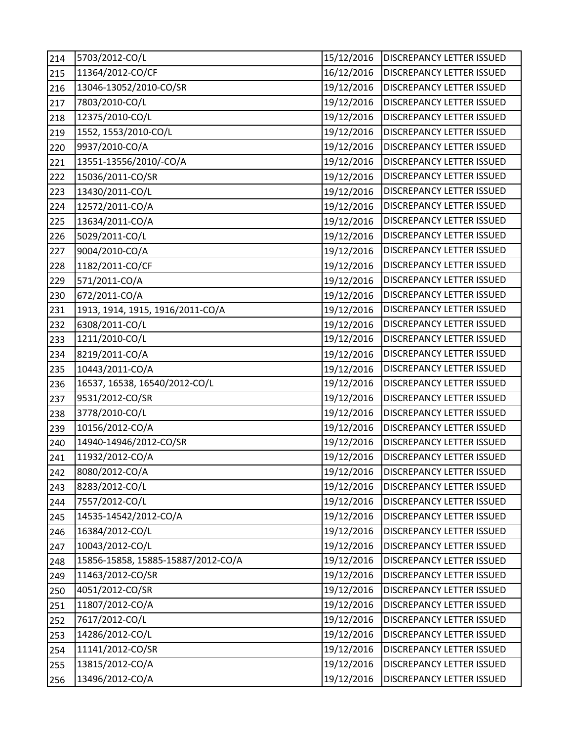| | | | |
|---|---|---|---|
| 214 | 5703/2012-CO/L | 15/12/2016 | DISCREPANCY LETTER ISSUED |
| 215 | 11364/2012-CO/CF | 16/12/2016 | DISCREPANCY LETTER ISSUED |
| 216 | 13046-13052/2010-CO/SR | 19/12/2016 | DISCREPANCY LETTER ISSUED |
| 217 | 7803/2010-CO/L | 19/12/2016 | DISCREPANCY LETTER ISSUED |
| 218 | 12375/2010-CO/L | 19/12/2016 | DISCREPANCY LETTER ISSUED |
| 219 | 1552, 1553/2010-CO/L | 19/12/2016 | DISCREPANCY LETTER ISSUED |
| 220 | 9937/2010-CO/A | 19/12/2016 | DISCREPANCY LETTER ISSUED |
| 221 | 13551-13556/2010/-CO/A | 19/12/2016 | DISCREPANCY LETTER ISSUED |
| 222 | 15036/2011-CO/SR | 19/12/2016 | DISCREPANCY LETTER ISSUED |
| 223 | 13430/2011-CO/L | 19/12/2016 | DISCREPANCY LETTER ISSUED |
| 224 | 12572/2011-CO/A | 19/12/2016 | DISCREPANCY LETTER ISSUED |
| 225 | 13634/2011-CO/A | 19/12/2016 | DISCREPANCY LETTER ISSUED |
| 226 | 5029/2011-CO/L | 19/12/2016 | DISCREPANCY LETTER ISSUED |
| 227 | 9004/2010-CO/A | 19/12/2016 | DISCREPANCY LETTER ISSUED |
| 228 | 1182/2011-CO/CF | 19/12/2016 | DISCREPANCY LETTER ISSUED |
| 229 | 571/2011-CO/A | 19/12/2016 | DISCREPANCY LETTER ISSUED |
| 230 | 672/2011-CO/A | 19/12/2016 | DISCREPANCY LETTER ISSUED |
| 231 | 1913, 1914, 1915, 1916/2011-CO/A | 19/12/2016 | DISCREPANCY LETTER ISSUED |
| 232 | 6308/2011-CO/L | 19/12/2016 | DISCREPANCY LETTER ISSUED |
| 233 | 1211/2010-CO/L | 19/12/2016 | DISCREPANCY LETTER ISSUED |
| 234 | 8219/2011-CO/A | 19/12/2016 | DISCREPANCY LETTER ISSUED |
| 235 | 10443/2011-CO/A | 19/12/2016 | DISCREPANCY LETTER ISSUED |
| 236 | 16537, 16538, 16540/2012-CO/L | 19/12/2016 | DISCREPANCY LETTER ISSUED |
| 237 | 9531/2012-CO/SR | 19/12/2016 | DISCREPANCY LETTER ISSUED |
| 238 | 3778/2010-CO/L | 19/12/2016 | DISCREPANCY LETTER ISSUED |
| 239 | 10156/2012-CO/A | 19/12/2016 | DISCREPANCY LETTER ISSUED |
| 240 | 14940-14946/2012-CO/SR | 19/12/2016 | DISCREPANCY LETTER ISSUED |
| 241 | 11932/2012-CO/A | 19/12/2016 | DISCREPANCY LETTER ISSUED |
| 242 | 8080/2012-CO/A | 19/12/2016 | DISCREPANCY LETTER ISSUED |
| 243 | 8283/2012-CO/L | 19/12/2016 | DISCREPANCY LETTER ISSUED |
| 244 | 7557/2012-CO/L | 19/12/2016 | DISCREPANCY LETTER ISSUED |
| 245 | 14535-14542/2012-CO/A | 19/12/2016 | DISCREPANCY LETTER ISSUED |
| 246 | 16384/2012-CO/L | 19/12/2016 | DISCREPANCY LETTER ISSUED |
| 247 | 10043/2012-CO/L | 19/12/2016 | DISCREPANCY LETTER ISSUED |
| 248 | 15856-15858, 15885-15887/2012-CO/A | 19/12/2016 | DISCREPANCY LETTER ISSUED |
| 249 | 11463/2012-CO/SR | 19/12/2016 | DISCREPANCY LETTER ISSUED |
| 250 | 4051/2012-CO/SR | 19/12/2016 | DISCREPANCY LETTER ISSUED |
| 251 | 11807/2012-CO/A | 19/12/2016 | DISCREPANCY LETTER ISSUED |
| 252 | 7617/2012-CO/L | 19/12/2016 | DISCREPANCY LETTER ISSUED |
| 253 | 14286/2012-CO/L | 19/12/2016 | DISCREPANCY LETTER ISSUED |
| 254 | 11141/2012-CO/SR | 19/12/2016 | DISCREPANCY LETTER ISSUED |
| 255 | 13815/2012-CO/A | 19/12/2016 | DISCREPANCY LETTER ISSUED |
| 256 | 13496/2012-CO/A | 19/12/2016 | DISCREPANCY LETTER ISSUED |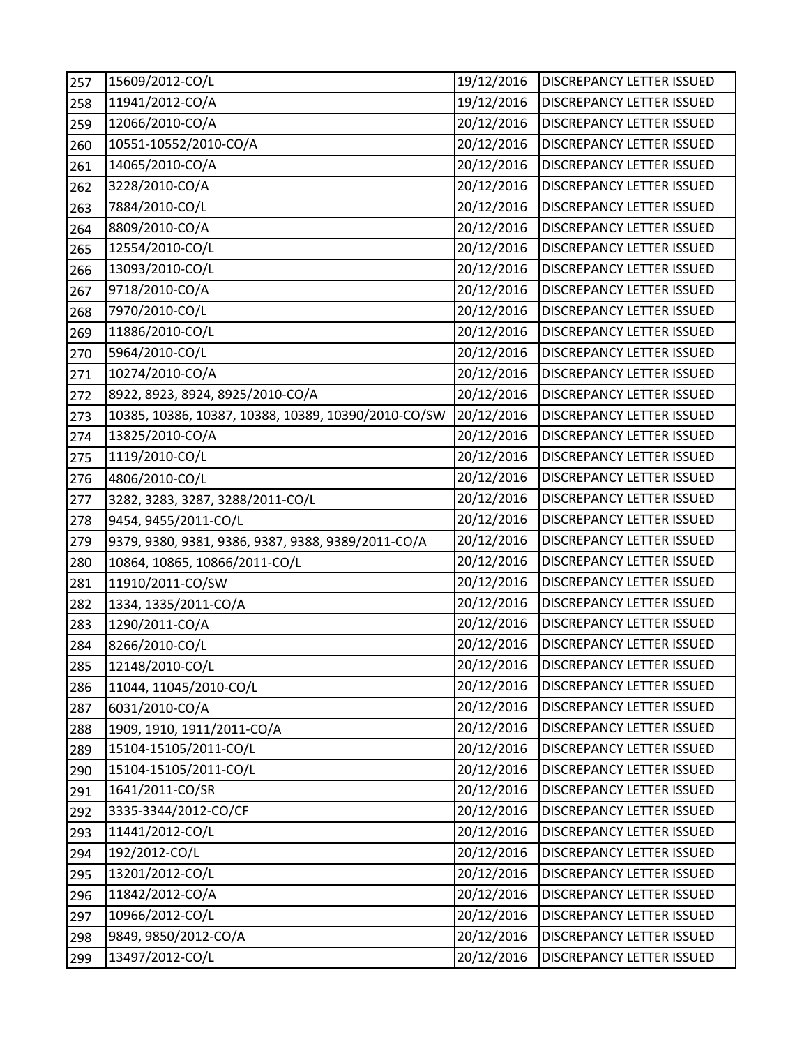| | | | |
|---|---|---|---|
| 257 | 15609/2012-CO/L | 19/12/2016 | DISCREPANCY LETTER ISSUED |
| 258 | 11941/2012-CO/A | 19/12/2016 | DISCREPANCY LETTER ISSUED |
| 259 | 12066/2010-CO/A | 20/12/2016 | DISCREPANCY LETTER ISSUED |
| 260 | 10551-10552/2010-CO/A | 20/12/2016 | DISCREPANCY LETTER ISSUED |
| 261 | 14065/2010-CO/A | 20/12/2016 | DISCREPANCY LETTER ISSUED |
| 262 | 3228/2010-CO/A | 20/12/2016 | DISCREPANCY LETTER ISSUED |
| 263 | 7884/2010-CO/L | 20/12/2016 | DISCREPANCY LETTER ISSUED |
| 264 | 8809/2010-CO/A | 20/12/2016 | DISCREPANCY LETTER ISSUED |
| 265 | 12554/2010-CO/L | 20/12/2016 | DISCREPANCY LETTER ISSUED |
| 266 | 13093/2010-CO/L | 20/12/2016 | DISCREPANCY LETTER ISSUED |
| 267 | 9718/2010-CO/A | 20/12/2016 | DISCREPANCY LETTER ISSUED |
| 268 | 7970/2010-CO/L | 20/12/2016 | DISCREPANCY LETTER ISSUED |
| 269 | 11886/2010-CO/L | 20/12/2016 | DISCREPANCY LETTER ISSUED |
| 270 | 5964/2010-CO/L | 20/12/2016 | DISCREPANCY LETTER ISSUED |
| 271 | 10274/2010-CO/A | 20/12/2016 | DISCREPANCY LETTER ISSUED |
| 272 | 8922, 8923, 8924, 8925/2010-CO/A | 20/12/2016 | DISCREPANCY LETTER ISSUED |
| 273 | 10385, 10386, 10387, 10388, 10389, 10390/2010-CO/SW | 20/12/2016 | DISCREPANCY LETTER ISSUED |
| 274 | 13825/2010-CO/A | 20/12/2016 | DISCREPANCY LETTER ISSUED |
| 275 | 1119/2010-CO/L | 20/12/2016 | DISCREPANCY LETTER ISSUED |
| 276 | 4806/2010-CO/L | 20/12/2016 | DISCREPANCY LETTER ISSUED |
| 277 | 3282, 3283, 3287, 3288/2011-CO/L | 20/12/2016 | DISCREPANCY LETTER ISSUED |
| 278 | 9454, 9455/2011-CO/L | 20/12/2016 | DISCREPANCY LETTER ISSUED |
| 279 | 9379, 9380, 9381, 9386, 9387, 9388, 9389/2011-CO/A | 20/12/2016 | DISCREPANCY LETTER ISSUED |
| 280 | 10864, 10865, 10866/2011-CO/L | 20/12/2016 | DISCREPANCY LETTER ISSUED |
| 281 | 11910/2011-CO/SW | 20/12/2016 | DISCREPANCY LETTER ISSUED |
| 282 | 1334, 1335/2011-CO/A | 20/12/2016 | DISCREPANCY LETTER ISSUED |
| 283 | 1290/2011-CO/A | 20/12/2016 | DISCREPANCY LETTER ISSUED |
| 284 | 8266/2010-CO/L | 20/12/2016 | DISCREPANCY LETTER ISSUED |
| 285 | 12148/2010-CO/L | 20/12/2016 | DISCREPANCY LETTER ISSUED |
| 286 | 11044, 11045/2010-CO/L | 20/12/2016 | DISCREPANCY LETTER ISSUED |
| 287 | 6031/2010-CO/A | 20/12/2016 | DISCREPANCY LETTER ISSUED |
| 288 | 1909, 1910, 1911/2011-CO/A | 20/12/2016 | DISCREPANCY LETTER ISSUED |
| 289 | 15104-15105/2011-CO/L | 20/12/2016 | DISCREPANCY LETTER ISSUED |
| 290 | 15104-15105/2011-CO/L | 20/12/2016 | DISCREPANCY LETTER ISSUED |
| 291 | 1641/2011-CO/SR | 20/12/2016 | DISCREPANCY LETTER ISSUED |
| 292 | 3335-3344/2012-CO/CF | 20/12/2016 | DISCREPANCY LETTER ISSUED |
| 293 | 11441/2012-CO/L | 20/12/2016 | DISCREPANCY LETTER ISSUED |
| 294 | 192/2012-CO/L | 20/12/2016 | DISCREPANCY LETTER ISSUED |
| 295 | 13201/2012-CO/L | 20/12/2016 | DISCREPANCY LETTER ISSUED |
| 296 | 11842/2012-CO/A | 20/12/2016 | DISCREPANCY LETTER ISSUED |
| 297 | 10966/2012-CO/L | 20/12/2016 | DISCREPANCY LETTER ISSUED |
| 298 | 9849, 9850/2012-CO/A | 20/12/2016 | DISCREPANCY LETTER ISSUED |
| 299 | 13497/2012-CO/L | 20/12/2016 | DISCREPANCY LETTER ISSUED |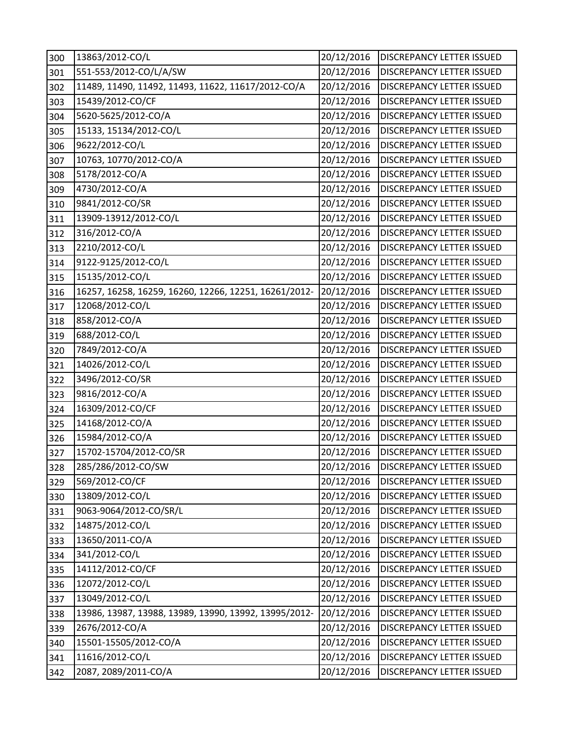| 300 | 13863/2012-CO/L | 20/12/2016 | DISCREPANCY LETTER ISSUED |
|---|---|---|---|
| 301 | 551-553/2012-CO/L/A/SW | 20/12/2016 | DISCREPANCY LETTER ISSUED |
| 302 | 11489, 11490, 11492, 11493, 11622, 11617/2012-CO/A | 20/12/2016 | DISCREPANCY LETTER ISSUED |
| 303 | 15439/2012-CO/CF | 20/12/2016 | DISCREPANCY LETTER ISSUED |
| 304 | 5620-5625/2012-CO/A | 20/12/2016 | DISCREPANCY LETTER ISSUED |
| 305 | 15133, 15134/2012-CO/L | 20/12/2016 | DISCREPANCY LETTER ISSUED |
| 306 | 9622/2012-CO/L | 20/12/2016 | DISCREPANCY LETTER ISSUED |
| 307 | 10763, 10770/2012-CO/A | 20/12/2016 | DISCREPANCY LETTER ISSUED |
| 308 | 5178/2012-CO/A | 20/12/2016 | DISCREPANCY LETTER ISSUED |
| 309 | 4730/2012-CO/A | 20/12/2016 | DISCREPANCY LETTER ISSUED |
| 310 | 9841/2012-CO/SR | 20/12/2016 | DISCREPANCY LETTER ISSUED |
| 311 | 13909-13912/2012-CO/L | 20/12/2016 | DISCREPANCY LETTER ISSUED |
| 312 | 316/2012-CO/A | 20/12/2016 | DISCREPANCY LETTER ISSUED |
| 313 | 2210/2012-CO/L | 20/12/2016 | DISCREPANCY LETTER ISSUED |
| 314 | 9122-9125/2012-CO/L | 20/12/2016 | DISCREPANCY LETTER ISSUED |
| 315 | 15135/2012-CO/L | 20/12/2016 | DISCREPANCY LETTER ISSUED |
| 316 | 16257, 16258, 16259, 16260, 12266, 12251, 16261/2012- | 20/12/2016 | DISCREPANCY LETTER ISSUED |
| 317 | 12068/2012-CO/L | 20/12/2016 | DISCREPANCY LETTER ISSUED |
| 318 | 858/2012-CO/A | 20/12/2016 | DISCREPANCY LETTER ISSUED |
| 319 | 688/2012-CO/L | 20/12/2016 | DISCREPANCY LETTER ISSUED |
| 320 | 7849/2012-CO/A | 20/12/2016 | DISCREPANCY LETTER ISSUED |
| 321 | 14026/2012-CO/L | 20/12/2016 | DISCREPANCY LETTER ISSUED |
| 322 | 3496/2012-CO/SR | 20/12/2016 | DISCREPANCY LETTER ISSUED |
| 323 | 9816/2012-CO/A | 20/12/2016 | DISCREPANCY LETTER ISSUED |
| 324 | 16309/2012-CO/CF | 20/12/2016 | DISCREPANCY LETTER ISSUED |
| 325 | 14168/2012-CO/A | 20/12/2016 | DISCREPANCY LETTER ISSUED |
| 326 | 15984/2012-CO/A | 20/12/2016 | DISCREPANCY LETTER ISSUED |
| 327 | 15702-15704/2012-CO/SR | 20/12/2016 | DISCREPANCY LETTER ISSUED |
| 328 | 285/286/2012-CO/SW | 20/12/2016 | DISCREPANCY LETTER ISSUED |
| 329 | 569/2012-CO/CF | 20/12/2016 | DISCREPANCY LETTER ISSUED |
| 330 | 13809/2012-CO/L | 20/12/2016 | DISCREPANCY LETTER ISSUED |
| 331 | 9063-9064/2012-CO/SR/L | 20/12/2016 | DISCREPANCY LETTER ISSUED |
| 332 | 14875/2012-CO/L | 20/12/2016 | DISCREPANCY LETTER ISSUED |
| 333 | 13650/2011-CO/A | 20/12/2016 | DISCREPANCY LETTER ISSUED |
| 334 | 341/2012-CO/L | 20/12/2016 | DISCREPANCY LETTER ISSUED |
| 335 | 14112/2012-CO/CF | 20/12/2016 | DISCREPANCY LETTER ISSUED |
| 336 | 12072/2012-CO/L | 20/12/2016 | DISCREPANCY LETTER ISSUED |
| 337 | 13049/2012-CO/L | 20/12/2016 | DISCREPANCY LETTER ISSUED |
| 338 | 13986, 13987, 13988, 13989, 13990, 13992, 13995/2012- | 20/12/2016 | DISCREPANCY LETTER ISSUED |
| 339 | 2676/2012-CO/A | 20/12/2016 | DISCREPANCY LETTER ISSUED |
| 340 | 15501-15505/2012-CO/A | 20/12/2016 | DISCREPANCY LETTER ISSUED |
| 341 | 11616/2012-CO/L | 20/12/2016 | DISCREPANCY LETTER ISSUED |
| 342 | 2087, 2089/2011-CO/A | 20/12/2016 | DISCREPANCY LETTER ISSUED |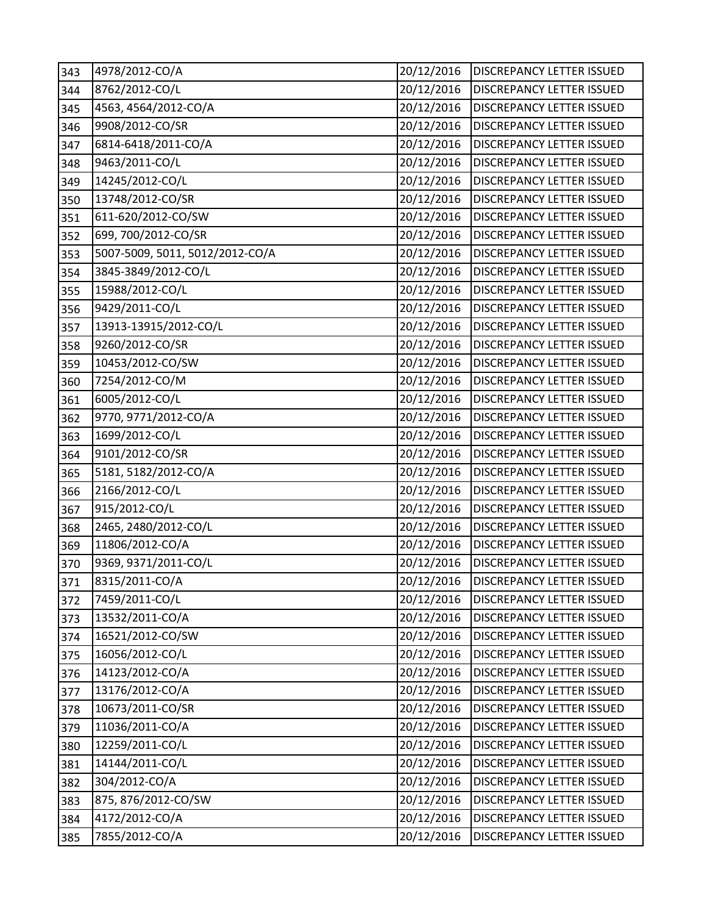| | | | |
|---|---|---|---|
| 343 | 4978/2012-CO/A | 20/12/2016 | DISCREPANCY LETTER ISSUED |
| 344 | 8762/2012-CO/L | 20/12/2016 | DISCREPANCY LETTER ISSUED |
| 345 | 4563, 4564/2012-CO/A | 20/12/2016 | DISCREPANCY LETTER ISSUED |
| 346 | 9908/2012-CO/SR | 20/12/2016 | DISCREPANCY LETTER ISSUED |
| 347 | 6814-6418/2011-CO/A | 20/12/2016 | DISCREPANCY LETTER ISSUED |
| 348 | 9463/2011-CO/L | 20/12/2016 | DISCREPANCY LETTER ISSUED |
| 349 | 14245/2012-CO/L | 20/12/2016 | DISCREPANCY LETTER ISSUED |
| 350 | 13748/2012-CO/SR | 20/12/2016 | DISCREPANCY LETTER ISSUED |
| 351 | 611-620/2012-CO/SW | 20/12/2016 | DISCREPANCY LETTER ISSUED |
| 352 | 699, 700/2012-CO/SR | 20/12/2016 | DISCREPANCY LETTER ISSUED |
| 353 | 5007-5009, 5011, 5012/2012-CO/A | 20/12/2016 | DISCREPANCY LETTER ISSUED |
| 354 | 3845-3849/2012-CO/L | 20/12/2016 | DISCREPANCY LETTER ISSUED |
| 355 | 15988/2012-CO/L | 20/12/2016 | DISCREPANCY LETTER ISSUED |
| 356 | 9429/2011-CO/L | 20/12/2016 | DISCREPANCY LETTER ISSUED |
| 357 | 13913-13915/2012-CO/L | 20/12/2016 | DISCREPANCY LETTER ISSUED |
| 358 | 9260/2012-CO/SR | 20/12/2016 | DISCREPANCY LETTER ISSUED |
| 359 | 10453/2012-CO/SW | 20/12/2016 | DISCREPANCY LETTER ISSUED |
| 360 | 7254/2012-CO/M | 20/12/2016 | DISCREPANCY LETTER ISSUED |
| 361 | 6005/2012-CO/L | 20/12/2016 | DISCREPANCY LETTER ISSUED |
| 362 | 9770, 9771/2012-CO/A | 20/12/2016 | DISCREPANCY LETTER ISSUED |
| 363 | 1699/2012-CO/L | 20/12/2016 | DISCREPANCY LETTER ISSUED |
| 364 | 9101/2012-CO/SR | 20/12/2016 | DISCREPANCY LETTER ISSUED |
| 365 | 5181, 5182/2012-CO/A | 20/12/2016 | DISCREPANCY LETTER ISSUED |
| 366 | 2166/2012-CO/L | 20/12/2016 | DISCREPANCY LETTER ISSUED |
| 367 | 915/2012-CO/L | 20/12/2016 | DISCREPANCY LETTER ISSUED |
| 368 | 2465, 2480/2012-CO/L | 20/12/2016 | DISCREPANCY LETTER ISSUED |
| 369 | 11806/2012-CO/A | 20/12/2016 | DISCREPANCY LETTER ISSUED |
| 370 | 9369, 9371/2011-CO/L | 20/12/2016 | DISCREPANCY LETTER ISSUED |
| 371 | 8315/2011-CO/A | 20/12/2016 | DISCREPANCY LETTER ISSUED |
| 372 | 7459/2011-CO/L | 20/12/2016 | DISCREPANCY LETTER ISSUED |
| 373 | 13532/2011-CO/A | 20/12/2016 | DISCREPANCY LETTER ISSUED |
| 374 | 16521/2012-CO/SW | 20/12/2016 | DISCREPANCY LETTER ISSUED |
| 375 | 16056/2012-CO/L | 20/12/2016 | DISCREPANCY LETTER ISSUED |
| 376 | 14123/2012-CO/A | 20/12/2016 | DISCREPANCY LETTER ISSUED |
| 377 | 13176/2012-CO/A | 20/12/2016 | DISCREPANCY LETTER ISSUED |
| 378 | 10673/2011-CO/SR | 20/12/2016 | DISCREPANCY LETTER ISSUED |
| 379 | 11036/2011-CO/A | 20/12/2016 | DISCREPANCY LETTER ISSUED |
| 380 | 12259/2011-CO/L | 20/12/2016 | DISCREPANCY LETTER ISSUED |
| 381 | 14144/2011-CO/L | 20/12/2016 | DISCREPANCY LETTER ISSUED |
| 382 | 304/2012-CO/A | 20/12/2016 | DISCREPANCY LETTER ISSUED |
| 383 | 875, 876/2012-CO/SW | 20/12/2016 | DISCREPANCY LETTER ISSUED |
| 384 | 4172/2012-CO/A | 20/12/2016 | DISCREPANCY LETTER ISSUED |
| 385 | 7855/2012-CO/A | 20/12/2016 | DISCREPANCY LETTER ISSUED |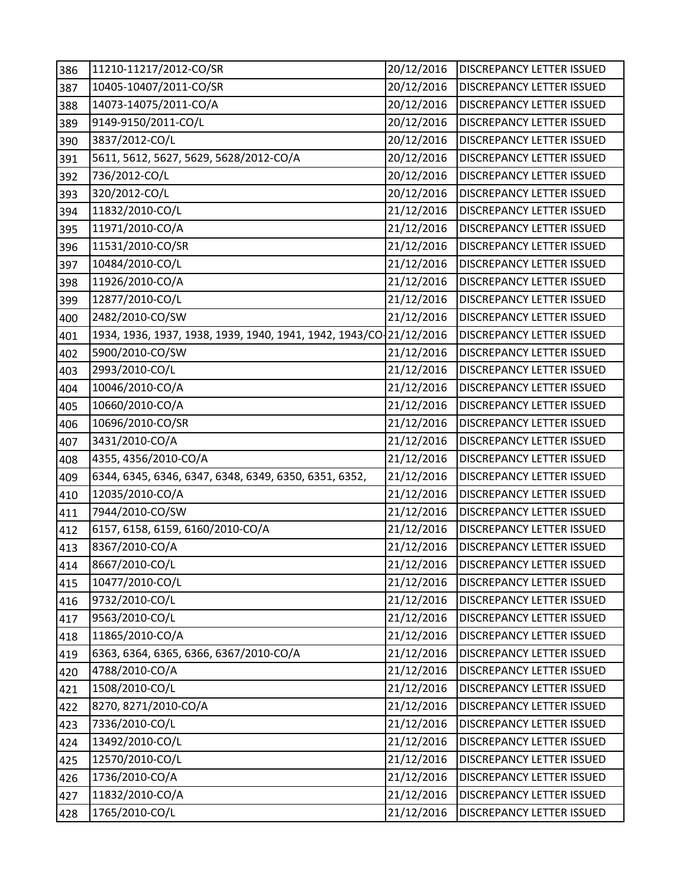| 386 | 11210-11217/2012-CO/SR | 20/12/2016 | DISCREPANCY LETTER ISSUED |
|---|---|---|---|
| 387 | 10405-10407/2011-CO/SR | 20/12/2016 | DISCREPANCY LETTER ISSUED |
| 388 | 14073-14075/2011-CO/A | 20/12/2016 | DISCREPANCY LETTER ISSUED |
| 389 | 9149-9150/2011-CO/L | 20/12/2016 | DISCREPANCY LETTER ISSUED |
| 390 | 3837/2012-CO/L | 20/12/2016 | DISCREPANCY LETTER ISSUED |
| 391 | 5611, 5612, 5627, 5629, 5628/2012-CO/A | 20/12/2016 | DISCREPANCY LETTER ISSUED |
| 392 | 736/2012-CO/L | 20/12/2016 | DISCREPANCY LETTER ISSUED |
| 393 | 320/2012-CO/L | 20/12/2016 | DISCREPANCY LETTER ISSUED |
| 394 | 11832/2010-CO/L | 21/12/2016 | DISCREPANCY LETTER ISSUED |
| 395 | 11971/2010-CO/A | 21/12/2016 | DISCREPANCY LETTER ISSUED |
| 396 | 11531/2010-CO/SR | 21/12/2016 | DISCREPANCY LETTER ISSUED |
| 397 | 10484/2010-CO/L | 21/12/2016 | DISCREPANCY LETTER ISSUED |
| 398 | 11926/2010-CO/A | 21/12/2016 | DISCREPANCY LETTER ISSUED |
| 399 | 12877/2010-CO/L | 21/12/2016 | DISCREPANCY LETTER ISSUED |
| 400 | 2482/2010-CO/SW | 21/12/2016 | DISCREPANCY LETTER ISSUED |
| 401 | 1934, 1936, 1937, 1938, 1939, 1940, 1941, 1942, 1943/CO- | 21/12/2016 | DISCREPANCY LETTER ISSUED |
| 402 | 5900/2010-CO/SW | 21/12/2016 | DISCREPANCY LETTER ISSUED |
| 403 | 2993/2010-CO/L | 21/12/2016 | DISCREPANCY LETTER ISSUED |
| 404 | 10046/2010-CO/A | 21/12/2016 | DISCREPANCY LETTER ISSUED |
| 405 | 10660/2010-CO/A | 21/12/2016 | DISCREPANCY LETTER ISSUED |
| 406 | 10696/2010-CO/SR | 21/12/2016 | DISCREPANCY LETTER ISSUED |
| 407 | 3431/2010-CO/A | 21/12/2016 | DISCREPANCY LETTER ISSUED |
| 408 | 4355, 4356/2010-CO/A | 21/12/2016 | DISCREPANCY LETTER ISSUED |
| 409 | 6344, 6345, 6346, 6347, 6348, 6349, 6350, 6351, 6352, | 21/12/2016 | DISCREPANCY LETTER ISSUED |
| 410 | 12035/2010-CO/A | 21/12/2016 | DISCREPANCY LETTER ISSUED |
| 411 | 7944/2010-CO/SW | 21/12/2016 | DISCREPANCY LETTER ISSUED |
| 412 | 6157, 6158, 6159, 6160/2010-CO/A | 21/12/2016 | DISCREPANCY LETTER ISSUED |
| 413 | 8367/2010-CO/A | 21/12/2016 | DISCREPANCY LETTER ISSUED |
| 414 | 8667/2010-CO/L | 21/12/2016 | DISCREPANCY LETTER ISSUED |
| 415 | 10477/2010-CO/L | 21/12/2016 | DISCREPANCY LETTER ISSUED |
| 416 | 9732/2010-CO/L | 21/12/2016 | DISCREPANCY LETTER ISSUED |
| 417 | 9563/2010-CO/L | 21/12/2016 | DISCREPANCY LETTER ISSUED |
| 418 | 11865/2010-CO/A | 21/12/2016 | DISCREPANCY LETTER ISSUED |
| 419 | 6363, 6364, 6365, 6366, 6367/2010-CO/A | 21/12/2016 | DISCREPANCY LETTER ISSUED |
| 420 | 4788/2010-CO/A | 21/12/2016 | DISCREPANCY LETTER ISSUED |
| 421 | 1508/2010-CO/L | 21/12/2016 | DISCREPANCY LETTER ISSUED |
| 422 | 8270, 8271/2010-CO/A | 21/12/2016 | DISCREPANCY LETTER ISSUED |
| 423 | 7336/2010-CO/L | 21/12/2016 | DISCREPANCY LETTER ISSUED |
| 424 | 13492/2010-CO/L | 21/12/2016 | DISCREPANCY LETTER ISSUED |
| 425 | 12570/2010-CO/L | 21/12/2016 | DISCREPANCY LETTER ISSUED |
| 426 | 1736/2010-CO/A | 21/12/2016 | DISCREPANCY LETTER ISSUED |
| 427 | 11832/2010-CO/A | 21/12/2016 | DISCREPANCY LETTER ISSUED |
| 428 | 1765/2010-CO/L | 21/12/2016 | DISCREPANCY LETTER ISSUED |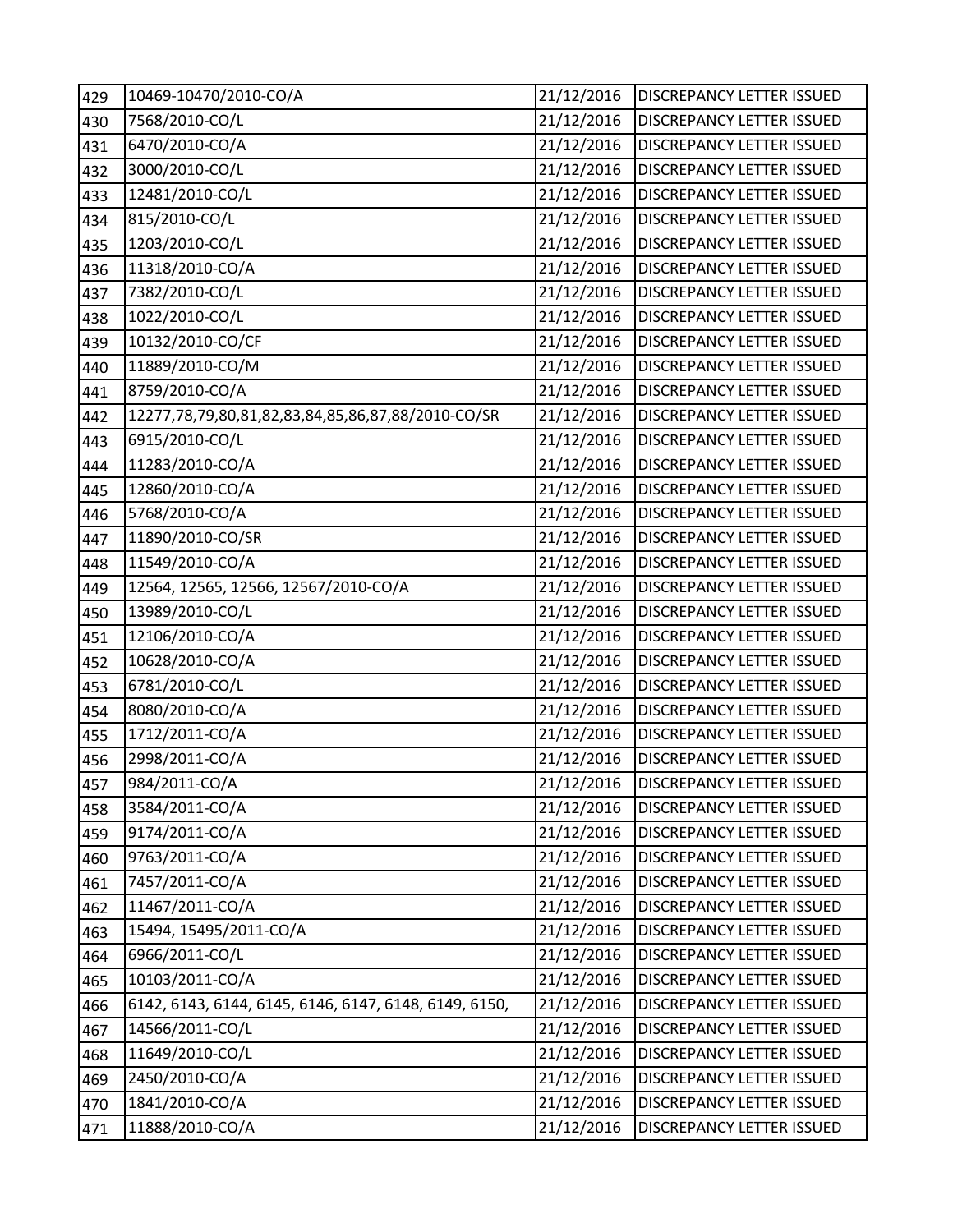| 429 | 10469-10470/2010-CO/A | 21/12/2016 | DISCREPANCY LETTER ISSUED |
|---|---|---|---|
| 430 | 7568/2010-CO/L | 21/12/2016 | DISCREPANCY LETTER ISSUED |
| 431 | 6470/2010-CO/A | 21/12/2016 | DISCREPANCY LETTER ISSUED |
| 432 | 3000/2010-CO/L | 21/12/2016 | DISCREPANCY LETTER ISSUED |
| 433 | 12481/2010-CO/L | 21/12/2016 | DISCREPANCY LETTER ISSUED |
| 434 | 815/2010-CO/L | 21/12/2016 | DISCREPANCY LETTER ISSUED |
| 435 | 1203/2010-CO/L | 21/12/2016 | DISCREPANCY LETTER ISSUED |
| 436 | 11318/2010-CO/A | 21/12/2016 | DISCREPANCY LETTER ISSUED |
| 437 | 7382/2010-CO/L | 21/12/2016 | DISCREPANCY LETTER ISSUED |
| 438 | 1022/2010-CO/L | 21/12/2016 | DISCREPANCY LETTER ISSUED |
| 439 | 10132/2010-CO/CF | 21/12/2016 | DISCREPANCY LETTER ISSUED |
| 440 | 11889/2010-CO/M | 21/12/2016 | DISCREPANCY LETTER ISSUED |
| 441 | 8759/2010-CO/A | 21/12/2016 | DISCREPANCY LETTER ISSUED |
| 442 | 12277,78,79,80,81,82,83,84,85,86,87,88/2010-CO/SR | 21/12/2016 | DISCREPANCY LETTER ISSUED |
| 443 | 6915/2010-CO/L | 21/12/2016 | DISCREPANCY LETTER ISSUED |
| 444 | 11283/2010-CO/A | 21/12/2016 | DISCREPANCY LETTER ISSUED |
| 445 | 12860/2010-CO/A | 21/12/2016 | DISCREPANCY LETTER ISSUED |
| 446 | 5768/2010-CO/A | 21/12/2016 | DISCREPANCY LETTER ISSUED |
| 447 | 11890/2010-CO/SR | 21/12/2016 | DISCREPANCY LETTER ISSUED |
| 448 | 11549/2010-CO/A | 21/12/2016 | DISCREPANCY LETTER ISSUED |
| 449 | 12564, 12565, 12566, 12567/2010-CO/A | 21/12/2016 | DISCREPANCY LETTER ISSUED |
| 450 | 13989/2010-CO/L | 21/12/2016 | DISCREPANCY LETTER ISSUED |
| 451 | 12106/2010-CO/A | 21/12/2016 | DISCREPANCY LETTER ISSUED |
| 452 | 10628/2010-CO/A | 21/12/2016 | DISCREPANCY LETTER ISSUED |
| 453 | 6781/2010-CO/L | 21/12/2016 | DISCREPANCY LETTER ISSUED |
| 454 | 8080/2010-CO/A | 21/12/2016 | DISCREPANCY LETTER ISSUED |
| 455 | 1712/2011-CO/A | 21/12/2016 | DISCREPANCY LETTER ISSUED |
| 456 | 2998/2011-CO/A | 21/12/2016 | DISCREPANCY LETTER ISSUED |
| 457 | 984/2011-CO/A | 21/12/2016 | DISCREPANCY LETTER ISSUED |
| 458 | 3584/2011-CO/A | 21/12/2016 | DISCREPANCY LETTER ISSUED |
| 459 | 9174/2011-CO/A | 21/12/2016 | DISCREPANCY LETTER ISSUED |
| 460 | 9763/2011-CO/A | 21/12/2016 | DISCREPANCY LETTER ISSUED |
| 461 | 7457/2011-CO/A | 21/12/2016 | DISCREPANCY LETTER ISSUED |
| 462 | 11467/2011-CO/A | 21/12/2016 | DISCREPANCY LETTER ISSUED |
| 463 | 15494, 15495/2011-CO/A | 21/12/2016 | DISCREPANCY LETTER ISSUED |
| 464 | 6966/2011-CO/L | 21/12/2016 | DISCREPANCY LETTER ISSUED |
| 465 | 10103/2011-CO/A | 21/12/2016 | DISCREPANCY LETTER ISSUED |
| 466 | 6142, 6143, 6144, 6145, 6146, 6147, 6148, 6149, 6150, | 21/12/2016 | DISCREPANCY LETTER ISSUED |
| 467 | 14566/2011-CO/L | 21/12/2016 | DISCREPANCY LETTER ISSUED |
| 468 | 11649/2010-CO/L | 21/12/2016 | DISCREPANCY LETTER ISSUED |
| 469 | 2450/2010-CO/A | 21/12/2016 | DISCREPANCY LETTER ISSUED |
| 470 | 1841/2010-CO/A | 21/12/2016 | DISCREPANCY LETTER ISSUED |
| 471 | 11888/2010-CO/A | 21/12/2016 | DISCREPANCY LETTER ISSUED |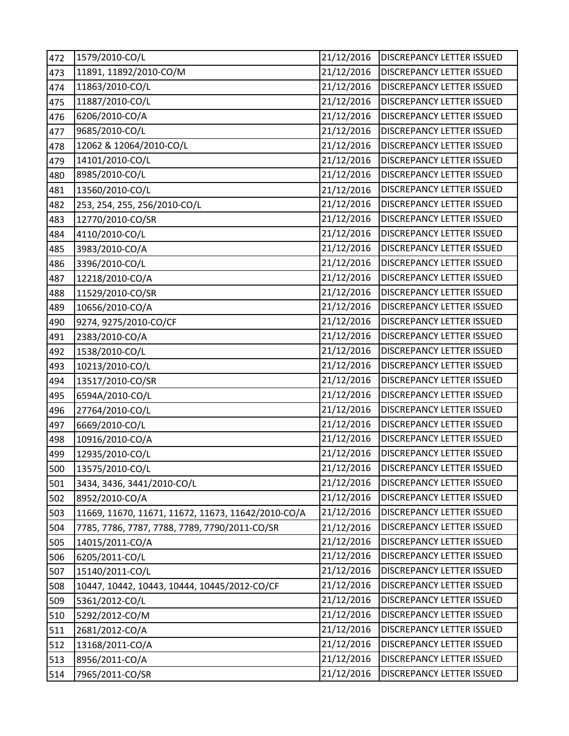| 472 | 1579/2010-CO/L | 21/12/2016 | DISCREPANCY LETTER ISSUED |
|---|---|---|---|
| 473 | 11891, 11892/2010-CO/M | 21/12/2016 | DISCREPANCY LETTER ISSUED |
| 474 | 11863/2010-CO/L | 21/12/2016 | DISCREPANCY LETTER ISSUED |
| 475 | 11887/2010-CO/L | 21/12/2016 | DISCREPANCY LETTER ISSUED |
| 476 | 6206/2010-CO/A | 21/12/2016 | DISCREPANCY LETTER ISSUED |
| 477 | 9685/2010-CO/L | 21/12/2016 | DISCREPANCY LETTER ISSUED |
| 478 | 12062 & 12064/2010-CO/L | 21/12/2016 | DISCREPANCY LETTER ISSUED |
| 479 | 14101/2010-CO/L | 21/12/2016 | DISCREPANCY LETTER ISSUED |
| 480 | 8985/2010-CO/L | 21/12/2016 | DISCREPANCY LETTER ISSUED |
| 481 | 13560/2010-CO/L | 21/12/2016 | DISCREPANCY LETTER ISSUED |
| 482 | 253, 254, 255, 256/2010-CO/L | 21/12/2016 | DISCREPANCY LETTER ISSUED |
| 483 | 12770/2010-CO/SR | 21/12/2016 | DISCREPANCY LETTER ISSUED |
| 484 | 4110/2010-CO/L | 21/12/2016 | DISCREPANCY LETTER ISSUED |
| 485 | 3983/2010-CO/A | 21/12/2016 | DISCREPANCY LETTER ISSUED |
| 486 | 3396/2010-CO/L | 21/12/2016 | DISCREPANCY LETTER ISSUED |
| 487 | 12218/2010-CO/A | 21/12/2016 | DISCREPANCY LETTER ISSUED |
| 488 | 11529/2010-CO/SR | 21/12/2016 | DISCREPANCY LETTER ISSUED |
| 489 | 10656/2010-CO/A | 21/12/2016 | DISCREPANCY LETTER ISSUED |
| 490 | 9274, 9275/2010-CO/CF | 21/12/2016 | DISCREPANCY LETTER ISSUED |
| 491 | 2383/2010-CO/A | 21/12/2016 | DISCREPANCY LETTER ISSUED |
| 492 | 1538/2010-CO/L | 21/12/2016 | DISCREPANCY LETTER ISSUED |
| 493 | 10213/2010-CO/L | 21/12/2016 | DISCREPANCY LETTER ISSUED |
| 494 | 13517/2010-CO/SR | 21/12/2016 | DISCREPANCY LETTER ISSUED |
| 495 | 6594A/2010-CO/L | 21/12/2016 | DISCREPANCY LETTER ISSUED |
| 496 | 27764/2010-CO/L | 21/12/2016 | DISCREPANCY LETTER ISSUED |
| 497 | 6669/2010-CO/L | 21/12/2016 | DISCREPANCY LETTER ISSUED |
| 498 | 10916/2010-CO/A | 21/12/2016 | DISCREPANCY LETTER ISSUED |
| 499 | 12935/2010-CO/L | 21/12/2016 | DISCREPANCY LETTER ISSUED |
| 500 | 13575/2010-CO/L | 21/12/2016 | DISCREPANCY LETTER ISSUED |
| 501 | 3434, 3436, 3441/2010-CO/L | 21/12/2016 | DISCREPANCY LETTER ISSUED |
| 502 | 8952/2010-CO/A | 21/12/2016 | DISCREPANCY LETTER ISSUED |
| 503 | 11669, 11670, 11671, 11672, 11673, 11642/2010-CO/A | 21/12/2016 | DISCREPANCY LETTER ISSUED |
| 504 | 7785, 7786, 7787, 7788, 7789, 7790/2011-CO/SR | 21/12/2016 | DISCREPANCY LETTER ISSUED |
| 505 | 14015/2011-CO/A | 21/12/2016 | DISCREPANCY LETTER ISSUED |
| 506 | 6205/2011-CO/L | 21/12/2016 | DISCREPANCY LETTER ISSUED |
| 507 | 15140/2011-CO/L | 21/12/2016 | DISCREPANCY LETTER ISSUED |
| 508 | 10447, 10442, 10443, 10444, 10445/2012-CO/CF | 21/12/2016 | DISCREPANCY LETTER ISSUED |
| 509 | 5361/2012-CO/L | 21/12/2016 | DISCREPANCY LETTER ISSUED |
| 510 | 5292/2012-CO/M | 21/12/2016 | DISCREPANCY LETTER ISSUED |
| 511 | 2681/2012-CO/A | 21/12/2016 | DISCREPANCY LETTER ISSUED |
| 512 | 13168/2011-CO/A | 21/12/2016 | DISCREPANCY LETTER ISSUED |
| 513 | 8956/2011-CO/A | 21/12/2016 | DISCREPANCY LETTER ISSUED |
| 514 | 7965/2011-CO/SR | 21/12/2016 | DISCREPANCY LETTER ISSUED |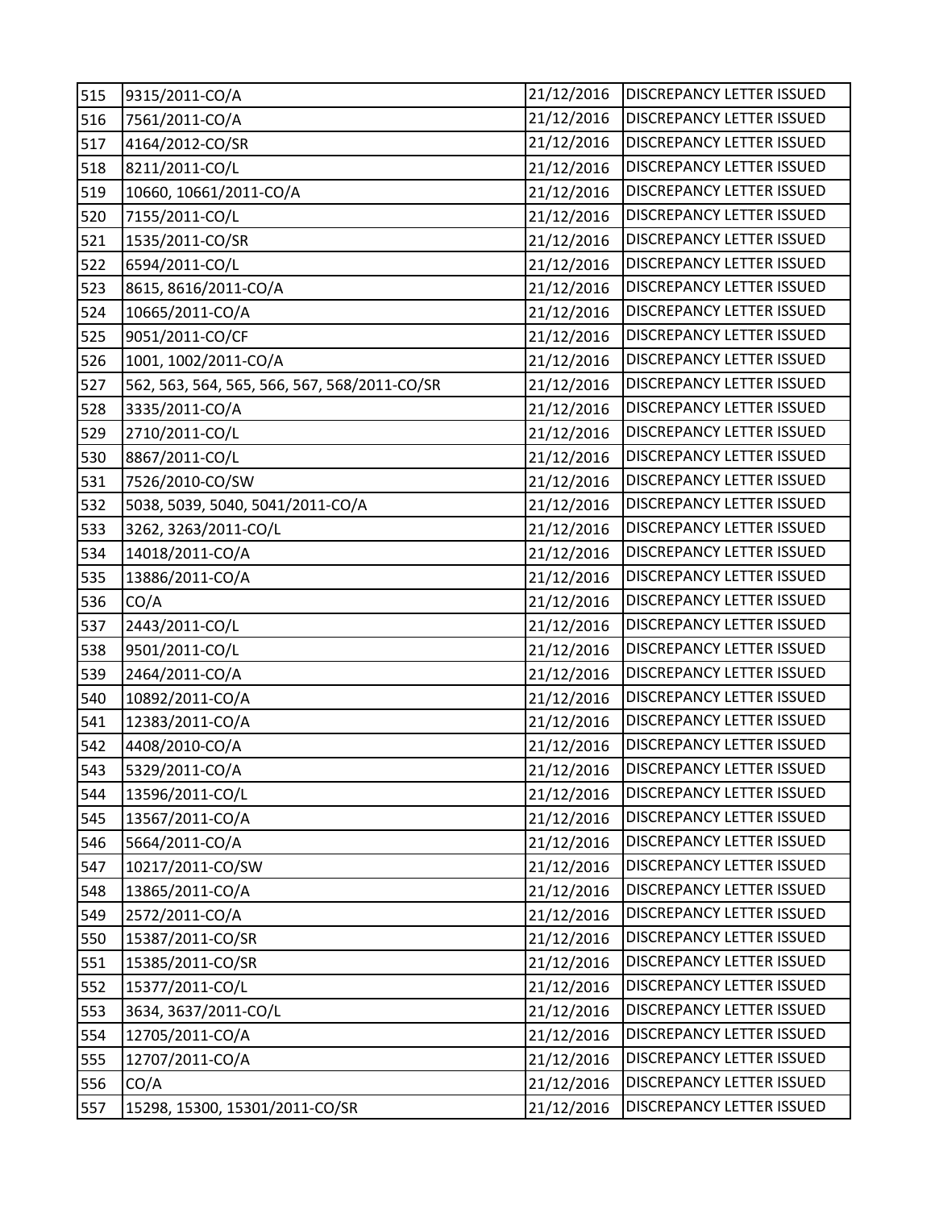| | | | |
|---|---|---|---|
| 515 | 9315/2011-CO/A | 21/12/2016 | DISCREPANCY LETTER ISSUED |
| 516 | 7561/2011-CO/A | 21/12/2016 | DISCREPANCY LETTER ISSUED |
| 517 | 4164/2012-CO/SR | 21/12/2016 | DISCREPANCY LETTER ISSUED |
| 518 | 8211/2011-CO/L | 21/12/2016 | DISCREPANCY LETTER ISSUED |
| 519 | 10660, 10661/2011-CO/A | 21/12/2016 | DISCREPANCY LETTER ISSUED |
| 520 | 7155/2011-CO/L | 21/12/2016 | DISCREPANCY LETTER ISSUED |
| 521 | 1535/2011-CO/SR | 21/12/2016 | DISCREPANCY LETTER ISSUED |
| 522 | 6594/2011-CO/L | 21/12/2016 | DISCREPANCY LETTER ISSUED |
| 523 | 8615, 8616/2011-CO/A | 21/12/2016 | DISCREPANCY LETTER ISSUED |
| 524 | 10665/2011-CO/A | 21/12/2016 | DISCREPANCY LETTER ISSUED |
| 525 | 9051/2011-CO/CF | 21/12/2016 | DISCREPANCY LETTER ISSUED |
| 526 | 1001, 1002/2011-CO/A | 21/12/2016 | DISCREPANCY LETTER ISSUED |
| 527 | 562, 563, 564, 565, 566, 567, 568/2011-CO/SR | 21/12/2016 | DISCREPANCY LETTER ISSUED |
| 528 | 3335/2011-CO/A | 21/12/2016 | DISCREPANCY LETTER ISSUED |
| 529 | 2710/2011-CO/L | 21/12/2016 | DISCREPANCY LETTER ISSUED |
| 530 | 8867/2011-CO/L | 21/12/2016 | DISCREPANCY LETTER ISSUED |
| 531 | 7526/2010-CO/SW | 21/12/2016 | DISCREPANCY LETTER ISSUED |
| 532 | 5038, 5039, 5040, 5041/2011-CO/A | 21/12/2016 | DISCREPANCY LETTER ISSUED |
| 533 | 3262, 3263/2011-CO/L | 21/12/2016 | DISCREPANCY LETTER ISSUED |
| 534 | 14018/2011-CO/A | 21/12/2016 | DISCREPANCY LETTER ISSUED |
| 535 | 13886/2011-CO/A | 21/12/2016 | DISCREPANCY LETTER ISSUED |
| 536 | CO/A | 21/12/2016 | DISCREPANCY LETTER ISSUED |
| 537 | 2443/2011-CO/L | 21/12/2016 | DISCREPANCY LETTER ISSUED |
| 538 | 9501/2011-CO/L | 21/12/2016 | DISCREPANCY LETTER ISSUED |
| 539 | 2464/2011-CO/A | 21/12/2016 | DISCREPANCY LETTER ISSUED |
| 540 | 10892/2011-CO/A | 21/12/2016 | DISCREPANCY LETTER ISSUED |
| 541 | 12383/2011-CO/A | 21/12/2016 | DISCREPANCY LETTER ISSUED |
| 542 | 4408/2010-CO/A | 21/12/2016 | DISCREPANCY LETTER ISSUED |
| 543 | 5329/2011-CO/A | 21/12/2016 | DISCREPANCY LETTER ISSUED |
| 544 | 13596/2011-CO/L | 21/12/2016 | DISCREPANCY LETTER ISSUED |
| 545 | 13567/2011-CO/A | 21/12/2016 | DISCREPANCY LETTER ISSUED |
| 546 | 5664/2011-CO/A | 21/12/2016 | DISCREPANCY LETTER ISSUED |
| 547 | 10217/2011-CO/SW | 21/12/2016 | DISCREPANCY LETTER ISSUED |
| 548 | 13865/2011-CO/A | 21/12/2016 | DISCREPANCY LETTER ISSUED |
| 549 | 2572/2011-CO/A | 21/12/2016 | DISCREPANCY LETTER ISSUED |
| 550 | 15387/2011-CO/SR | 21/12/2016 | DISCREPANCY LETTER ISSUED |
| 551 | 15385/2011-CO/SR | 21/12/2016 | DISCREPANCY LETTER ISSUED |
| 552 | 15377/2011-CO/L | 21/12/2016 | DISCREPANCY LETTER ISSUED |
| 553 | 3634, 3637/2011-CO/L | 21/12/2016 | DISCREPANCY LETTER ISSUED |
| 554 | 12705/2011-CO/A | 21/12/2016 | DISCREPANCY LETTER ISSUED |
| 555 | 12707/2011-CO/A | 21/12/2016 | DISCREPANCY LETTER ISSUED |
| 556 | CO/A | 21/12/2016 | DISCREPANCY LETTER ISSUED |
| 557 | 15298, 15300, 15301/2011-CO/SR | 21/12/2016 | DISCREPANCY LETTER ISSUED |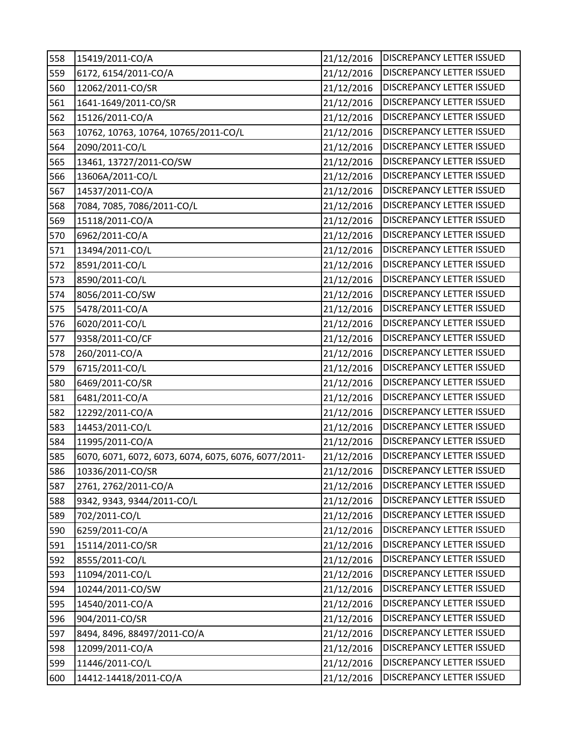| 558 | 15419/2011-CO/A | 21/12/2016 | DISCREPANCY LETTER ISSUED |
|---|---|---|---|
| 559 | 6172, 6154/2011-CO/A | 21/12/2016 | DISCREPANCY LETTER ISSUED |
| 560 | 12062/2011-CO/SR | 21/12/2016 | DISCREPANCY LETTER ISSUED |
| 561 | 1641-1649/2011-CO/SR | 21/12/2016 | DISCREPANCY LETTER ISSUED |
| 562 | 15126/2011-CO/A | 21/12/2016 | DISCREPANCY LETTER ISSUED |
| 563 | 10762, 10763, 10764, 10765/2011-CO/L | 21/12/2016 | DISCREPANCY LETTER ISSUED |
| 564 | 2090/2011-CO/L | 21/12/2016 | DISCREPANCY LETTER ISSUED |
| 565 | 13461, 13727/2011-CO/SW | 21/12/2016 | DISCREPANCY LETTER ISSUED |
| 566 | 13606A/2011-CO/L | 21/12/2016 | DISCREPANCY LETTER ISSUED |
| 567 | 14537/2011-CO/A | 21/12/2016 | DISCREPANCY LETTER ISSUED |
| 568 | 7084, 7085, 7086/2011-CO/L | 21/12/2016 | DISCREPANCY LETTER ISSUED |
| 569 | 15118/2011-CO/A | 21/12/2016 | DISCREPANCY LETTER ISSUED |
| 570 | 6962/2011-CO/A | 21/12/2016 | DISCREPANCY LETTER ISSUED |
| 571 | 13494/2011-CO/L | 21/12/2016 | DISCREPANCY LETTER ISSUED |
| 572 | 8591/2011-CO/L | 21/12/2016 | DISCREPANCY LETTER ISSUED |
| 573 | 8590/2011-CO/L | 21/12/2016 | DISCREPANCY LETTER ISSUED |
| 574 | 8056/2011-CO/SW | 21/12/2016 | DISCREPANCY LETTER ISSUED |
| 575 | 5478/2011-CO/A | 21/12/2016 | DISCREPANCY LETTER ISSUED |
| 576 | 6020/2011-CO/L | 21/12/2016 | DISCREPANCY LETTER ISSUED |
| 577 | 9358/2011-CO/CF | 21/12/2016 | DISCREPANCY LETTER ISSUED |
| 578 | 260/2011-CO/A | 21/12/2016 | DISCREPANCY LETTER ISSUED |
| 579 | 6715/2011-CO/L | 21/12/2016 | DISCREPANCY LETTER ISSUED |
| 580 | 6469/2011-CO/SR | 21/12/2016 | DISCREPANCY LETTER ISSUED |
| 581 | 6481/2011-CO/A | 21/12/2016 | DISCREPANCY LETTER ISSUED |
| 582 | 12292/2011-CO/A | 21/12/2016 | DISCREPANCY LETTER ISSUED |
| 583 | 14453/2011-CO/L | 21/12/2016 | DISCREPANCY LETTER ISSUED |
| 584 | 11995/2011-CO/A | 21/12/2016 | DISCREPANCY LETTER ISSUED |
| 585 | 6070, 6071, 6072, 6073, 6074, 6075, 6076, 6077/2011- | 21/12/2016 | DISCREPANCY LETTER ISSUED |
| 586 | 10336/2011-CO/SR | 21/12/2016 | DISCREPANCY LETTER ISSUED |
| 587 | 2761, 2762/2011-CO/A | 21/12/2016 | DISCREPANCY LETTER ISSUED |
| 588 | 9342, 9343, 9344/2011-CO/L | 21/12/2016 | DISCREPANCY LETTER ISSUED |
| 589 | 702/2011-CO/L | 21/12/2016 | DISCREPANCY LETTER ISSUED |
| 590 | 6259/2011-CO/A | 21/12/2016 | DISCREPANCY LETTER ISSUED |
| 591 | 15114/2011-CO/SR | 21/12/2016 | DISCREPANCY LETTER ISSUED |
| 592 | 8555/2011-CO/L | 21/12/2016 | DISCREPANCY LETTER ISSUED |
| 593 | 11094/2011-CO/L | 21/12/2016 | DISCREPANCY LETTER ISSUED |
| 594 | 10244/2011-CO/SW | 21/12/2016 | DISCREPANCY LETTER ISSUED |
| 595 | 14540/2011-CO/A | 21/12/2016 | DISCREPANCY LETTER ISSUED |
| 596 | 904/2011-CO/SR | 21/12/2016 | DISCREPANCY LETTER ISSUED |
| 597 | 8494, 8496, 88497/2011-CO/A | 21/12/2016 | DISCREPANCY LETTER ISSUED |
| 598 | 12099/2011-CO/A | 21/12/2016 | DISCREPANCY LETTER ISSUED |
| 599 | 11446/2011-CO/L | 21/12/2016 | DISCREPANCY LETTER ISSUED |
| 600 | 14412-14418/2011-CO/A | 21/12/2016 | DISCREPANCY LETTER ISSUED |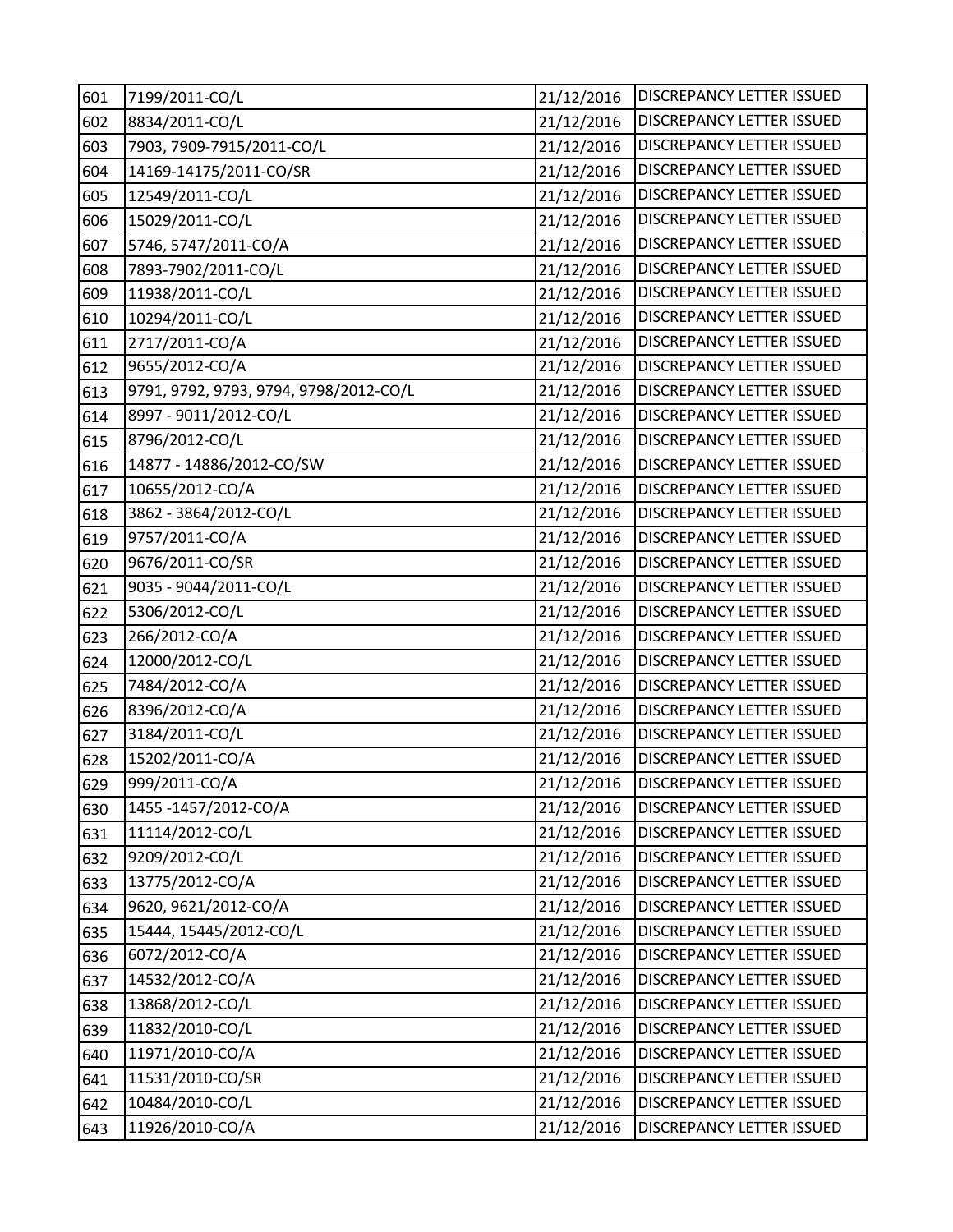| 601 | 7199/2011-CO/L | 21/12/2016 | DISCREPANCY LETTER ISSUED |
|---|---|---|---|
| 602 | 8834/2011-CO/L | 21/12/2016 | DISCREPANCY LETTER ISSUED |
| 603 | 7903, 7909-7915/2011-CO/L | 21/12/2016 | DISCREPANCY LETTER ISSUED |
| 604 | 14169-14175/2011-CO/SR | 21/12/2016 | DISCREPANCY LETTER ISSUED |
| 605 | 12549/2011-CO/L | 21/12/2016 | DISCREPANCY LETTER ISSUED |
| 606 | 15029/2011-CO/L | 21/12/2016 | DISCREPANCY LETTER ISSUED |
| 607 | 5746, 5747/2011-CO/A | 21/12/2016 | DISCREPANCY LETTER ISSUED |
| 608 | 7893-7902/2011-CO/L | 21/12/2016 | DISCREPANCY LETTER ISSUED |
| 609 | 11938/2011-CO/L | 21/12/2016 | DISCREPANCY LETTER ISSUED |
| 610 | 10294/2011-CO/L | 21/12/2016 | DISCREPANCY LETTER ISSUED |
| 611 | 2717/2011-CO/A | 21/12/2016 | DISCREPANCY LETTER ISSUED |
| 612 | 9655/2012-CO/A | 21/12/2016 | DISCREPANCY LETTER ISSUED |
| 613 | 9791, 9792, 9793, 9794, 9798/2012-CO/L | 21/12/2016 | DISCREPANCY LETTER ISSUED |
| 614 | 8997 - 9011/2012-CO/L | 21/12/2016 | DISCREPANCY LETTER ISSUED |
| 615 | 8796/2012-CO/L | 21/12/2016 | DISCREPANCY LETTER ISSUED |
| 616 | 14877 - 14886/2012-CO/SW | 21/12/2016 | DISCREPANCY LETTER ISSUED |
| 617 | 10655/2012-CO/A | 21/12/2016 | DISCREPANCY LETTER ISSUED |
| 618 | 3862 - 3864/2012-CO/L | 21/12/2016 | DISCREPANCY LETTER ISSUED |
| 619 | 9757/2011-CO/A | 21/12/2016 | DISCREPANCY LETTER ISSUED |
| 620 | 9676/2011-CO/SR | 21/12/2016 | DISCREPANCY LETTER ISSUED |
| 621 | 9035 - 9044/2011-CO/L | 21/12/2016 | DISCREPANCY LETTER ISSUED |
| 622 | 5306/2012-CO/L | 21/12/2016 | DISCREPANCY LETTER ISSUED |
| 623 | 266/2012-CO/A | 21/12/2016 | DISCREPANCY LETTER ISSUED |
| 624 | 12000/2012-CO/L | 21/12/2016 | DISCREPANCY LETTER ISSUED |
| 625 | 7484/2012-CO/A | 21/12/2016 | DISCREPANCY LETTER ISSUED |
| 626 | 8396/2012-CO/A | 21/12/2016 | DISCREPANCY LETTER ISSUED |
| 627 | 3184/2011-CO/L | 21/12/2016 | DISCREPANCY LETTER ISSUED |
| 628 | 15202/2011-CO/A | 21/12/2016 | DISCREPANCY LETTER ISSUED |
| 629 | 999/2011-CO/A | 21/12/2016 | DISCREPANCY LETTER ISSUED |
| 630 | 1455 -1457/2012-CO/A | 21/12/2016 | DISCREPANCY LETTER ISSUED |
| 631 | 11114/2012-CO/L | 21/12/2016 | DISCREPANCY LETTER ISSUED |
| 632 | 9209/2012-CO/L | 21/12/2016 | DISCREPANCY LETTER ISSUED |
| 633 | 13775/2012-CO/A | 21/12/2016 | DISCREPANCY LETTER ISSUED |
| 634 | 9620, 9621/2012-CO/A | 21/12/2016 | DISCREPANCY LETTER ISSUED |
| 635 | 15444, 15445/2012-CO/L | 21/12/2016 | DISCREPANCY LETTER ISSUED |
| 636 | 6072/2012-CO/A | 21/12/2016 | DISCREPANCY LETTER ISSUED |
| 637 | 14532/2012-CO/A | 21/12/2016 | DISCREPANCY LETTER ISSUED |
| 638 | 13868/2012-CO/L | 21/12/2016 | DISCREPANCY LETTER ISSUED |
| 639 | 11832/2010-CO/L | 21/12/2016 | DISCREPANCY LETTER ISSUED |
| 640 | 11971/2010-CO/A | 21/12/2016 | DISCREPANCY LETTER ISSUED |
| 641 | 11531/2010-CO/SR | 21/12/2016 | DISCREPANCY LETTER ISSUED |
| 642 | 10484/2010-CO/L | 21/12/2016 | DISCREPANCY LETTER ISSUED |
| 643 | 11926/2010-CO/A | 21/12/2016 | DISCREPANCY LETTER ISSUED |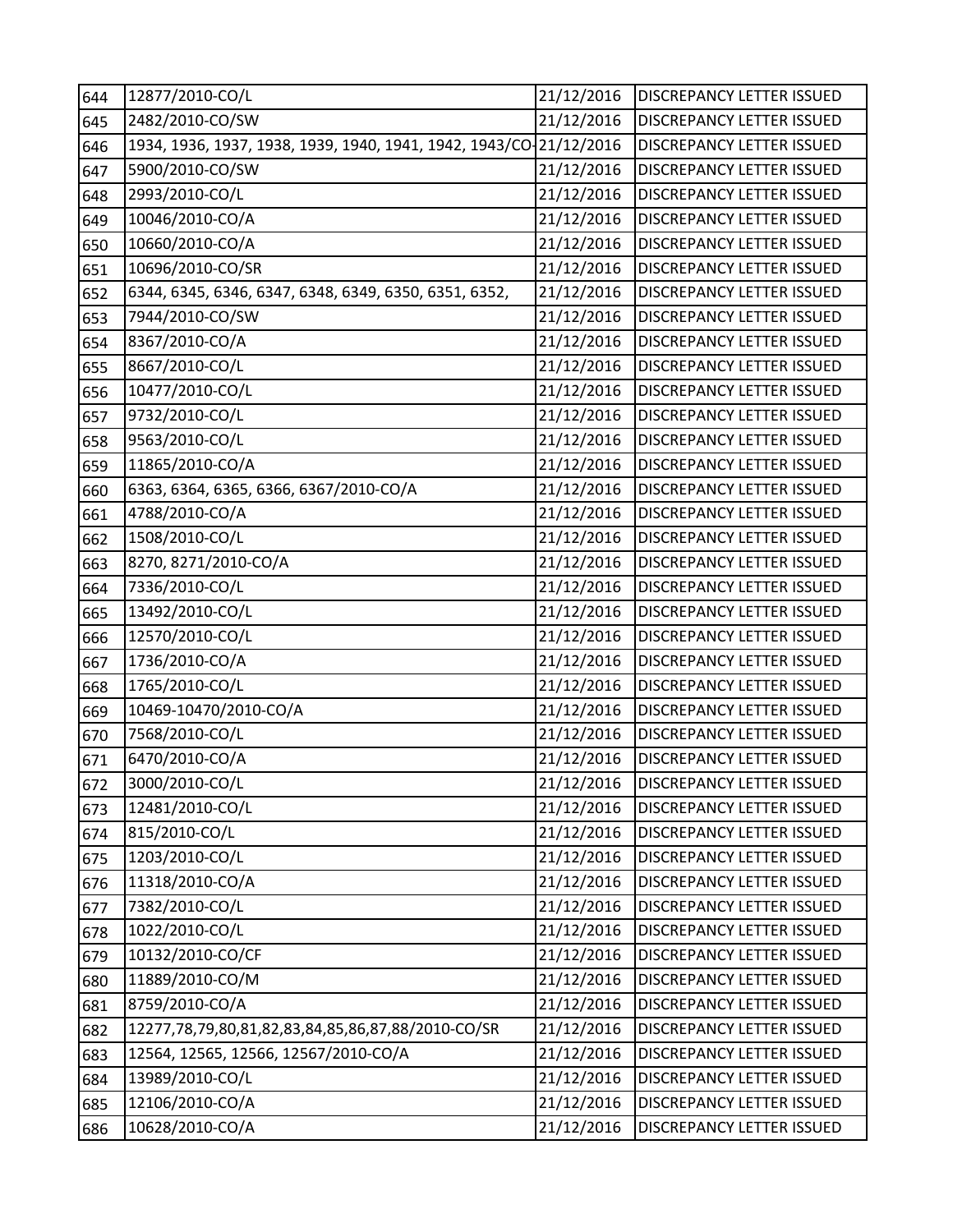| 644 | 12877/2010-CO/L | 21/12/2016 | DISCREPANCY LETTER ISSUED |
|---|---|---|---|
| 645 | 2482/2010-CO/SW | 21/12/2016 | DISCREPANCY LETTER ISSUED |
| 646 | 1934, 1936, 1937, 1938, 1939, 1940, 1941, 1942, 1943/CO- | 21/12/2016 | DISCREPANCY LETTER ISSUED |
| 647 | 5900/2010-CO/SW | 21/12/2016 | DISCREPANCY LETTER ISSUED |
| 648 | 2993/2010-CO/L | 21/12/2016 | DISCREPANCY LETTER ISSUED |
| 649 | 10046/2010-CO/A | 21/12/2016 | DISCREPANCY LETTER ISSUED |
| 650 | 10660/2010-CO/A | 21/12/2016 | DISCREPANCY LETTER ISSUED |
| 651 | 10696/2010-CO/SR | 21/12/2016 | DISCREPANCY LETTER ISSUED |
| 652 | 6344, 6345, 6346, 6347, 6348, 6349, 6350, 6351, 6352, | 21/12/2016 | DISCREPANCY LETTER ISSUED |
| 653 | 7944/2010-CO/SW | 21/12/2016 | DISCREPANCY LETTER ISSUED |
| 654 | 8367/2010-CO/A | 21/12/2016 | DISCREPANCY LETTER ISSUED |
| 655 | 8667/2010-CO/L | 21/12/2016 | DISCREPANCY LETTER ISSUED |
| 656 | 10477/2010-CO/L | 21/12/2016 | DISCREPANCY LETTER ISSUED |
| 657 | 9732/2010-CO/L | 21/12/2016 | DISCREPANCY LETTER ISSUED |
| 658 | 9563/2010-CO/L | 21/12/2016 | DISCREPANCY LETTER ISSUED |
| 659 | 11865/2010-CO/A | 21/12/2016 | DISCREPANCY LETTER ISSUED |
| 660 | 6363, 6364, 6365, 6366, 6367/2010-CO/A | 21/12/2016 | DISCREPANCY LETTER ISSUED |
| 661 | 4788/2010-CO/A | 21/12/2016 | DISCREPANCY LETTER ISSUED |
| 662 | 1508/2010-CO/L | 21/12/2016 | DISCREPANCY LETTER ISSUED |
| 663 | 8270, 8271/2010-CO/A | 21/12/2016 | DISCREPANCY LETTER ISSUED |
| 664 | 7336/2010-CO/L | 21/12/2016 | DISCREPANCY LETTER ISSUED |
| 665 | 13492/2010-CO/L | 21/12/2016 | DISCREPANCY LETTER ISSUED |
| 666 | 12570/2010-CO/L | 21/12/2016 | DISCREPANCY LETTER ISSUED |
| 667 | 1736/2010-CO/A | 21/12/2016 | DISCREPANCY LETTER ISSUED |
| 668 | 1765/2010-CO/L | 21/12/2016 | DISCREPANCY LETTER ISSUED |
| 669 | 10469-10470/2010-CO/A | 21/12/2016 | DISCREPANCY LETTER ISSUED |
| 670 | 7568/2010-CO/L | 21/12/2016 | DISCREPANCY LETTER ISSUED |
| 671 | 6470/2010-CO/A | 21/12/2016 | DISCREPANCY LETTER ISSUED |
| 672 | 3000/2010-CO/L | 21/12/2016 | DISCREPANCY LETTER ISSUED |
| 673 | 12481/2010-CO/L | 21/12/2016 | DISCREPANCY LETTER ISSUED |
| 674 | 815/2010-CO/L | 21/12/2016 | DISCREPANCY LETTER ISSUED |
| 675 | 1203/2010-CO/L | 21/12/2016 | DISCREPANCY LETTER ISSUED |
| 676 | 11318/2010-CO/A | 21/12/2016 | DISCREPANCY LETTER ISSUED |
| 677 | 7382/2010-CO/L | 21/12/2016 | DISCREPANCY LETTER ISSUED |
| 678 | 1022/2010-CO/L | 21/12/2016 | DISCREPANCY LETTER ISSUED |
| 679 | 10132/2010-CO/CF | 21/12/2016 | DISCREPANCY LETTER ISSUED |
| 680 | 11889/2010-CO/M | 21/12/2016 | DISCREPANCY LETTER ISSUED |
| 681 | 8759/2010-CO/A | 21/12/2016 | DISCREPANCY LETTER ISSUED |
| 682 | 12277,78,79,80,81,82,83,84,85,86,87,88/2010-CO/SR | 21/12/2016 | DISCREPANCY LETTER ISSUED |
| 683 | 12564, 12565, 12566, 12567/2010-CO/A | 21/12/2016 | DISCREPANCY LETTER ISSUED |
| 684 | 13989/2010-CO/L | 21/12/2016 | DISCREPANCY LETTER ISSUED |
| 685 | 12106/2010-CO/A | 21/12/2016 | DISCREPANCY LETTER ISSUED |
| 686 | 10628/2010-CO/A | 21/12/2016 | DISCREPANCY LETTER ISSUED |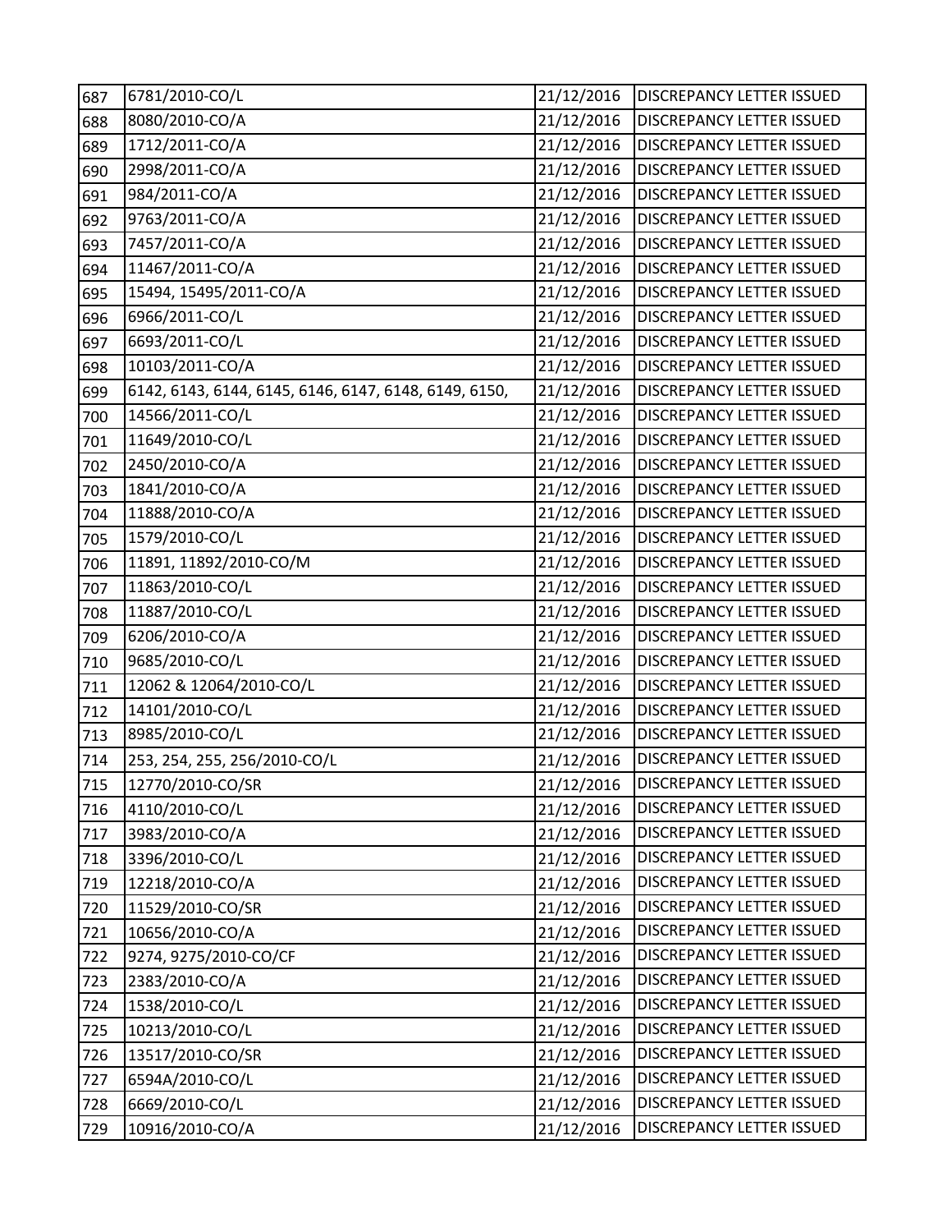| 687 | 6781/2010-CO/L | 21/12/2016 | DISCREPANCY LETTER ISSUED |
|---|---|---|---|
| 688 | 8080/2010-CO/A | 21/12/2016 | DISCREPANCY LETTER ISSUED |
| 689 | 1712/2011-CO/A | 21/12/2016 | DISCREPANCY LETTER ISSUED |
| 690 | 2998/2011-CO/A | 21/12/2016 | DISCREPANCY LETTER ISSUED |
| 691 | 984/2011-CO/A | 21/12/2016 | DISCREPANCY LETTER ISSUED |
| 692 | 9763/2011-CO/A | 21/12/2016 | DISCREPANCY LETTER ISSUED |
| 693 | 7457/2011-CO/A | 21/12/2016 | DISCREPANCY LETTER ISSUED |
| 694 | 11467/2011-CO/A | 21/12/2016 | DISCREPANCY LETTER ISSUED |
| 695 | 15494, 15495/2011-CO/A | 21/12/2016 | DISCREPANCY LETTER ISSUED |
| 696 | 6966/2011-CO/L | 21/12/2016 | DISCREPANCY LETTER ISSUED |
| 697 | 6693/2011-CO/L | 21/12/2016 | DISCREPANCY LETTER ISSUED |
| 698 | 10103/2011-CO/A | 21/12/2016 | DISCREPANCY LETTER ISSUED |
| 699 | 6142, 6143, 6144, 6145, 6146, 6147, 6148, 6149, 6150, | 21/12/2016 | DISCREPANCY LETTER ISSUED |
| 700 | 14566/2011-CO/L | 21/12/2016 | DISCREPANCY LETTER ISSUED |
| 701 | 11649/2010-CO/L | 21/12/2016 | DISCREPANCY LETTER ISSUED |
| 702 | 2450/2010-CO/A | 21/12/2016 | DISCREPANCY LETTER ISSUED |
| 703 | 1841/2010-CO/A | 21/12/2016 | DISCREPANCY LETTER ISSUED |
| 704 | 11888/2010-CO/A | 21/12/2016 | DISCREPANCY LETTER ISSUED |
| 705 | 1579/2010-CO/L | 21/12/2016 | DISCREPANCY LETTER ISSUED |
| 706 | 11891, 11892/2010-CO/M | 21/12/2016 | DISCREPANCY LETTER ISSUED |
| 707 | 11863/2010-CO/L | 21/12/2016 | DISCREPANCY LETTER ISSUED |
| 708 | 11887/2010-CO/L | 21/12/2016 | DISCREPANCY LETTER ISSUED |
| 709 | 6206/2010-CO/A | 21/12/2016 | DISCREPANCY LETTER ISSUED |
| 710 | 9685/2010-CO/L | 21/12/2016 | DISCREPANCY LETTER ISSUED |
| 711 | 12062 & 12064/2010-CO/L | 21/12/2016 | DISCREPANCY LETTER ISSUED |
| 712 | 14101/2010-CO/L | 21/12/2016 | DISCREPANCY LETTER ISSUED |
| 713 | 8985/2010-CO/L | 21/12/2016 | DISCREPANCY LETTER ISSUED |
| 714 | 253, 254, 255, 256/2010-CO/L | 21/12/2016 | DISCREPANCY LETTER ISSUED |
| 715 | 12770/2010-CO/SR | 21/12/2016 | DISCREPANCY LETTER ISSUED |
| 716 | 4110/2010-CO/L | 21/12/2016 | DISCREPANCY LETTER ISSUED |
| 717 | 3983/2010-CO/A | 21/12/2016 | DISCREPANCY LETTER ISSUED |
| 718 | 3396/2010-CO/L | 21/12/2016 | DISCREPANCY LETTER ISSUED |
| 719 | 12218/2010-CO/A | 21/12/2016 | DISCREPANCY LETTER ISSUED |
| 720 | 11529/2010-CO/SR | 21/12/2016 | DISCREPANCY LETTER ISSUED |
| 721 | 10656/2010-CO/A | 21/12/2016 | DISCREPANCY LETTER ISSUED |
| 722 | 9274, 9275/2010-CO/CF | 21/12/2016 | DISCREPANCY LETTER ISSUED |
| 723 | 2383/2010-CO/A | 21/12/2016 | DISCREPANCY LETTER ISSUED |
| 724 | 1538/2010-CO/L | 21/12/2016 | DISCREPANCY LETTER ISSUED |
| 725 | 10213/2010-CO/L | 21/12/2016 | DISCREPANCY LETTER ISSUED |
| 726 | 13517/2010-CO/SR | 21/12/2016 | DISCREPANCY LETTER ISSUED |
| 727 | 6594A/2010-CO/L | 21/12/2016 | DISCREPANCY LETTER ISSUED |
| 728 | 6669/2010-CO/L | 21/12/2016 | DISCREPANCY LETTER ISSUED |
| 729 | 10916/2010-CO/A | 21/12/2016 | DISCREPANCY LETTER ISSUED |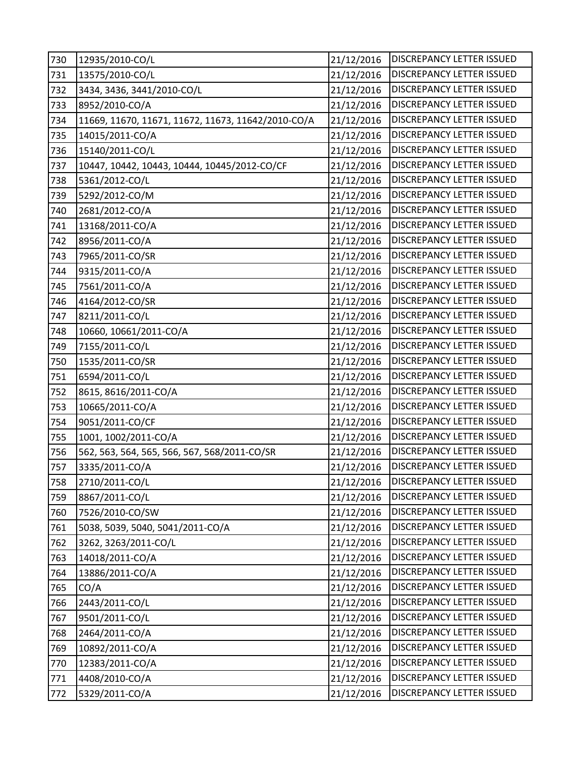| | | | |
|---|---|---|---|
| 730 | 12935/2010-CO/L | 21/12/2016 | DISCREPANCY LETTER ISSUED |
| 731 | 13575/2010-CO/L | 21/12/2016 | DISCREPANCY LETTER ISSUED |
| 732 | 3434, 3436, 3441/2010-CO/L | 21/12/2016 | DISCREPANCY LETTER ISSUED |
| 733 | 8952/2010-CO/A | 21/12/2016 | DISCREPANCY LETTER ISSUED |
| 734 | 11669, 11670, 11671, 11672, 11673, 11642/2010-CO/A | 21/12/2016 | DISCREPANCY LETTER ISSUED |
| 735 | 14015/2011-CO/A | 21/12/2016 | DISCREPANCY LETTER ISSUED |
| 736 | 15140/2011-CO/L | 21/12/2016 | DISCREPANCY LETTER ISSUED |
| 737 | 10447, 10442, 10443, 10444, 10445/2012-CO/CF | 21/12/2016 | DISCREPANCY LETTER ISSUED |
| 738 | 5361/2012-CO/L | 21/12/2016 | DISCREPANCY LETTER ISSUED |
| 739 | 5292/2012-CO/M | 21/12/2016 | DISCREPANCY LETTER ISSUED |
| 740 | 2681/2012-CO/A | 21/12/2016 | DISCREPANCY LETTER ISSUED |
| 741 | 13168/2011-CO/A | 21/12/2016 | DISCREPANCY LETTER ISSUED |
| 742 | 8956/2011-CO/A | 21/12/2016 | DISCREPANCY LETTER ISSUED |
| 743 | 7965/2011-CO/SR | 21/12/2016 | DISCREPANCY LETTER ISSUED |
| 744 | 9315/2011-CO/A | 21/12/2016 | DISCREPANCY LETTER ISSUED |
| 745 | 7561/2011-CO/A | 21/12/2016 | DISCREPANCY LETTER ISSUED |
| 746 | 4164/2012-CO/SR | 21/12/2016 | DISCREPANCY LETTER ISSUED |
| 747 | 8211/2011-CO/L | 21/12/2016 | DISCREPANCY LETTER ISSUED |
| 748 | 10660, 10661/2011-CO/A | 21/12/2016 | DISCREPANCY LETTER ISSUED |
| 749 | 7155/2011-CO/L | 21/12/2016 | DISCREPANCY LETTER ISSUED |
| 750 | 1535/2011-CO/SR | 21/12/2016 | DISCREPANCY LETTER ISSUED |
| 751 | 6594/2011-CO/L | 21/12/2016 | DISCREPANCY LETTER ISSUED |
| 752 | 8615, 8616/2011-CO/A | 21/12/2016 | DISCREPANCY LETTER ISSUED |
| 753 | 10665/2011-CO/A | 21/12/2016 | DISCREPANCY LETTER ISSUED |
| 754 | 9051/2011-CO/CF | 21/12/2016 | DISCREPANCY LETTER ISSUED |
| 755 | 1001, 1002/2011-CO/A | 21/12/2016 | DISCREPANCY LETTER ISSUED |
| 756 | 562, 563, 564, 565, 566, 567, 568/2011-CO/SR | 21/12/2016 | DISCREPANCY LETTER ISSUED |
| 757 | 3335/2011-CO/A | 21/12/2016 | DISCREPANCY LETTER ISSUED |
| 758 | 2710/2011-CO/L | 21/12/2016 | DISCREPANCY LETTER ISSUED |
| 759 | 8867/2011-CO/L | 21/12/2016 | DISCREPANCY LETTER ISSUED |
| 760 | 7526/2010-CO/SW | 21/12/2016 | DISCREPANCY LETTER ISSUED |
| 761 | 5038, 5039, 5040, 5041/2011-CO/A | 21/12/2016 | DISCREPANCY LETTER ISSUED |
| 762 | 3262, 3263/2011-CO/L | 21/12/2016 | DISCREPANCY LETTER ISSUED |
| 763 | 14018/2011-CO/A | 21/12/2016 | DISCREPANCY LETTER ISSUED |
| 764 | 13886/2011-CO/A | 21/12/2016 | DISCREPANCY LETTER ISSUED |
| 765 | CO/A | 21/12/2016 | DISCREPANCY LETTER ISSUED |
| 766 | 2443/2011-CO/L | 21/12/2016 | DISCREPANCY LETTER ISSUED |
| 767 | 9501/2011-CO/L | 21/12/2016 | DISCREPANCY LETTER ISSUED |
| 768 | 2464/2011-CO/A | 21/12/2016 | DISCREPANCY LETTER ISSUED |
| 769 | 10892/2011-CO/A | 21/12/2016 | DISCREPANCY LETTER ISSUED |
| 770 | 12383/2011-CO/A | 21/12/2016 | DISCREPANCY LETTER ISSUED |
| 771 | 4408/2010-CO/A | 21/12/2016 | DISCREPANCY LETTER ISSUED |
| 772 | 5329/2011-CO/A | 21/12/2016 | DISCREPANCY LETTER ISSUED |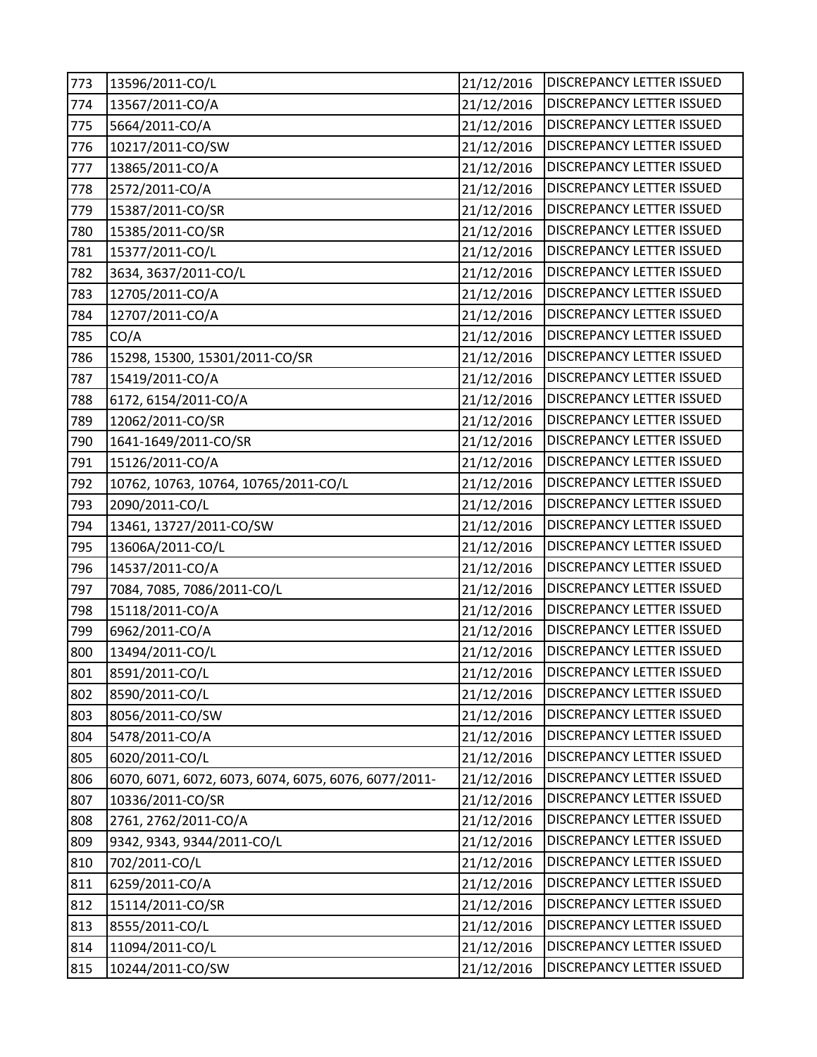| 773 | 13596/2011-CO/L | 21/12/2016 | DISCREPANCY LETTER ISSUED |
|---|---|---|---|
| 774 | 13567/2011-CO/A | 21/12/2016 | DISCREPANCY LETTER ISSUED |
| 775 | 5664/2011-CO/A | 21/12/2016 | DISCREPANCY LETTER ISSUED |
| 776 | 10217/2011-CO/SW | 21/12/2016 | DISCREPANCY LETTER ISSUED |
| 777 | 13865/2011-CO/A | 21/12/2016 | DISCREPANCY LETTER ISSUED |
| 778 | 2572/2011-CO/A | 21/12/2016 | DISCREPANCY LETTER ISSUED |
| 779 | 15387/2011-CO/SR | 21/12/2016 | DISCREPANCY LETTER ISSUED |
| 780 | 15385/2011-CO/SR | 21/12/2016 | DISCREPANCY LETTER ISSUED |
| 781 | 15377/2011-CO/L | 21/12/2016 | DISCREPANCY LETTER ISSUED |
| 782 | 3634, 3637/2011-CO/L | 21/12/2016 | DISCREPANCY LETTER ISSUED |
| 783 | 12705/2011-CO/A | 21/12/2016 | DISCREPANCY LETTER ISSUED |
| 784 | 12707/2011-CO/A | 21/12/2016 | DISCREPANCY LETTER ISSUED |
| 785 | CO/A | 21/12/2016 | DISCREPANCY LETTER ISSUED |
| 786 | 15298, 15300, 15301/2011-CO/SR | 21/12/2016 | DISCREPANCY LETTER ISSUED |
| 787 | 15419/2011-CO/A | 21/12/2016 | DISCREPANCY LETTER ISSUED |
| 788 | 6172, 6154/2011-CO/A | 21/12/2016 | DISCREPANCY LETTER ISSUED |
| 789 | 12062/2011-CO/SR | 21/12/2016 | DISCREPANCY LETTER ISSUED |
| 790 | 1641-1649/2011-CO/SR | 21/12/2016 | DISCREPANCY LETTER ISSUED |
| 791 | 15126/2011-CO/A | 21/12/2016 | DISCREPANCY LETTER ISSUED |
| 792 | 10762, 10763, 10764, 10765/2011-CO/L | 21/12/2016 | DISCREPANCY LETTER ISSUED |
| 793 | 2090/2011-CO/L | 21/12/2016 | DISCREPANCY LETTER ISSUED |
| 794 | 13461, 13727/2011-CO/SW | 21/12/2016 | DISCREPANCY LETTER ISSUED |
| 795 | 13606A/2011-CO/L | 21/12/2016 | DISCREPANCY LETTER ISSUED |
| 796 | 14537/2011-CO/A | 21/12/2016 | DISCREPANCY LETTER ISSUED |
| 797 | 7084, 7085, 7086/2011-CO/L | 21/12/2016 | DISCREPANCY LETTER ISSUED |
| 798 | 15118/2011-CO/A | 21/12/2016 | DISCREPANCY LETTER ISSUED |
| 799 | 6962/2011-CO/A | 21/12/2016 | DISCREPANCY LETTER ISSUED |
| 800 | 13494/2011-CO/L | 21/12/2016 | DISCREPANCY LETTER ISSUED |
| 801 | 8591/2011-CO/L | 21/12/2016 | DISCREPANCY LETTER ISSUED |
| 802 | 8590/2011-CO/L | 21/12/2016 | DISCREPANCY LETTER ISSUED |
| 803 | 8056/2011-CO/SW | 21/12/2016 | DISCREPANCY LETTER ISSUED |
| 804 | 5478/2011-CO/A | 21/12/2016 | DISCREPANCY LETTER ISSUED |
| 805 | 6020/2011-CO/L | 21/12/2016 | DISCREPANCY LETTER ISSUED |
| 806 | 6070, 6071, 6072, 6073, 6074, 6075, 6076, 6077/2011- | 21/12/2016 | DISCREPANCY LETTER ISSUED |
| 807 | 10336/2011-CO/SR | 21/12/2016 | DISCREPANCY LETTER ISSUED |
| 808 | 2761, 2762/2011-CO/A | 21/12/2016 | DISCREPANCY LETTER ISSUED |
| 809 | 9342, 9343, 9344/2011-CO/L | 21/12/2016 | DISCREPANCY LETTER ISSUED |
| 810 | 702/2011-CO/L | 21/12/2016 | DISCREPANCY LETTER ISSUED |
| 811 | 6259/2011-CO/A | 21/12/2016 | DISCREPANCY LETTER ISSUED |
| 812 | 15114/2011-CO/SR | 21/12/2016 | DISCREPANCY LETTER ISSUED |
| 813 | 8555/2011-CO/L | 21/12/2016 | DISCREPANCY LETTER ISSUED |
| 814 | 11094/2011-CO/L | 21/12/2016 | DISCREPANCY LETTER ISSUED |
| 815 | 10244/2011-CO/SW | 21/12/2016 | DISCREPANCY LETTER ISSUED |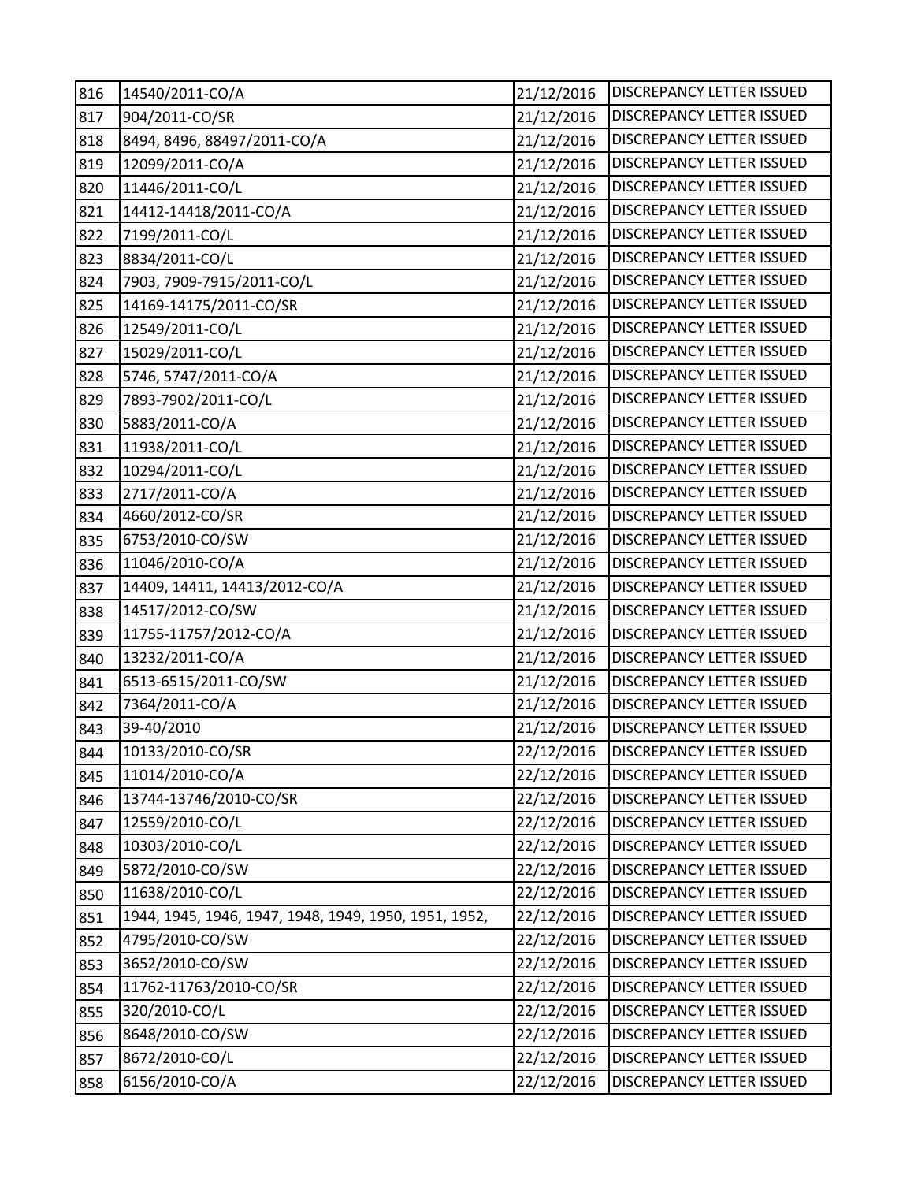| 816 | 14540/2011-CO/A | 21/12/2016 | DISCREPANCY LETTER ISSUED |
|---|---|---|---|
| 817 | 904/2011-CO/SR | 21/12/2016 | DISCREPANCY LETTER ISSUED |
| 818 | 8494, 8496, 88497/2011-CO/A | 21/12/2016 | DISCREPANCY LETTER ISSUED |
| 819 | 12099/2011-CO/A | 21/12/2016 | DISCREPANCY LETTER ISSUED |
| 820 | 11446/2011-CO/L | 21/12/2016 | DISCREPANCY LETTER ISSUED |
| 821 | 14412-14418/2011-CO/A | 21/12/2016 | DISCREPANCY LETTER ISSUED |
| 822 | 7199/2011-CO/L | 21/12/2016 | DISCREPANCY LETTER ISSUED |
| 823 | 8834/2011-CO/L | 21/12/2016 | DISCREPANCY LETTER ISSUED |
| 824 | 7903, 7909-7915/2011-CO/L | 21/12/2016 | DISCREPANCY LETTER ISSUED |
| 825 | 14169-14175/2011-CO/SR | 21/12/2016 | DISCREPANCY LETTER ISSUED |
| 826 | 12549/2011-CO/L | 21/12/2016 | DISCREPANCY LETTER ISSUED |
| 827 | 15029/2011-CO/L | 21/12/2016 | DISCREPANCY LETTER ISSUED |
| 828 | 5746, 5747/2011-CO/A | 21/12/2016 | DISCREPANCY LETTER ISSUED |
| 829 | 7893-7902/2011-CO/L | 21/12/2016 | DISCREPANCY LETTER ISSUED |
| 830 | 5883/2011-CO/A | 21/12/2016 | DISCREPANCY LETTER ISSUED |
| 831 | 11938/2011-CO/L | 21/12/2016 | DISCREPANCY LETTER ISSUED |
| 832 | 10294/2011-CO/L | 21/12/2016 | DISCREPANCY LETTER ISSUED |
| 833 | 2717/2011-CO/A | 21/12/2016 | DISCREPANCY LETTER ISSUED |
| 834 | 4660/2012-CO/SR | 21/12/2016 | DISCREPANCY LETTER ISSUED |
| 835 | 6753/2010-CO/SW | 21/12/2016 | DISCREPANCY LETTER ISSUED |
| 836 | 11046/2010-CO/A | 21/12/2016 | DISCREPANCY LETTER ISSUED |
| 837 | 14409, 14411, 14413/2012-CO/A | 21/12/2016 | DISCREPANCY LETTER ISSUED |
| 838 | 14517/2012-CO/SW | 21/12/2016 | DISCREPANCY LETTER ISSUED |
| 839 | 11755-11757/2012-CO/A | 21/12/2016 | DISCREPANCY LETTER ISSUED |
| 840 | 13232/2011-CO/A | 21/12/2016 | DISCREPANCY LETTER ISSUED |
| 841 | 6513-6515/2011-CO/SW | 21/12/2016 | DISCREPANCY LETTER ISSUED |
| 842 | 7364/2011-CO/A | 21/12/2016 | DISCREPANCY LETTER ISSUED |
| 843 | 39-40/2010 | 21/12/2016 | DISCREPANCY LETTER ISSUED |
| 844 | 10133/2010-CO/SR | 22/12/2016 | DISCREPANCY LETTER ISSUED |
| 845 | 11014/2010-CO/A | 22/12/2016 | DISCREPANCY LETTER ISSUED |
| 846 | 13744-13746/2010-CO/SR | 22/12/2016 | DISCREPANCY LETTER ISSUED |
| 847 | 12559/2010-CO/L | 22/12/2016 | DISCREPANCY LETTER ISSUED |
| 848 | 10303/2010-CO/L | 22/12/2016 | DISCREPANCY LETTER ISSUED |
| 849 | 5872/2010-CO/SW | 22/12/2016 | DISCREPANCY LETTER ISSUED |
| 850 | 11638/2010-CO/L | 22/12/2016 | DISCREPANCY LETTER ISSUED |
| 851 | 1944, 1945, 1946, 1947, 1948, 1949, 1950, 1951, 1952, | 22/12/2016 | DISCREPANCY LETTER ISSUED |
| 852 | 4795/2010-CO/SW | 22/12/2016 | DISCREPANCY LETTER ISSUED |
| 853 | 3652/2010-CO/SW | 22/12/2016 | DISCREPANCY LETTER ISSUED |
| 854 | 11762-11763/2010-CO/SR | 22/12/2016 | DISCREPANCY LETTER ISSUED |
| 855 | 320/2010-CO/L | 22/12/2016 | DISCREPANCY LETTER ISSUED |
| 856 | 8648/2010-CO/SW | 22/12/2016 | DISCREPANCY LETTER ISSUED |
| 857 | 8672/2010-CO/L | 22/12/2016 | DISCREPANCY LETTER ISSUED |
| 858 | 6156/2010-CO/A | 22/12/2016 | DISCREPANCY LETTER ISSUED |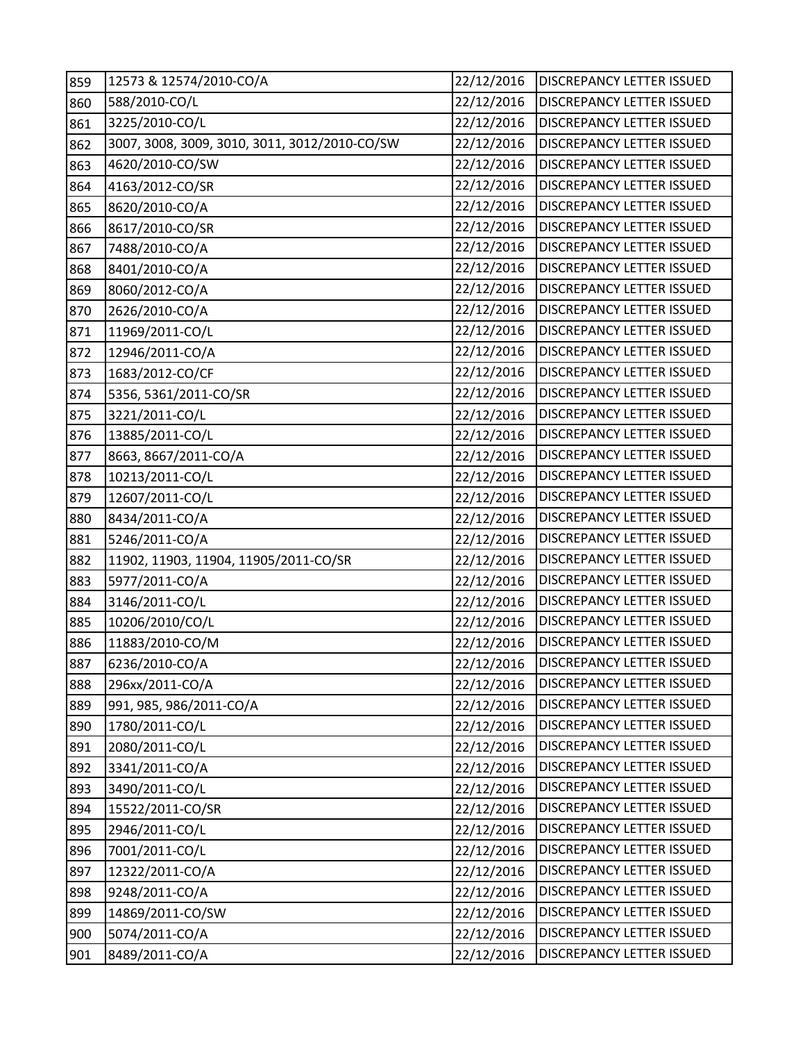| | | | |
|---|---|---|---|
| 859 | 12573 & 12574/2010-CO/A | 22/12/2016 | DISCREPANCY LETTER ISSUED |
| 860 | 588/2010-CO/L | 22/12/2016 | DISCREPANCY LETTER ISSUED |
| 861 | 3225/2010-CO/L | 22/12/2016 | DISCREPANCY LETTER ISSUED |
| 862 | 3007, 3008, 3009, 3010, 3011, 3012/2010-CO/SW | 22/12/2016 | DISCREPANCY LETTER ISSUED |
| 863 | 4620/2010-CO/SW | 22/12/2016 | DISCREPANCY LETTER ISSUED |
| 864 | 4163/2012-CO/SR | 22/12/2016 | DISCREPANCY LETTER ISSUED |
| 865 | 8620/2010-CO/A | 22/12/2016 | DISCREPANCY LETTER ISSUED |
| 866 | 8617/2010-CO/SR | 22/12/2016 | DISCREPANCY LETTER ISSUED |
| 867 | 7488/2010-CO/A | 22/12/2016 | DISCREPANCY LETTER ISSUED |
| 868 | 8401/2010-CO/A | 22/12/2016 | DISCREPANCY LETTER ISSUED |
| 869 | 8060/2012-CO/A | 22/12/2016 | DISCREPANCY LETTER ISSUED |
| 870 | 2626/2010-CO/A | 22/12/2016 | DISCREPANCY LETTER ISSUED |
| 871 | 11969/2011-CO/L | 22/12/2016 | DISCREPANCY LETTER ISSUED |
| 872 | 12946/2011-CO/A | 22/12/2016 | DISCREPANCY LETTER ISSUED |
| 873 | 1683/2012-CO/CF | 22/12/2016 | DISCREPANCY LETTER ISSUED |
| 874 | 5356, 5361/2011-CO/SR | 22/12/2016 | DISCREPANCY LETTER ISSUED |
| 875 | 3221/2011-CO/L | 22/12/2016 | DISCREPANCY LETTER ISSUED |
| 876 | 13885/2011-CO/L | 22/12/2016 | DISCREPANCY LETTER ISSUED |
| 877 | 8663, 8667/2011-CO/A | 22/12/2016 | DISCREPANCY LETTER ISSUED |
| 878 | 10213/2011-CO/L | 22/12/2016 | DISCREPANCY LETTER ISSUED |
| 879 | 12607/2011-CO/L | 22/12/2016 | DISCREPANCY LETTER ISSUED |
| 880 | 8434/2011-CO/A | 22/12/2016 | DISCREPANCY LETTER ISSUED |
| 881 | 5246/2011-CO/A | 22/12/2016 | DISCREPANCY LETTER ISSUED |
| 882 | 11902, 11903, 11904, 11905/2011-CO/SR | 22/12/2016 | DISCREPANCY LETTER ISSUED |
| 883 | 5977/2011-CO/A | 22/12/2016 | DISCREPANCY LETTER ISSUED |
| 884 | 3146/2011-CO/L | 22/12/2016 | DISCREPANCY LETTER ISSUED |
| 885 | 10206/2010/CO/L | 22/12/2016 | DISCREPANCY LETTER ISSUED |
| 886 | 11883/2010-CO/M | 22/12/2016 | DISCREPANCY LETTER ISSUED |
| 887 | 6236/2010-CO/A | 22/12/2016 | DISCREPANCY LETTER ISSUED |
| 888 | 296xx/2011-CO/A | 22/12/2016 | DISCREPANCY LETTER ISSUED |
| 889 | 991, 985, 986/2011-CO/A | 22/12/2016 | DISCREPANCY LETTER ISSUED |
| 890 | 1780/2011-CO/L | 22/12/2016 | DISCREPANCY LETTER ISSUED |
| 891 | 2080/2011-CO/L | 22/12/2016 | DISCREPANCY LETTER ISSUED |
| 892 | 3341/2011-CO/A | 22/12/2016 | DISCREPANCY LETTER ISSUED |
| 893 | 3490/2011-CO/L | 22/12/2016 | DISCREPANCY LETTER ISSUED |
| 894 | 15522/2011-CO/SR | 22/12/2016 | DISCREPANCY LETTER ISSUED |
| 895 | 2946/2011-CO/L | 22/12/2016 | DISCREPANCY LETTER ISSUED |
| 896 | 7001/2011-CO/L | 22/12/2016 | DISCREPANCY LETTER ISSUED |
| 897 | 12322/2011-CO/A | 22/12/2016 | DISCREPANCY LETTER ISSUED |
| 898 | 9248/2011-CO/A | 22/12/2016 | DISCREPANCY LETTER ISSUED |
| 899 | 14869/2011-CO/SW | 22/12/2016 | DISCREPANCY LETTER ISSUED |
| 900 | 5074/2011-CO/A | 22/12/2016 | DISCREPANCY LETTER ISSUED |
| 901 | 8489/2011-CO/A | 22/12/2016 | DISCREPANCY LETTER ISSUED |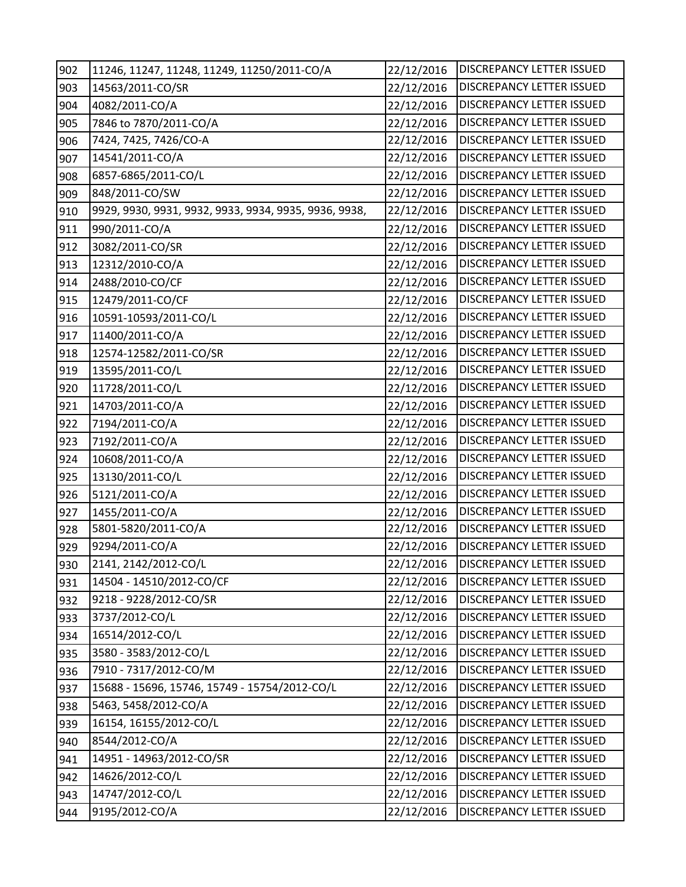| 902 | 11246, 11247, 11248, 11249, 11250/2011-CO/A | 22/12/2016 | DISCREPANCY LETTER ISSUED |
|---|---|---|---|
| 903 | 14563/2011-CO/SR | 22/12/2016 | DISCREPANCY LETTER ISSUED |
| 904 | 4082/2011-CO/A | 22/12/2016 | DISCREPANCY LETTER ISSUED |
| 905 | 7846 to 7870/2011-CO/A | 22/12/2016 | DISCREPANCY LETTER ISSUED |
| 906 | 7424, 7425, 7426/CO-A | 22/12/2016 | DISCREPANCY LETTER ISSUED |
| 907 | 14541/2011-CO/A | 22/12/2016 | DISCREPANCY LETTER ISSUED |
| 908 | 6857-6865/2011-CO/L | 22/12/2016 | DISCREPANCY LETTER ISSUED |
| 909 | 848/2011-CO/SW | 22/12/2016 | DISCREPANCY LETTER ISSUED |
| 910 | 9929, 9930, 9931, 9932, 9933, 9934, 9935, 9936, 9938, | 22/12/2016 | DISCREPANCY LETTER ISSUED |
| 911 | 990/2011-CO/A | 22/12/2016 | DISCREPANCY LETTER ISSUED |
| 912 | 3082/2011-CO/SR | 22/12/2016 | DISCREPANCY LETTER ISSUED |
| 913 | 12312/2010-CO/A | 22/12/2016 | DISCREPANCY LETTER ISSUED |
| 914 | 2488/2010-CO/CF | 22/12/2016 | DISCREPANCY LETTER ISSUED |
| 915 | 12479/2011-CO/CF | 22/12/2016 | DISCREPANCY LETTER ISSUED |
| 916 | 10591-10593/2011-CO/L | 22/12/2016 | DISCREPANCY LETTER ISSUED |
| 917 | 11400/2011-CO/A | 22/12/2016 | DISCREPANCY LETTER ISSUED |
| 918 | 12574-12582/2011-CO/SR | 22/12/2016 | DISCREPANCY LETTER ISSUED |
| 919 | 13595/2011-CO/L | 22/12/2016 | DISCREPANCY LETTER ISSUED |
| 920 | 11728/2011-CO/L | 22/12/2016 | DISCREPANCY LETTER ISSUED |
| 921 | 14703/2011-CO/A | 22/12/2016 | DISCREPANCY LETTER ISSUED |
| 922 | 7194/2011-CO/A | 22/12/2016 | DISCREPANCY LETTER ISSUED |
| 923 | 7192/2011-CO/A | 22/12/2016 | DISCREPANCY LETTER ISSUED |
| 924 | 10608/2011-CO/A | 22/12/2016 | DISCREPANCY LETTER ISSUED |
| 925 | 13130/2011-CO/L | 22/12/2016 | DISCREPANCY LETTER ISSUED |
| 926 | 5121/2011-CO/A | 22/12/2016 | DISCREPANCY LETTER ISSUED |
| 927 | 1455/2011-CO/A | 22/12/2016 | DISCREPANCY LETTER ISSUED |
| 928 | 5801-5820/2011-CO/A | 22/12/2016 | DISCREPANCY LETTER ISSUED |
| 929 | 9294/2011-CO/A | 22/12/2016 | DISCREPANCY LETTER ISSUED |
| 930 | 2141, 2142/2012-CO/L | 22/12/2016 | DISCREPANCY LETTER ISSUED |
| 931 | 14504 - 14510/2012-CO/CF | 22/12/2016 | DISCREPANCY LETTER ISSUED |
| 932 | 9218 - 9228/2012-CO/SR | 22/12/2016 | DISCREPANCY LETTER ISSUED |
| 933 | 3737/2012-CO/L | 22/12/2016 | DISCREPANCY LETTER ISSUED |
| 934 | 16514/2012-CO/L | 22/12/2016 | DISCREPANCY LETTER ISSUED |
| 935 | 3580 - 3583/2012-CO/L | 22/12/2016 | DISCREPANCY LETTER ISSUED |
| 936 | 7910 - 7317/2012-CO/M | 22/12/2016 | DISCREPANCY LETTER ISSUED |
| 937 | 15688 - 15696, 15746, 15749 - 15754/2012-CO/L | 22/12/2016 | DISCREPANCY LETTER ISSUED |
| 938 | 5463, 5458/2012-CO/A | 22/12/2016 | DISCREPANCY LETTER ISSUED |
| 939 | 16154, 16155/2012-CO/L | 22/12/2016 | DISCREPANCY LETTER ISSUED |
| 940 | 8544/2012-CO/A | 22/12/2016 | DISCREPANCY LETTER ISSUED |
| 941 | 14951 - 14963/2012-CO/SR | 22/12/2016 | DISCREPANCY LETTER ISSUED |
| 942 | 14626/2012-CO/L | 22/12/2016 | DISCREPANCY LETTER ISSUED |
| 943 | 14747/2012-CO/L | 22/12/2016 | DISCREPANCY LETTER ISSUED |
| 944 | 9195/2012-CO/A | 22/12/2016 | DISCREPANCY LETTER ISSUED |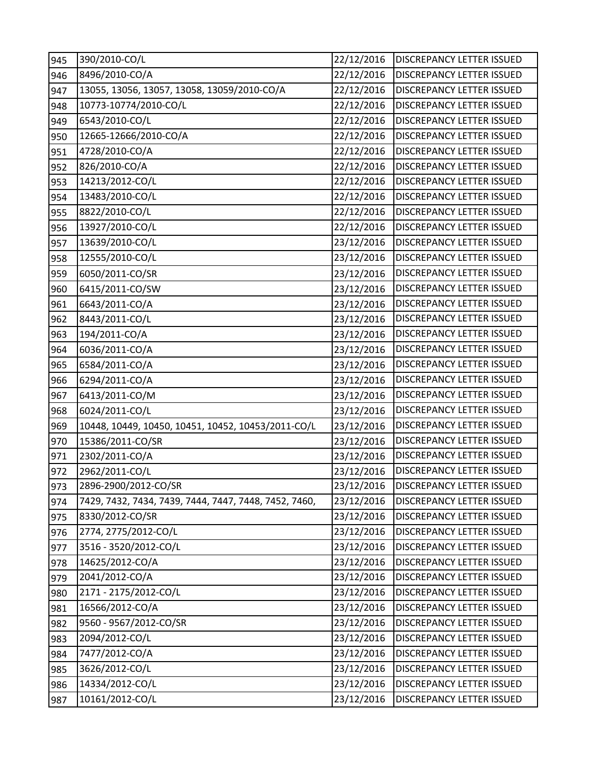| 945 | 390/2010-CO/L | 22/12/2016 | DISCREPANCY LETTER ISSUED |
|---|---|---|---|
| 946 | 8496/2010-CO/A | 22/12/2016 | DISCREPANCY LETTER ISSUED |
| 947 | 13055, 13056, 13057, 13058, 13059/2010-CO/A | 22/12/2016 | DISCREPANCY LETTER ISSUED |
| 948 | 10773-10774/2010-CO/L | 22/12/2016 | DISCREPANCY LETTER ISSUED |
| 949 | 6543/2010-CO/L | 22/12/2016 | DISCREPANCY LETTER ISSUED |
| 950 | 12665-12666/2010-CO/A | 22/12/2016 | DISCREPANCY LETTER ISSUED |
| 951 | 4728/2010-CO/A | 22/12/2016 | DISCREPANCY LETTER ISSUED |
| 952 | 826/2010-CO/A | 22/12/2016 | DISCREPANCY LETTER ISSUED |
| 953 | 14213/2012-CO/L | 22/12/2016 | DISCREPANCY LETTER ISSUED |
| 954 | 13483/2010-CO/L | 22/12/2016 | DISCREPANCY LETTER ISSUED |
| 955 | 8822/2010-CO/L | 22/12/2016 | DISCREPANCY LETTER ISSUED |
| 956 | 13927/2010-CO/L | 22/12/2016 | DISCREPANCY LETTER ISSUED |
| 957 | 13639/2010-CO/L | 23/12/2016 | DISCREPANCY LETTER ISSUED |
| 958 | 12555/2010-CO/L | 23/12/2016 | DISCREPANCY LETTER ISSUED |
| 959 | 6050/2011-CO/SR | 23/12/2016 | DISCREPANCY LETTER ISSUED |
| 960 | 6415/2011-CO/SW | 23/12/2016 | DISCREPANCY LETTER ISSUED |
| 961 | 6643/2011-CO/A | 23/12/2016 | DISCREPANCY LETTER ISSUED |
| 962 | 8443/2011-CO/L | 23/12/2016 | DISCREPANCY LETTER ISSUED |
| 963 | 194/2011-CO/A | 23/12/2016 | DISCREPANCY LETTER ISSUED |
| 964 | 6036/2011-CO/A | 23/12/2016 | DISCREPANCY LETTER ISSUED |
| 965 | 6584/2011-CO/A | 23/12/2016 | DISCREPANCY LETTER ISSUED |
| 966 | 6294/2011-CO/A | 23/12/2016 | DISCREPANCY LETTER ISSUED |
| 967 | 6413/2011-CO/M | 23/12/2016 | DISCREPANCY LETTER ISSUED |
| 968 | 6024/2011-CO/L | 23/12/2016 | DISCREPANCY LETTER ISSUED |
| 969 | 10448, 10449, 10450, 10451, 10452, 10453/2011-CO/L | 23/12/2016 | DISCREPANCY LETTER ISSUED |
| 970 | 15386/2011-CO/SR | 23/12/2016 | DISCREPANCY LETTER ISSUED |
| 971 | 2302/2011-CO/A | 23/12/2016 | DISCREPANCY LETTER ISSUED |
| 972 | 2962/2011-CO/L | 23/12/2016 | DISCREPANCY LETTER ISSUED |
| 973 | 2896-2900/2012-CO/SR | 23/12/2016 | DISCREPANCY LETTER ISSUED |
| 974 | 7429, 7432, 7434, 7439, 7444, 7447, 7448, 7452, 7460, | 23/12/2016 | DISCREPANCY LETTER ISSUED |
| 975 | 8330/2012-CO/SR | 23/12/2016 | DISCREPANCY LETTER ISSUED |
| 976 | 2774, 2775/2012-CO/L | 23/12/2016 | DISCREPANCY LETTER ISSUED |
| 977 | 3516 - 3520/2012-CO/L | 23/12/2016 | DISCREPANCY LETTER ISSUED |
| 978 | 14625/2012-CO/A | 23/12/2016 | DISCREPANCY LETTER ISSUED |
| 979 | 2041/2012-CO/A | 23/12/2016 | DISCREPANCY LETTER ISSUED |
| 980 | 2171 - 2175/2012-CO/L | 23/12/2016 | DISCREPANCY LETTER ISSUED |
| 981 | 16566/2012-CO/A | 23/12/2016 | DISCREPANCY LETTER ISSUED |
| 982 | 9560 - 9567/2012-CO/SR | 23/12/2016 | DISCREPANCY LETTER ISSUED |
| 983 | 2094/2012-CO/L | 23/12/2016 | DISCREPANCY LETTER ISSUED |
| 984 | 7477/2012-CO/A | 23/12/2016 | DISCREPANCY LETTER ISSUED |
| 985 | 3626/2012-CO/L | 23/12/2016 | DISCREPANCY LETTER ISSUED |
| 986 | 14334/2012-CO/L | 23/12/2016 | DISCREPANCY LETTER ISSUED |
| 987 | 10161/2012-CO/L | 23/12/2016 | DISCREPANCY LETTER ISSUED |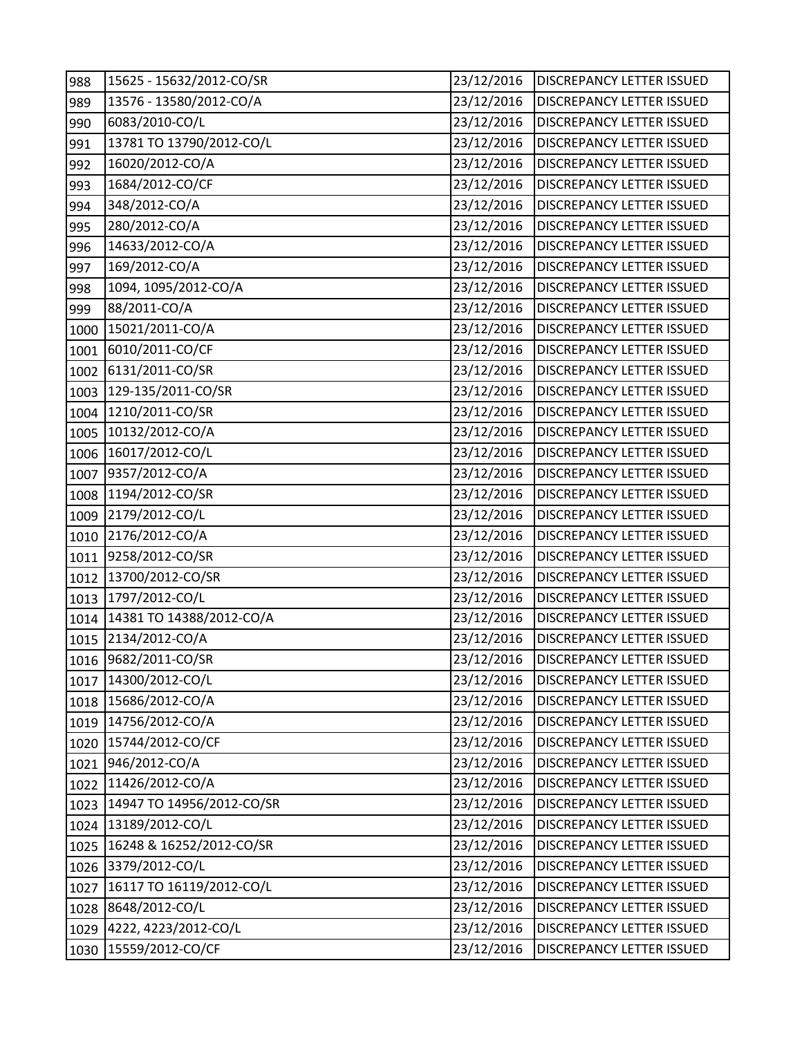| | | | |
|---|---|---|---|
| 988 | 15625 - 15632/2012-CO/SR | 23/12/2016 | DISCREPANCY LETTER ISSUED |
| 989 | 13576 - 13580/2012-CO/A | 23/12/2016 | DISCREPANCY LETTER ISSUED |
| 990 | 6083/2010-CO/L | 23/12/2016 | DISCREPANCY LETTER ISSUED |
| 991 | 13781 TO 13790/2012-CO/L | 23/12/2016 | DISCREPANCY LETTER ISSUED |
| 992 | 16020/2012-CO/A | 23/12/2016 | DISCREPANCY LETTER ISSUED |
| 993 | 1684/2012-CO/CF | 23/12/2016 | DISCREPANCY LETTER ISSUED |
| 994 | 348/2012-CO/A | 23/12/2016 | DISCREPANCY LETTER ISSUED |
| 995 | 280/2012-CO/A | 23/12/2016 | DISCREPANCY LETTER ISSUED |
| 996 | 14633/2012-CO/A | 23/12/2016 | DISCREPANCY LETTER ISSUED |
| 997 | 169/2012-CO/A | 23/12/2016 | DISCREPANCY LETTER ISSUED |
| 998 | 1094, 1095/2012-CO/A | 23/12/2016 | DISCREPANCY LETTER ISSUED |
| 999 | 88/2011-CO/A | 23/12/2016 | DISCREPANCY LETTER ISSUED |
| 1000 | 15021/2011-CO/A | 23/12/2016 | DISCREPANCY LETTER ISSUED |
| 1001 | 6010/2011-CO/CF | 23/12/2016 | DISCREPANCY LETTER ISSUED |
| 1002 | 6131/2011-CO/SR | 23/12/2016 | DISCREPANCY LETTER ISSUED |
| 1003 | 129-135/2011-CO/SR | 23/12/2016 | DISCREPANCY LETTER ISSUED |
| 1004 | 1210/2011-CO/SR | 23/12/2016 | DISCREPANCY LETTER ISSUED |
| 1005 | 10132/2012-CO/A | 23/12/2016 | DISCREPANCY LETTER ISSUED |
| 1006 | 16017/2012-CO/L | 23/12/2016 | DISCREPANCY LETTER ISSUED |
| 1007 | 9357/2012-CO/A | 23/12/2016 | DISCREPANCY LETTER ISSUED |
| 1008 | 1194/2012-CO/SR | 23/12/2016 | DISCREPANCY LETTER ISSUED |
| 1009 | 2179/2012-CO/L | 23/12/2016 | DISCREPANCY LETTER ISSUED |
| 1010 | 2176/2012-CO/A | 23/12/2016 | DISCREPANCY LETTER ISSUED |
| 1011 | 9258/2012-CO/SR | 23/12/2016 | DISCREPANCY LETTER ISSUED |
| 1012 | 13700/2012-CO/SR | 23/12/2016 | DISCREPANCY LETTER ISSUED |
| 1013 | 1797/2012-CO/L | 23/12/2016 | DISCREPANCY LETTER ISSUED |
| 1014 | 14381 TO 14388/2012-CO/A | 23/12/2016 | DISCREPANCY LETTER ISSUED |
| 1015 | 2134/2012-CO/A | 23/12/2016 | DISCREPANCY LETTER ISSUED |
| 1016 | 9682/2011-CO/SR | 23/12/2016 | DISCREPANCY LETTER ISSUED |
| 1017 | 14300/2012-CO/L | 23/12/2016 | DISCREPANCY LETTER ISSUED |
| 1018 | 15686/2012-CO/A | 23/12/2016 | DISCREPANCY LETTER ISSUED |
| 1019 | 14756/2012-CO/A | 23/12/2016 | DISCREPANCY LETTER ISSUED |
| 1020 | 15744/2012-CO/CF | 23/12/2016 | DISCREPANCY LETTER ISSUED |
| 1021 | 946/2012-CO/A | 23/12/2016 | DISCREPANCY LETTER ISSUED |
| 1022 | 11426/2012-CO/A | 23/12/2016 | DISCREPANCY LETTER ISSUED |
| 1023 | 14947 TO 14956/2012-CO/SR | 23/12/2016 | DISCREPANCY LETTER ISSUED |
| 1024 | 13189/2012-CO/L | 23/12/2016 | DISCREPANCY LETTER ISSUED |
| 1025 | 16248 & 16252/2012-CO/SR | 23/12/2016 | DISCREPANCY LETTER ISSUED |
| 1026 | 3379/2012-CO/L | 23/12/2016 | DISCREPANCY LETTER ISSUED |
| 1027 | 16117 TO 16119/2012-CO/L | 23/12/2016 | DISCREPANCY LETTER ISSUED |
| 1028 | 8648/2012-CO/L | 23/12/2016 | DISCREPANCY LETTER ISSUED |
| 1029 | 4222, 4223/2012-CO/L | 23/12/2016 | DISCREPANCY LETTER ISSUED |
| 1030 | 15559/2012-CO/CF | 23/12/2016 | DISCREPANCY LETTER ISSUED |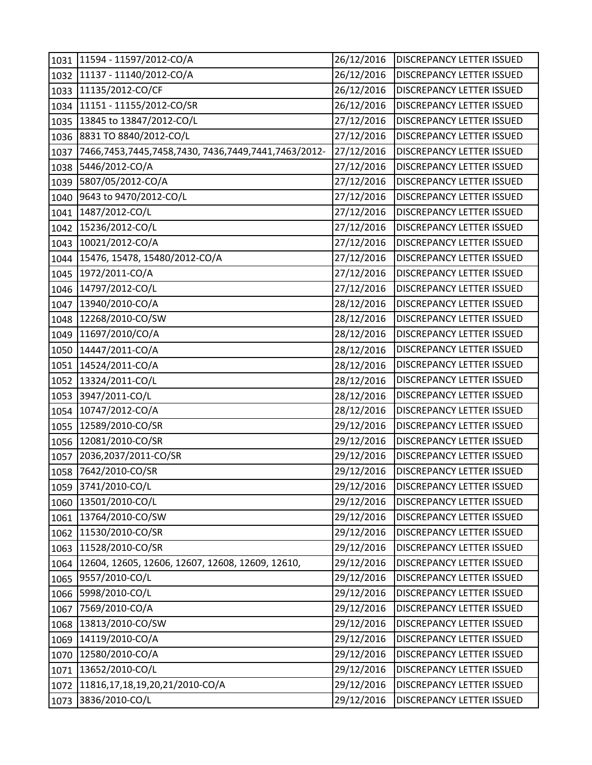| | | | |
|---|---|---|---|
| 1031 | 11594 - 11597/2012-CO/A | 26/12/2016 | DISCREPANCY LETTER ISSUED |
| 1032 | 11137 - 11140/2012-CO/A | 26/12/2016 | DISCREPANCY LETTER ISSUED |
| 1033 | 11135/2012-CO/CF | 26/12/2016 | DISCREPANCY LETTER ISSUED |
| 1034 | 11151 - 11155/2012-CO/SR | 26/12/2016 | DISCREPANCY LETTER ISSUED |
| 1035 | 13845 to 13847/2012-CO/L | 27/12/2016 | DISCREPANCY LETTER ISSUED |
| 1036 | 8831 TO 8840/2012-CO/L | 27/12/2016 | DISCREPANCY LETTER ISSUED |
| 1037 | 7466,7453,7445,7458,7430, 7436,7449,7441,7463/2012- | 27/12/2016 | DISCREPANCY LETTER ISSUED |
| 1038 | 5446/2012-CO/A | 27/12/2016 | DISCREPANCY LETTER ISSUED |
| 1039 | 5807/05/2012-CO/A | 27/12/2016 | DISCREPANCY LETTER ISSUED |
| 1040 | 9643 to 9470/2012-CO/L | 27/12/2016 | DISCREPANCY LETTER ISSUED |
| 1041 | 1487/2012-CO/L | 27/12/2016 | DISCREPANCY LETTER ISSUED |
| 1042 | 15236/2012-CO/L | 27/12/2016 | DISCREPANCY LETTER ISSUED |
| 1043 | 10021/2012-CO/A | 27/12/2016 | DISCREPANCY LETTER ISSUED |
| 1044 | 15476, 15478, 15480/2012-CO/A | 27/12/2016 | DISCREPANCY LETTER ISSUED |
| 1045 | 1972/2011-CO/A | 27/12/2016 | DISCREPANCY LETTER ISSUED |
| 1046 | 14797/2012-CO/L | 27/12/2016 | DISCREPANCY LETTER ISSUED |
| 1047 | 13940/2010-CO/A | 28/12/2016 | DISCREPANCY LETTER ISSUED |
| 1048 | 12268/2010-CO/SW | 28/12/2016 | DISCREPANCY LETTER ISSUED |
| 1049 | 11697/2010/CO/A | 28/12/2016 | DISCREPANCY LETTER ISSUED |
| 1050 | 14447/2011-CO/A | 28/12/2016 | DISCREPANCY LETTER ISSUED |
| 1051 | 14524/2011-CO/A | 28/12/2016 | DISCREPANCY LETTER ISSUED |
| 1052 | 13324/2011-CO/L | 28/12/2016 | DISCREPANCY LETTER ISSUED |
| 1053 | 3947/2011-CO/L | 28/12/2016 | DISCREPANCY LETTER ISSUED |
| 1054 | 10747/2012-CO/A | 28/12/2016 | DISCREPANCY LETTER ISSUED |
| 1055 | 12589/2010-CO/SR | 29/12/2016 | DISCREPANCY LETTER ISSUED |
| 1056 | 12081/2010-CO/SR | 29/12/2016 | DISCREPANCY LETTER ISSUED |
| 1057 | 2036,2037/2011-CO/SR | 29/12/2016 | DISCREPANCY LETTER ISSUED |
| 1058 | 7642/2010-CO/SR | 29/12/2016 | DISCREPANCY LETTER ISSUED |
| 1059 | 3741/2010-CO/L | 29/12/2016 | DISCREPANCY LETTER ISSUED |
| 1060 | 13501/2010-CO/L | 29/12/2016 | DISCREPANCY LETTER ISSUED |
| 1061 | 13764/2010-CO/SW | 29/12/2016 | DISCREPANCY LETTER ISSUED |
| 1062 | 11530/2010-CO/SR | 29/12/2016 | DISCREPANCY LETTER ISSUED |
| 1063 | 11528/2010-CO/SR | 29/12/2016 | DISCREPANCY LETTER ISSUED |
| 1064 | 12604, 12605, 12606, 12607, 12608, 12609, 12610, | 29/12/2016 | DISCREPANCY LETTER ISSUED |
| 1065 | 9557/2010-CO/L | 29/12/2016 | DISCREPANCY LETTER ISSUED |
| 1066 | 5998/2010-CO/L | 29/12/2016 | DISCREPANCY LETTER ISSUED |
| 1067 | 7569/2010-CO/A | 29/12/2016 | DISCREPANCY LETTER ISSUED |
| 1068 | 13813/2010-CO/SW | 29/12/2016 | DISCREPANCY LETTER ISSUED |
| 1069 | 14119/2010-CO/A | 29/12/2016 | DISCREPANCY LETTER ISSUED |
| 1070 | 12580/2010-CO/A | 29/12/2016 | DISCREPANCY LETTER ISSUED |
| 1071 | 13652/2010-CO/L | 29/12/2016 | DISCREPANCY LETTER ISSUED |
| 1072 | 11816,17,18,19,20,21/2010-CO/A | 29/12/2016 | DISCREPANCY LETTER ISSUED |
| 1073 | 3836/2010-CO/L | 29/12/2016 | DISCREPANCY LETTER ISSUED |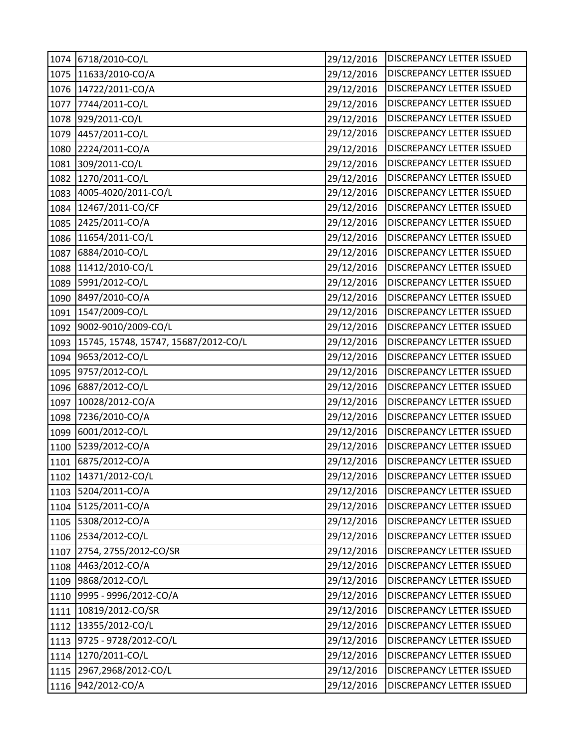| | | | |
|---|---|---|---|
| 1074 | 6718/2010-CO/L | 29/12/2016 | DISCREPANCY LETTER ISSUED |
| 1075 | 11633/2010-CO/A | 29/12/2016 | DISCREPANCY LETTER ISSUED |
| 1076 | 14722/2011-CO/A | 29/12/2016 | DISCREPANCY LETTER ISSUED |
| 1077 | 7744/2011-CO/L | 29/12/2016 | DISCREPANCY LETTER ISSUED |
| 1078 | 929/2011-CO/L | 29/12/2016 | DISCREPANCY LETTER ISSUED |
| 1079 | 4457/2011-CO/L | 29/12/2016 | DISCREPANCY LETTER ISSUED |
| 1080 | 2224/2011-CO/A | 29/12/2016 | DISCREPANCY LETTER ISSUED |
| 1081 | 309/2011-CO/L | 29/12/2016 | DISCREPANCY LETTER ISSUED |
| 1082 | 1270/2011-CO/L | 29/12/2016 | DISCREPANCY LETTER ISSUED |
| 1083 | 4005-4020/2011-CO/L | 29/12/2016 | DISCREPANCY LETTER ISSUED |
| 1084 | 12467/2011-CO/CF | 29/12/2016 | DISCREPANCY LETTER ISSUED |
| 1085 | 2425/2011-CO/A | 29/12/2016 | DISCREPANCY LETTER ISSUED |
| 1086 | 11654/2011-CO/L | 29/12/2016 | DISCREPANCY LETTER ISSUED |
| 1087 | 6884/2010-CO/L | 29/12/2016 | DISCREPANCY LETTER ISSUED |
| 1088 | 11412/2010-CO/L | 29/12/2016 | DISCREPANCY LETTER ISSUED |
| 1089 | 5991/2012-CO/L | 29/12/2016 | DISCREPANCY LETTER ISSUED |
| 1090 | 8497/2010-CO/A | 29/12/2016 | DISCREPANCY LETTER ISSUED |
| 1091 | 1547/2009-CO/L | 29/12/2016 | DISCREPANCY LETTER ISSUED |
| 1092 | 9002-9010/2009-CO/L | 29/12/2016 | DISCREPANCY LETTER ISSUED |
| 1093 | 15745, 15748, 15747, 15687/2012-CO/L | 29/12/2016 | DISCREPANCY LETTER ISSUED |
| 1094 | 9653/2012-CO/L | 29/12/2016 | DISCREPANCY LETTER ISSUED |
| 1095 | 9757/2012-CO/L | 29/12/2016 | DISCREPANCY LETTER ISSUED |
| 1096 | 6887/2012-CO/L | 29/12/2016 | DISCREPANCY LETTER ISSUED |
| 1097 | 10028/2012-CO/A | 29/12/2016 | DISCREPANCY LETTER ISSUED |
| 1098 | 7236/2010-CO/A | 29/12/2016 | DISCREPANCY LETTER ISSUED |
| 1099 | 6001/2012-CO/L | 29/12/2016 | DISCREPANCY LETTER ISSUED |
| 1100 | 5239/2012-CO/A | 29/12/2016 | DISCREPANCY LETTER ISSUED |
| 1101 | 6875/2012-CO/A | 29/12/2016 | DISCREPANCY LETTER ISSUED |
| 1102 | 14371/2012-CO/L | 29/12/2016 | DISCREPANCY LETTER ISSUED |
| 1103 | 5204/2011-CO/A | 29/12/2016 | DISCREPANCY LETTER ISSUED |
| 1104 | 5125/2011-CO/A | 29/12/2016 | DISCREPANCY LETTER ISSUED |
| 1105 | 5308/2012-CO/A | 29/12/2016 | DISCREPANCY LETTER ISSUED |
| 1106 | 2534/2012-CO/L | 29/12/2016 | DISCREPANCY LETTER ISSUED |
| 1107 | 2754, 2755/2012-CO/SR | 29/12/2016 | DISCREPANCY LETTER ISSUED |
| 1108 | 4463/2012-CO/A | 29/12/2016 | DISCREPANCY LETTER ISSUED |
| 1109 | 9868/2012-CO/L | 29/12/2016 | DISCREPANCY LETTER ISSUED |
| 1110 | 9995 - 9996/2012-CO/A | 29/12/2016 | DISCREPANCY LETTER ISSUED |
| 1111 | 10819/2012-CO/SR | 29/12/2016 | DISCREPANCY LETTER ISSUED |
| 1112 | 13355/2012-CO/L | 29/12/2016 | DISCREPANCY LETTER ISSUED |
| 1113 | 9725 - 9728/2012-CO/L | 29/12/2016 | DISCREPANCY LETTER ISSUED |
| 1114 | 1270/2011-CO/L | 29/12/2016 | DISCREPANCY LETTER ISSUED |
| 1115 | 2967,2968/2012-CO/L | 29/12/2016 | DISCREPANCY LETTER ISSUED |
| 1116 | 942/2012-CO/A | 29/12/2016 | DISCREPANCY LETTER ISSUED |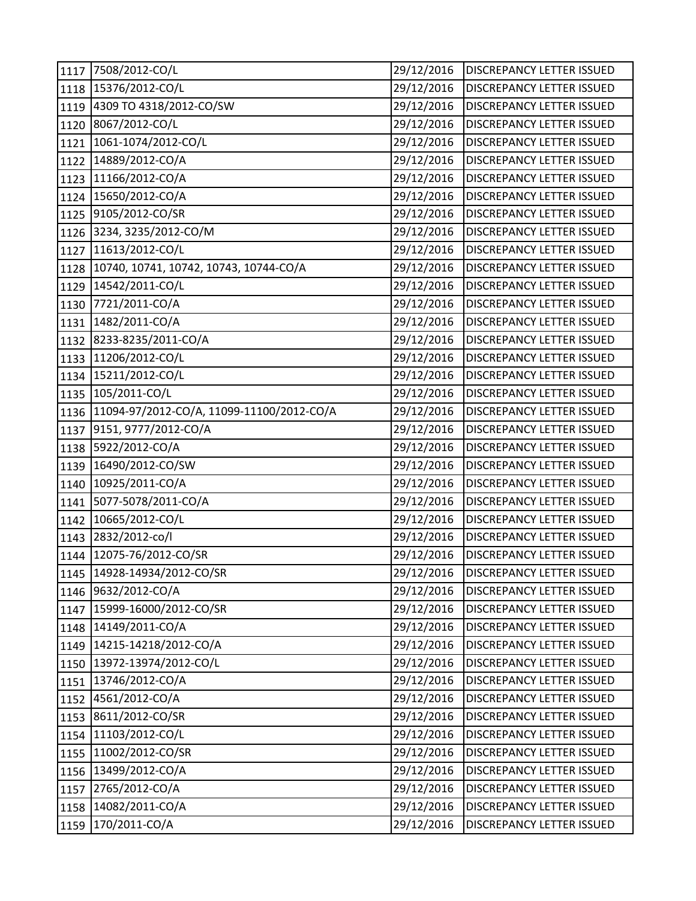| | | | |
|---|---|---|---|
| 1117 | 7508/2012-CO/L | 29/12/2016 | DISCREPANCY LETTER ISSUED |
| 1118 | 15376/2012-CO/L | 29/12/2016 | DISCREPANCY LETTER ISSUED |
| 1119 | 4309 TO 4318/2012-CO/SW | 29/12/2016 | DISCREPANCY LETTER ISSUED |
| 1120 | 8067/2012-CO/L | 29/12/2016 | DISCREPANCY LETTER ISSUED |
| 1121 | 1061-1074/2012-CO/L | 29/12/2016 | DISCREPANCY LETTER ISSUED |
| 1122 | 14889/2012-CO/A | 29/12/2016 | DISCREPANCY LETTER ISSUED |
| 1123 | 11166/2012-CO/A | 29/12/2016 | DISCREPANCY LETTER ISSUED |
| 1124 | 15650/2012-CO/A | 29/12/2016 | DISCREPANCY LETTER ISSUED |
| 1125 | 9105/2012-CO/SR | 29/12/2016 | DISCREPANCY LETTER ISSUED |
| 1126 | 3234, 3235/2012-CO/M | 29/12/2016 | DISCREPANCY LETTER ISSUED |
| 1127 | 11613/2012-CO/L | 29/12/2016 | DISCREPANCY LETTER ISSUED |
| 1128 | 10740, 10741, 10742, 10743, 10744-CO/A | 29/12/2016 | DISCREPANCY LETTER ISSUED |
| 1129 | 14542/2011-CO/L | 29/12/2016 | DISCREPANCY LETTER ISSUED |
| 1130 | 7721/2011-CO/A | 29/12/2016 | DISCREPANCY LETTER ISSUED |
| 1131 | 1482/2011-CO/A | 29/12/2016 | DISCREPANCY LETTER ISSUED |
| 1132 | 8233-8235/2011-CO/A | 29/12/2016 | DISCREPANCY LETTER ISSUED |
| 1133 | 11206/2012-CO/L | 29/12/2016 | DISCREPANCY LETTER ISSUED |
| 1134 | 15211/2012-CO/L | 29/12/2016 | DISCREPANCY LETTER ISSUED |
| 1135 | 105/2011-CO/L | 29/12/2016 | DISCREPANCY LETTER ISSUED |
| 1136 | 11094-97/2012-CO/A, 11099-11100/2012-CO/A | 29/12/2016 | DISCREPANCY LETTER ISSUED |
| 1137 | 9151, 9777/2012-CO/A | 29/12/2016 | DISCREPANCY LETTER ISSUED |
| 1138 | 5922/2012-CO/A | 29/12/2016 | DISCREPANCY LETTER ISSUED |
| 1139 | 16490/2012-CO/SW | 29/12/2016 | DISCREPANCY LETTER ISSUED |
| 1140 | 10925/2011-CO/A | 29/12/2016 | DISCREPANCY LETTER ISSUED |
| 1141 | 5077-5078/2011-CO/A | 29/12/2016 | DISCREPANCY LETTER ISSUED |
| 1142 | 10665/2012-CO/L | 29/12/2016 | DISCREPANCY LETTER ISSUED |
| 1143 | 2832/2012-co/l | 29/12/2016 | DISCREPANCY LETTER ISSUED |
| 1144 | 12075-76/2012-CO/SR | 29/12/2016 | DISCREPANCY LETTER ISSUED |
| 1145 | 14928-14934/2012-CO/SR | 29/12/2016 | DISCREPANCY LETTER ISSUED |
| 1146 | 9632/2012-CO/A | 29/12/2016 | DISCREPANCY LETTER ISSUED |
| 1147 | 15999-16000/2012-CO/SR | 29/12/2016 | DISCREPANCY LETTER ISSUED |
| 1148 | 14149/2011-CO/A | 29/12/2016 | DISCREPANCY LETTER ISSUED |
| 1149 | 14215-14218/2012-CO/A | 29/12/2016 | DISCREPANCY LETTER ISSUED |
| 1150 | 13972-13974/2012-CO/L | 29/12/2016 | DISCREPANCY LETTER ISSUED |
| 1151 | 13746/2012-CO/A | 29/12/2016 | DISCREPANCY LETTER ISSUED |
| 1152 | 4561/2012-CO/A | 29/12/2016 | DISCREPANCY LETTER ISSUED |
| 1153 | 8611/2012-CO/SR | 29/12/2016 | DISCREPANCY LETTER ISSUED |
| 1154 | 11103/2012-CO/L | 29/12/2016 | DISCREPANCY LETTER ISSUED |
| 1155 | 11002/2012-CO/SR | 29/12/2016 | DISCREPANCY LETTER ISSUED |
| 1156 | 13499/2012-CO/A | 29/12/2016 | DISCREPANCY LETTER ISSUED |
| 1157 | 2765/2012-CO/A | 29/12/2016 | DISCREPANCY LETTER ISSUED |
| 1158 | 14082/2011-CO/A | 29/12/2016 | DISCREPANCY LETTER ISSUED |
| 1159 | 170/2011-CO/A | 29/12/2016 | DISCREPANCY LETTER ISSUED |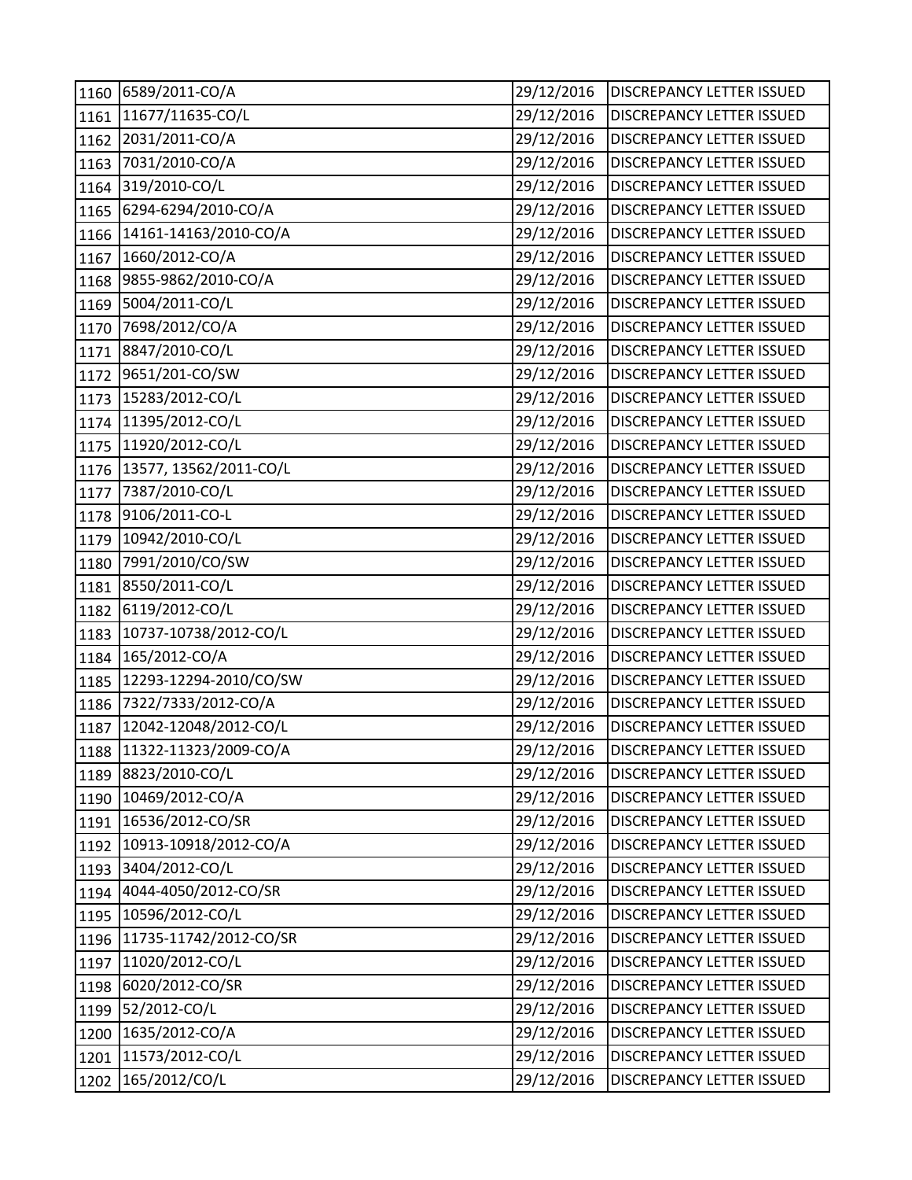| 1160 | 6589/2011-CO/A | 29/12/2016 | DISCREPANCY LETTER ISSUED |
|---|---|---|---|
| 1161 | 11677/11635-CO/L | 29/12/2016 | DISCREPANCY LETTER ISSUED |
| 1162 | 2031/2011-CO/A | 29/12/2016 | DISCREPANCY LETTER ISSUED |
| 1163 | 7031/2010-CO/A | 29/12/2016 | DISCREPANCY LETTER ISSUED |
| 1164 | 319/2010-CO/L | 29/12/2016 | DISCREPANCY LETTER ISSUED |
| 1165 | 6294-6294/2010-CO/A | 29/12/2016 | DISCREPANCY LETTER ISSUED |
| 1166 | 14161-14163/2010-CO/A | 29/12/2016 | DISCREPANCY LETTER ISSUED |
| 1167 | 1660/2012-CO/A | 29/12/2016 | DISCREPANCY LETTER ISSUED |
| 1168 | 9855-9862/2010-CO/A | 29/12/2016 | DISCREPANCY LETTER ISSUED |
| 1169 | 5004/2011-CO/L | 29/12/2016 | DISCREPANCY LETTER ISSUED |
| 1170 | 7698/2012/CO/A | 29/12/2016 | DISCREPANCY LETTER ISSUED |
| 1171 | 8847/2010-CO/L | 29/12/2016 | DISCREPANCY LETTER ISSUED |
| 1172 | 9651/201-CO/SW | 29/12/2016 | DISCREPANCY LETTER ISSUED |
| 1173 | 15283/2012-CO/L | 29/12/2016 | DISCREPANCY LETTER ISSUED |
| 1174 | 11395/2012-CO/L | 29/12/2016 | DISCREPANCY LETTER ISSUED |
| 1175 | 11920/2012-CO/L | 29/12/2016 | DISCREPANCY LETTER ISSUED |
| 1176 | 13577, 13562/2011-CO/L | 29/12/2016 | DISCREPANCY LETTER ISSUED |
| 1177 | 7387/2010-CO/L | 29/12/2016 | DISCREPANCY LETTER ISSUED |
| 1178 | 9106/2011-CO-L | 29/12/2016 | DISCREPANCY LETTER ISSUED |
| 1179 | 10942/2010-CO/L | 29/12/2016 | DISCREPANCY LETTER ISSUED |
| 1180 | 7991/2010/CO/SW | 29/12/2016 | DISCREPANCY LETTER ISSUED |
| 1181 | 8550/2011-CO/L | 29/12/2016 | DISCREPANCY LETTER ISSUED |
| 1182 | 6119/2012-CO/L | 29/12/2016 | DISCREPANCY LETTER ISSUED |
| 1183 | 10737-10738/2012-CO/L | 29/12/2016 | DISCREPANCY LETTER ISSUED |
| 1184 | 165/2012-CO/A | 29/12/2016 | DISCREPANCY LETTER ISSUED |
| 1185 | 12293-12294-2010/CO/SW | 29/12/2016 | DISCREPANCY LETTER ISSUED |
| 1186 | 7322/7333/2012-CO/A | 29/12/2016 | DISCREPANCY LETTER ISSUED |
| 1187 | 12042-12048/2012-CO/L | 29/12/2016 | DISCREPANCY LETTER ISSUED |
| 1188 | 11322-11323/2009-CO/A | 29/12/2016 | DISCREPANCY LETTER ISSUED |
| 1189 | 8823/2010-CO/L | 29/12/2016 | DISCREPANCY LETTER ISSUED |
| 1190 | 10469/2012-CO/A | 29/12/2016 | DISCREPANCY LETTER ISSUED |
| 1191 | 16536/2012-CO/SR | 29/12/2016 | DISCREPANCY LETTER ISSUED |
| 1192 | 10913-10918/2012-CO/A | 29/12/2016 | DISCREPANCY LETTER ISSUED |
| 1193 | 3404/2012-CO/L | 29/12/2016 | DISCREPANCY LETTER ISSUED |
| 1194 | 4044-4050/2012-CO/SR | 29/12/2016 | DISCREPANCY LETTER ISSUED |
| 1195 | 10596/2012-CO/L | 29/12/2016 | DISCREPANCY LETTER ISSUED |
| 1196 | 11735-11742/2012-CO/SR | 29/12/2016 | DISCREPANCY LETTER ISSUED |
| 1197 | 11020/2012-CO/L | 29/12/2016 | DISCREPANCY LETTER ISSUED |
| 1198 | 6020/2012-CO/SR | 29/12/2016 | DISCREPANCY LETTER ISSUED |
| 1199 | 52/2012-CO/L | 29/12/2016 | DISCREPANCY LETTER ISSUED |
| 1200 | 1635/2012-CO/A | 29/12/2016 | DISCREPANCY LETTER ISSUED |
| 1201 | 11573/2012-CO/L | 29/12/2016 | DISCREPANCY LETTER ISSUED |
| 1202 | 165/2012/CO/L | 29/12/2016 | DISCREPANCY LETTER ISSUED |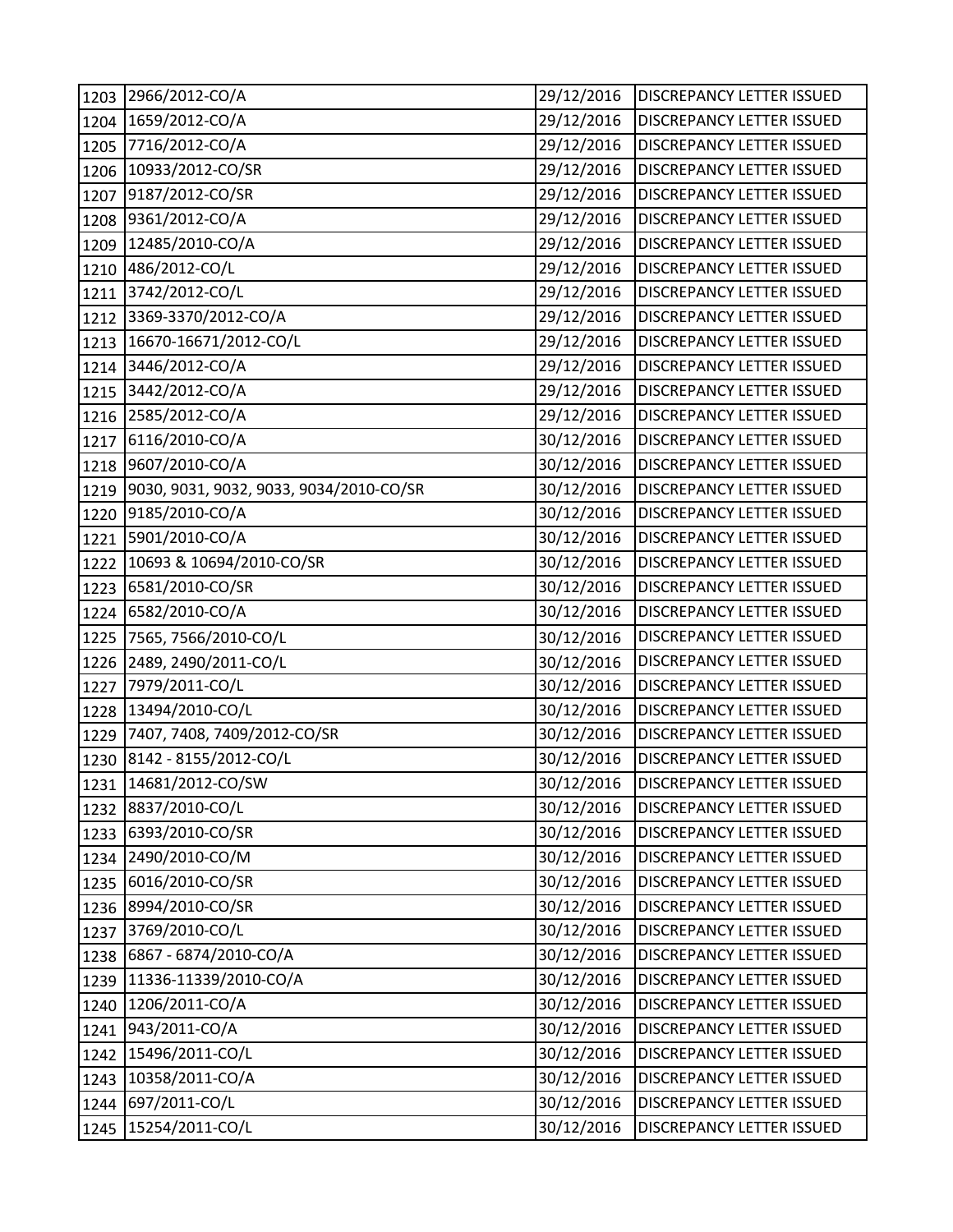| | | | |
|---|---|---|---|
| 1203 | 2966/2012-CO/A | 29/12/2016 | DISCREPANCY LETTER ISSUED |
| 1204 | 1659/2012-CO/A | 29/12/2016 | DISCREPANCY LETTER ISSUED |
| 1205 | 7716/2012-CO/A | 29/12/2016 | DISCREPANCY LETTER ISSUED |
| 1206 | 10933/2012-CO/SR | 29/12/2016 | DISCREPANCY LETTER ISSUED |
| 1207 | 9187/2012-CO/SR | 29/12/2016 | DISCREPANCY LETTER ISSUED |
| 1208 | 9361/2012-CO/A | 29/12/2016 | DISCREPANCY LETTER ISSUED |
| 1209 | 12485/2010-CO/A | 29/12/2016 | DISCREPANCY LETTER ISSUED |
| 1210 | 486/2012-CO/L | 29/12/2016 | DISCREPANCY LETTER ISSUED |
| 1211 | 3742/2012-CO/L | 29/12/2016 | DISCREPANCY LETTER ISSUED |
| 1212 | 3369-3370/2012-CO/A | 29/12/2016 | DISCREPANCY LETTER ISSUED |
| 1213 | 16670-16671/2012-CO/L | 29/12/2016 | DISCREPANCY LETTER ISSUED |
| 1214 | 3446/2012-CO/A | 29/12/2016 | DISCREPANCY LETTER ISSUED |
| 1215 | 3442/2012-CO/A | 29/12/2016 | DISCREPANCY LETTER ISSUED |
| 1216 | 2585/2012-CO/A | 29/12/2016 | DISCREPANCY LETTER ISSUED |
| 1217 | 6116/2010-CO/A | 30/12/2016 | DISCREPANCY LETTER ISSUED |
| 1218 | 9607/2010-CO/A | 30/12/2016 | DISCREPANCY LETTER ISSUED |
| 1219 | 9030, 9031, 9032, 9033, 9034/2010-CO/SR | 30/12/2016 | DISCREPANCY LETTER ISSUED |
| 1220 | 9185/2010-CO/A | 30/12/2016 | DISCREPANCY LETTER ISSUED |
| 1221 | 5901/2010-CO/A | 30/12/2016 | DISCREPANCY LETTER ISSUED |
| 1222 | 10693 & 10694/2010-CO/SR | 30/12/2016 | DISCREPANCY LETTER ISSUED |
| 1223 | 6581/2010-CO/SR | 30/12/2016 | DISCREPANCY LETTER ISSUED |
| 1224 | 6582/2010-CO/A | 30/12/2016 | DISCREPANCY LETTER ISSUED |
| 1225 | 7565, 7566/2010-CO/L | 30/12/2016 | DISCREPANCY LETTER ISSUED |
| 1226 | 2489, 2490/2011-CO/L | 30/12/2016 | DISCREPANCY LETTER ISSUED |
| 1227 | 7979/2011-CO/L | 30/12/2016 | DISCREPANCY LETTER ISSUED |
| 1228 | 13494/2010-CO/L | 30/12/2016 | DISCREPANCY LETTER ISSUED |
| 1229 | 7407, 7408, 7409/2012-CO/SR | 30/12/2016 | DISCREPANCY LETTER ISSUED |
| 1230 | 8142 - 8155/2012-CO/L | 30/12/2016 | DISCREPANCY LETTER ISSUED |
| 1231 | 14681/2012-CO/SW | 30/12/2016 | DISCREPANCY LETTER ISSUED |
| 1232 | 8837/2010-CO/L | 30/12/2016 | DISCREPANCY LETTER ISSUED |
| 1233 | 6393/2010-CO/SR | 30/12/2016 | DISCREPANCY LETTER ISSUED |
| 1234 | 2490/2010-CO/M | 30/12/2016 | DISCREPANCY LETTER ISSUED |
| 1235 | 6016/2010-CO/SR | 30/12/2016 | DISCREPANCY LETTER ISSUED |
| 1236 | 8994/2010-CO/SR | 30/12/2016 | DISCREPANCY LETTER ISSUED |
| 1237 | 3769/2010-CO/L | 30/12/2016 | DISCREPANCY LETTER ISSUED |
| 1238 | 6867 - 6874/2010-CO/A | 30/12/2016 | DISCREPANCY LETTER ISSUED |
| 1239 | 11336-11339/2010-CO/A | 30/12/2016 | DISCREPANCY LETTER ISSUED |
| 1240 | 1206/2011-CO/A | 30/12/2016 | DISCREPANCY LETTER ISSUED |
| 1241 | 943/2011-CO/A | 30/12/2016 | DISCREPANCY LETTER ISSUED |
| 1242 | 15496/2011-CO/L | 30/12/2016 | DISCREPANCY LETTER ISSUED |
| 1243 | 10358/2011-CO/A | 30/12/2016 | DISCREPANCY LETTER ISSUED |
| 1244 | 697/2011-CO/L | 30/12/2016 | DISCREPANCY LETTER ISSUED |
| 1245 | 15254/2011-CO/L | 30/12/2016 | DISCREPANCY LETTER ISSUED |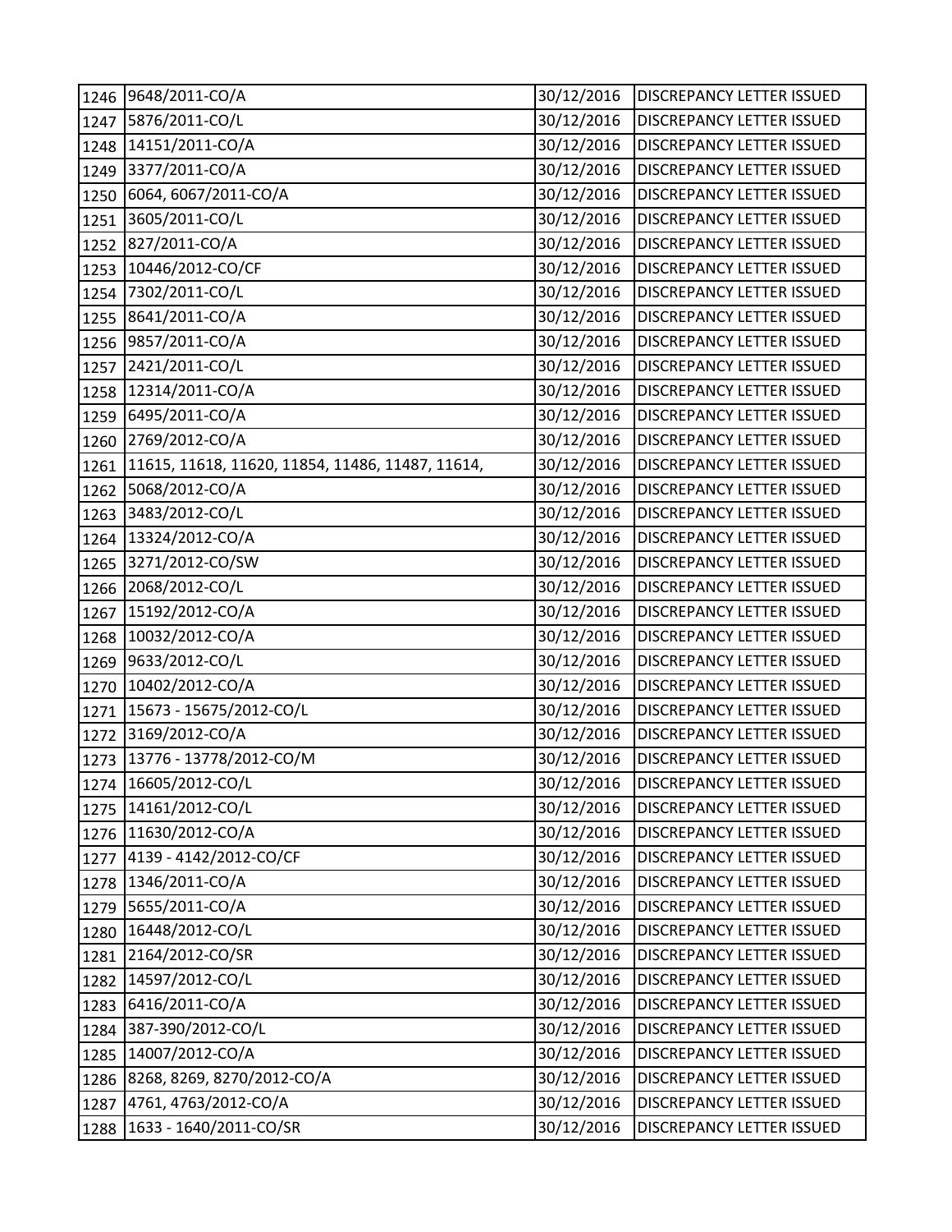| | | | |
|---|---|---|---|
| 1246 | 9648/2011-CO/A | 30/12/2016 | DISCREPANCY LETTER ISSUED |
| 1247 | 5876/2011-CO/L | 30/12/2016 | DISCREPANCY LETTER ISSUED |
| 1248 | 14151/2011-CO/A | 30/12/2016 | DISCREPANCY LETTER ISSUED |
| 1249 | 3377/2011-CO/A | 30/12/2016 | DISCREPANCY LETTER ISSUED |
| 1250 | 6064, 6067/2011-CO/A | 30/12/2016 | DISCREPANCY LETTER ISSUED |
| 1251 | 3605/2011-CO/L | 30/12/2016 | DISCREPANCY LETTER ISSUED |
| 1252 | 827/2011-CO/A | 30/12/2016 | DISCREPANCY LETTER ISSUED |
| 1253 | 10446/2012-CO/CF | 30/12/2016 | DISCREPANCY LETTER ISSUED |
| 1254 | 7302/2011-CO/L | 30/12/2016 | DISCREPANCY LETTER ISSUED |
| 1255 | 8641/2011-CO/A | 30/12/2016 | DISCREPANCY LETTER ISSUED |
| 1256 | 9857/2011-CO/A | 30/12/2016 | DISCREPANCY LETTER ISSUED |
| 1257 | 2421/2011-CO/L | 30/12/2016 | DISCREPANCY LETTER ISSUED |
| 1258 | 12314/2011-CO/A | 30/12/2016 | DISCREPANCY LETTER ISSUED |
| 1259 | 6495/2011-CO/A | 30/12/2016 | DISCREPANCY LETTER ISSUED |
| 1260 | 2769/2012-CO/A | 30/12/2016 | DISCREPANCY LETTER ISSUED |
| 1261 | 11615, 11618, 11620, 11854, 11486, 11487, 11614, | 30/12/2016 | DISCREPANCY LETTER ISSUED |
| 1262 | 5068/2012-CO/A | 30/12/2016 | DISCREPANCY LETTER ISSUED |
| 1263 | 3483/2012-CO/L | 30/12/2016 | DISCREPANCY LETTER ISSUED |
| 1264 | 13324/2012-CO/A | 30/12/2016 | DISCREPANCY LETTER ISSUED |
| 1265 | 3271/2012-CO/SW | 30/12/2016 | DISCREPANCY LETTER ISSUED |
| 1266 | 2068/2012-CO/L | 30/12/2016 | DISCREPANCY LETTER ISSUED |
| 1267 | 15192/2012-CO/A | 30/12/2016 | DISCREPANCY LETTER ISSUED |
| 1268 | 10032/2012-CO/A | 30/12/2016 | DISCREPANCY LETTER ISSUED |
| 1269 | 9633/2012-CO/L | 30/12/2016 | DISCREPANCY LETTER ISSUED |
| 1270 | 10402/2012-CO/A | 30/12/2016 | DISCREPANCY LETTER ISSUED |
| 1271 | 15673 - 15675/2012-CO/L | 30/12/2016 | DISCREPANCY LETTER ISSUED |
| 1272 | 3169/2012-CO/A | 30/12/2016 | DISCREPANCY LETTER ISSUED |
| 1273 | 13776 - 13778/2012-CO/M | 30/12/2016 | DISCREPANCY LETTER ISSUED |
| 1274 | 16605/2012-CO/L | 30/12/2016 | DISCREPANCY LETTER ISSUED |
| 1275 | 14161/2012-CO/L | 30/12/2016 | DISCREPANCY LETTER ISSUED |
| 1276 | 11630/2012-CO/A | 30/12/2016 | DISCREPANCY LETTER ISSUED |
| 1277 | 4139 - 4142/2012-CO/CF | 30/12/2016 | DISCREPANCY LETTER ISSUED |
| 1278 | 1346/2011-CO/A | 30/12/2016 | DISCREPANCY LETTER ISSUED |
| 1279 | 5655/2011-CO/A | 30/12/2016 | DISCREPANCY LETTER ISSUED |
| 1280 | 16448/2012-CO/L | 30/12/2016 | DISCREPANCY LETTER ISSUED |
| 1281 | 2164/2012-CO/SR | 30/12/2016 | DISCREPANCY LETTER ISSUED |
| 1282 | 14597/2012-CO/L | 30/12/2016 | DISCREPANCY LETTER ISSUED |
| 1283 | 6416/2011-CO/A | 30/12/2016 | DISCREPANCY LETTER ISSUED |
| 1284 | 387-390/2012-CO/L | 30/12/2016 | DISCREPANCY LETTER ISSUED |
| 1285 | 14007/2012-CO/A | 30/12/2016 | DISCREPANCY LETTER ISSUED |
| 1286 | 8268, 8269, 8270/2012-CO/A | 30/12/2016 | DISCREPANCY LETTER ISSUED |
| 1287 | 4761, 4763/2012-CO/A | 30/12/2016 | DISCREPANCY LETTER ISSUED |
| 1288 | 1633 - 1640/2011-CO/SR | 30/12/2016 | DISCREPANCY LETTER ISSUED |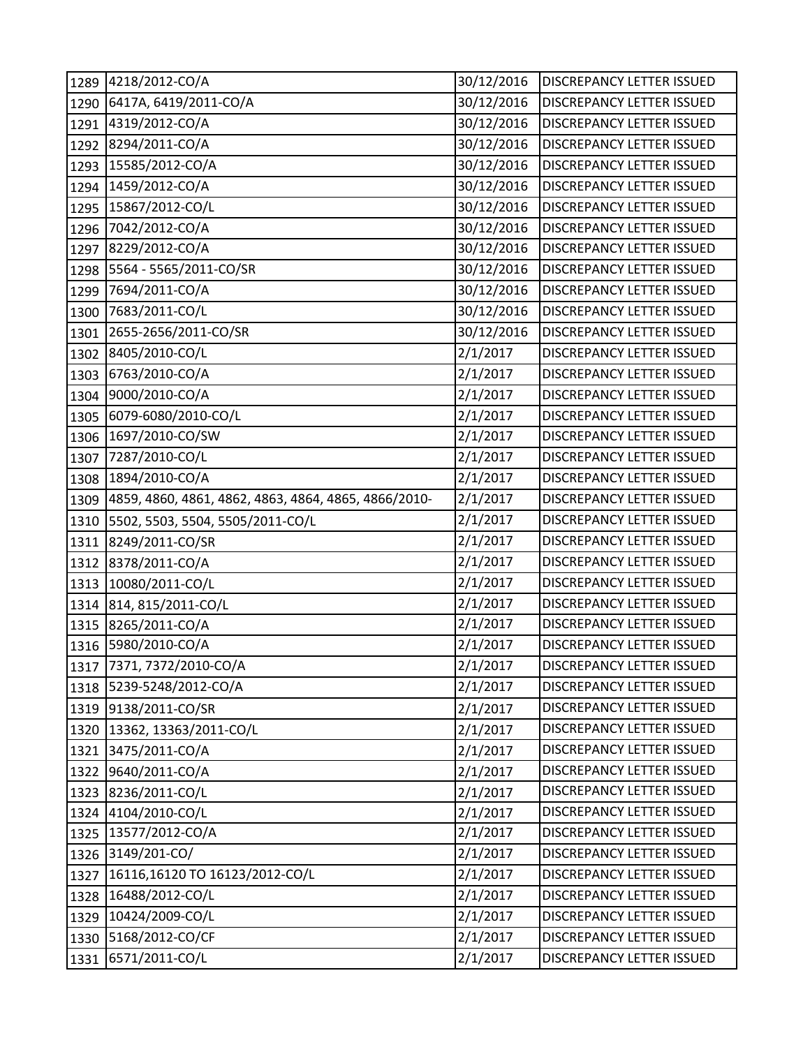| | | | |
|---|---|---|---|
| 1289 | 4218/2012-CO/A | 30/12/2016 | DISCREPANCY LETTER ISSUED |
| 1290 | 6417A, 6419/2011-CO/A | 30/12/2016 | DISCREPANCY LETTER ISSUED |
| 1291 | 4319/2012-CO/A | 30/12/2016 | DISCREPANCY LETTER ISSUED |
| 1292 | 8294/2011-CO/A | 30/12/2016 | DISCREPANCY LETTER ISSUED |
| 1293 | 15585/2012-CO/A | 30/12/2016 | DISCREPANCY LETTER ISSUED |
| 1294 | 1459/2012-CO/A | 30/12/2016 | DISCREPANCY LETTER ISSUED |
| 1295 | 15867/2012-CO/L | 30/12/2016 | DISCREPANCY LETTER ISSUED |
| 1296 | 7042/2012-CO/A | 30/12/2016 | DISCREPANCY LETTER ISSUED |
| 1297 | 8229/2012-CO/A | 30/12/2016 | DISCREPANCY LETTER ISSUED |
| 1298 | 5564 - 5565/2011-CO/SR | 30/12/2016 | DISCREPANCY LETTER ISSUED |
| 1299 | 7694/2011-CO/A | 30/12/2016 | DISCREPANCY LETTER ISSUED |
| 1300 | 7683/2011-CO/L | 30/12/2016 | DISCREPANCY LETTER ISSUED |
| 1301 | 2655-2656/2011-CO/SR | 30/12/2016 | DISCREPANCY LETTER ISSUED |
| 1302 | 8405/2010-CO/L | 2/1/2017 | DISCREPANCY LETTER ISSUED |
| 1303 | 6763/2010-CO/A | 2/1/2017 | DISCREPANCY LETTER ISSUED |
| 1304 | 9000/2010-CO/A | 2/1/2017 | DISCREPANCY LETTER ISSUED |
| 1305 | 6079-6080/2010-CO/L | 2/1/2017 | DISCREPANCY LETTER ISSUED |
| 1306 | 1697/2010-CO/SW | 2/1/2017 | DISCREPANCY LETTER ISSUED |
| 1307 | 7287/2010-CO/L | 2/1/2017 | DISCREPANCY LETTER ISSUED |
| 1308 | 1894/2010-CO/A | 2/1/2017 | DISCREPANCY LETTER ISSUED |
| 1309 | 4859, 4860, 4861, 4862, 4863, 4864, 4865, 4866/2010- | 2/1/2017 | DISCREPANCY LETTER ISSUED |
| 1310 | 5502, 5503, 5504, 5505/2011-CO/L | 2/1/2017 | DISCREPANCY LETTER ISSUED |
| 1311 | 8249/2011-CO/SR | 2/1/2017 | DISCREPANCY LETTER ISSUED |
| 1312 | 8378/2011-CO/A | 2/1/2017 | DISCREPANCY LETTER ISSUED |
| 1313 | 10080/2011-CO/L | 2/1/2017 | DISCREPANCY LETTER ISSUED |
| 1314 | 814, 815/2011-CO/L | 2/1/2017 | DISCREPANCY LETTER ISSUED |
| 1315 | 8265/2011-CO/A | 2/1/2017 | DISCREPANCY LETTER ISSUED |
| 1316 | 5980/2010-CO/A | 2/1/2017 | DISCREPANCY LETTER ISSUED |
| 1317 | 7371, 7372/2010-CO/A | 2/1/2017 | DISCREPANCY LETTER ISSUED |
| 1318 | 5239-5248/2012-CO/A | 2/1/2017 | DISCREPANCY LETTER ISSUED |
| 1319 | 9138/2011-CO/SR | 2/1/2017 | DISCREPANCY LETTER ISSUED |
| 1320 | 13362, 13363/2011-CO/L | 2/1/2017 | DISCREPANCY LETTER ISSUED |
| 1321 | 3475/2011-CO/A | 2/1/2017 | DISCREPANCY LETTER ISSUED |
| 1322 | 9640/2011-CO/A | 2/1/2017 | DISCREPANCY LETTER ISSUED |
| 1323 | 8236/2011-CO/L | 2/1/2017 | DISCREPANCY LETTER ISSUED |
| 1324 | 4104/2010-CO/L | 2/1/2017 | DISCREPANCY LETTER ISSUED |
| 1325 | 13577/2012-CO/A | 2/1/2017 | DISCREPANCY LETTER ISSUED |
| 1326 | 3149/201-CO/ | 2/1/2017 | DISCREPANCY LETTER ISSUED |
| 1327 | 16116,16120 TO 16123/2012-CO/L | 2/1/2017 | DISCREPANCY LETTER ISSUED |
| 1328 | 16488/2012-CO/L | 2/1/2017 | DISCREPANCY LETTER ISSUED |
| 1329 | 10424/2009-CO/L | 2/1/2017 | DISCREPANCY LETTER ISSUED |
| 1330 | 5168/2012-CO/CF | 2/1/2017 | DISCREPANCY LETTER ISSUED |
| 1331 | 6571/2011-CO/L | 2/1/2017 | DISCREPANCY LETTER ISSUED |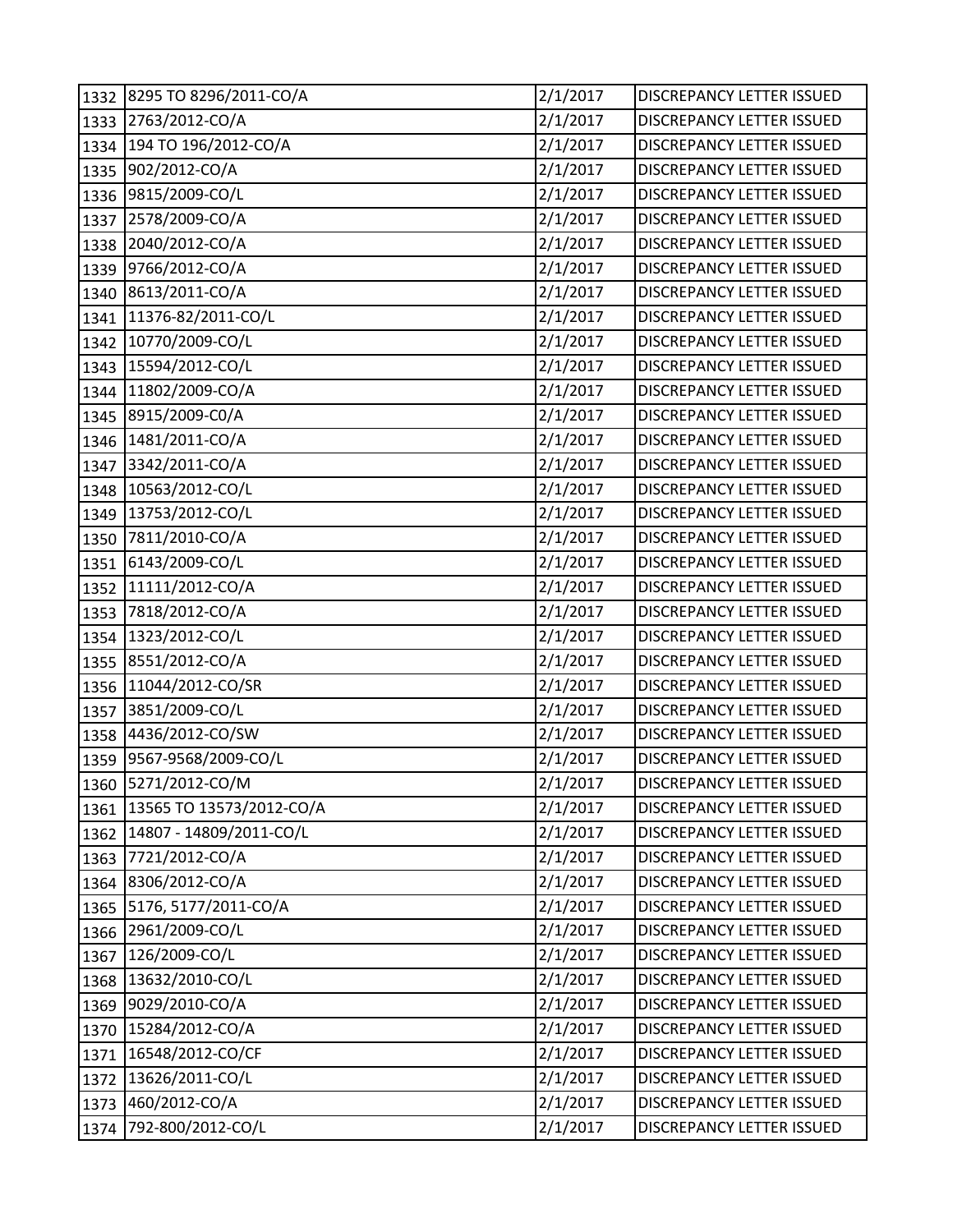| | | | |
|---|---|---|---|
| 1332 | 8295 TO 8296/2011-CO/A | 2/1/2017 | DISCREPANCY LETTER ISSUED |
| 1333 | 2763/2012-CO/A | 2/1/2017 | DISCREPANCY LETTER ISSUED |
| 1334 | 194 TO 196/2012-CO/A | 2/1/2017 | DISCREPANCY LETTER ISSUED |
| 1335 | 902/2012-CO/A | 2/1/2017 | DISCREPANCY LETTER ISSUED |
| 1336 | 9815/2009-CO/L | 2/1/2017 | DISCREPANCY LETTER ISSUED |
| 1337 | 2578/2009-CO/A | 2/1/2017 | DISCREPANCY LETTER ISSUED |
| 1338 | 2040/2012-CO/A | 2/1/2017 | DISCREPANCY LETTER ISSUED |
| 1339 | 9766/2012-CO/A | 2/1/2017 | DISCREPANCY LETTER ISSUED |
| 1340 | 8613/2011-CO/A | 2/1/2017 | DISCREPANCY LETTER ISSUED |
| 1341 | 11376-82/2011-CO/L | 2/1/2017 | DISCREPANCY LETTER ISSUED |
| 1342 | 10770/2009-CO/L | 2/1/2017 | DISCREPANCY LETTER ISSUED |
| 1343 | 15594/2012-CO/L | 2/1/2017 | DISCREPANCY LETTER ISSUED |
| 1344 | 11802/2009-CO/A | 2/1/2017 | DISCREPANCY LETTER ISSUED |
| 1345 | 8915/2009-C0/A | 2/1/2017 | DISCREPANCY LETTER ISSUED |
| 1346 | 1481/2011-CO/A | 2/1/2017 | DISCREPANCY LETTER ISSUED |
| 1347 | 3342/2011-CO/A | 2/1/2017 | DISCREPANCY LETTER ISSUED |
| 1348 | 10563/2012-CO/L | 2/1/2017 | DISCREPANCY LETTER ISSUED |
| 1349 | 13753/2012-CO/L | 2/1/2017 | DISCREPANCY LETTER ISSUED |
| 1350 | 7811/2010-CO/A | 2/1/2017 | DISCREPANCY LETTER ISSUED |
| 1351 | 6143/2009-CO/L | 2/1/2017 | DISCREPANCY LETTER ISSUED |
| 1352 | 11111/2012-CO/A | 2/1/2017 | DISCREPANCY LETTER ISSUED |
| 1353 | 7818/2012-CO/A | 2/1/2017 | DISCREPANCY LETTER ISSUED |
| 1354 | 1323/2012-CO/L | 2/1/2017 | DISCREPANCY LETTER ISSUED |
| 1355 | 8551/2012-CO/A | 2/1/2017 | DISCREPANCY LETTER ISSUED |
| 1356 | 11044/2012-CO/SR | 2/1/2017 | DISCREPANCY LETTER ISSUED |
| 1357 | 3851/2009-CO/L | 2/1/2017 | DISCREPANCY LETTER ISSUED |
| 1358 | 4436/2012-CO/SW | 2/1/2017 | DISCREPANCY LETTER ISSUED |
| 1359 | 9567-9568/2009-CO/L | 2/1/2017 | DISCREPANCY LETTER ISSUED |
| 1360 | 5271/2012-CO/M | 2/1/2017 | DISCREPANCY LETTER ISSUED |
| 1361 | 13565 TO 13573/2012-CO/A | 2/1/2017 | DISCREPANCY LETTER ISSUED |
| 1362 | 14807 - 14809/2011-CO/L | 2/1/2017 | DISCREPANCY LETTER ISSUED |
| 1363 | 7721/2012-CO/A | 2/1/2017 | DISCREPANCY LETTER ISSUED |
| 1364 | 8306/2012-CO/A | 2/1/2017 | DISCREPANCY LETTER ISSUED |
| 1365 | 5176, 5177/2011-CO/A | 2/1/2017 | DISCREPANCY LETTER ISSUED |
| 1366 | 2961/2009-CO/L | 2/1/2017 | DISCREPANCY LETTER ISSUED |
| 1367 | 126/2009-CO/L | 2/1/2017 | DISCREPANCY LETTER ISSUED |
| 1368 | 13632/2010-CO/L | 2/1/2017 | DISCREPANCY LETTER ISSUED |
| 1369 | 9029/2010-CO/A | 2/1/2017 | DISCREPANCY LETTER ISSUED |
| 1370 | 15284/2012-CO/A | 2/1/2017 | DISCREPANCY LETTER ISSUED |
| 1371 | 16548/2012-CO/CF | 2/1/2017 | DISCREPANCY LETTER ISSUED |
| 1372 | 13626/2011-CO/L | 2/1/2017 | DISCREPANCY LETTER ISSUED |
| 1373 | 460/2012-CO/A | 2/1/2017 | DISCREPANCY LETTER ISSUED |
| 1374 | 792-800/2012-CO/L | 2/1/2017 | DISCREPANCY LETTER ISSUED |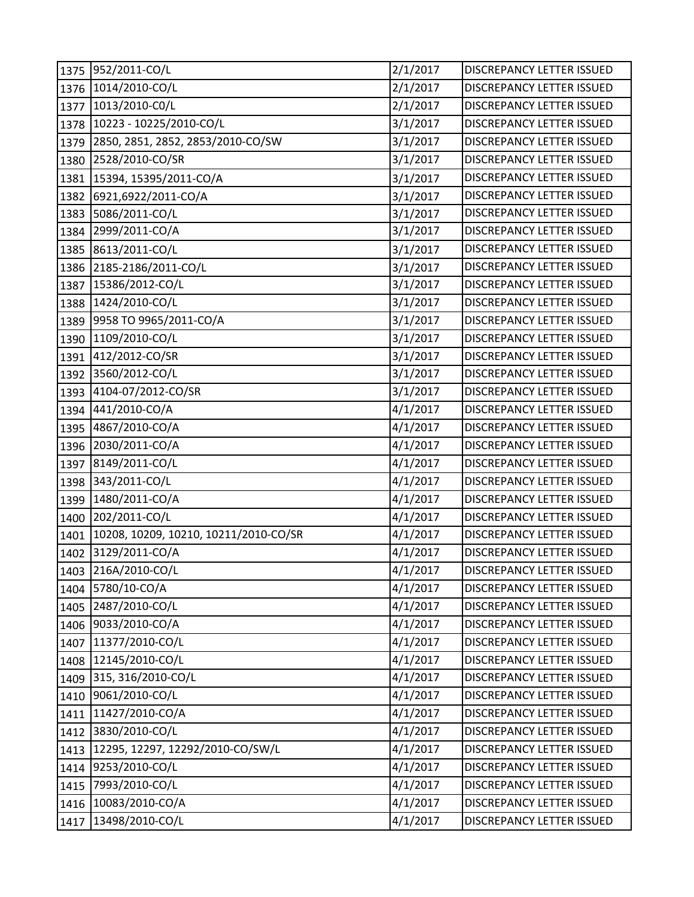| | | | |
|---|---|---|---|
| 1375 | 952/2011-CO/L | 2/1/2017 | DISCREPANCY LETTER ISSUED |
| 1376 | 1014/2010-CO/L | 2/1/2017 | DISCREPANCY LETTER ISSUED |
| 1377 | 1013/2010-C0/L | 2/1/2017 | DISCREPANCY LETTER ISSUED |
| 1378 | 10223 - 10225/2010-CO/L | 3/1/2017 | DISCREPANCY LETTER ISSUED |
| 1379 | 2850, 2851, 2852, 2853/2010-CO/SW | 3/1/2017 | DISCREPANCY LETTER ISSUED |
| 1380 | 2528/2010-CO/SR | 3/1/2017 | DISCREPANCY LETTER ISSUED |
| 1381 | 15394, 15395/2011-CO/A | 3/1/2017 | DISCREPANCY LETTER ISSUED |
| 1382 | 6921,6922/2011-CO/A | 3/1/2017 | DISCREPANCY LETTER ISSUED |
| 1383 | 5086/2011-CO/L | 3/1/2017 | DISCREPANCY LETTER ISSUED |
| 1384 | 2999/2011-CO/A | 3/1/2017 | DISCREPANCY LETTER ISSUED |
| 1385 | 8613/2011-CO/L | 3/1/2017 | DISCREPANCY LETTER ISSUED |
| 1386 | 2185-2186/2011-CO/L | 3/1/2017 | DISCREPANCY LETTER ISSUED |
| 1387 | 15386/2012-CO/L | 3/1/2017 | DISCREPANCY LETTER ISSUED |
| 1388 | 1424/2010-CO/L | 3/1/2017 | DISCREPANCY LETTER ISSUED |
| 1389 | 9958 TO 9965/2011-CO/A | 3/1/2017 | DISCREPANCY LETTER ISSUED |
| 1390 | 1109/2010-CO/L | 3/1/2017 | DISCREPANCY LETTER ISSUED |
| 1391 | 412/2012-CO/SR | 3/1/2017 | DISCREPANCY LETTER ISSUED |
| 1392 | 3560/2012-CO/L | 3/1/2017 | DISCREPANCY LETTER ISSUED |
| 1393 | 4104-07/2012-CO/SR | 3/1/2017 | DISCREPANCY LETTER ISSUED |
| 1394 | 441/2010-CO/A | 4/1/2017 | DISCREPANCY LETTER ISSUED |
| 1395 | 4867/2010-CO/A | 4/1/2017 | DISCREPANCY LETTER ISSUED |
| 1396 | 2030/2011-CO/A | 4/1/2017 | DISCREPANCY LETTER ISSUED |
| 1397 | 8149/2011-CO/L | 4/1/2017 | DISCREPANCY LETTER ISSUED |
| 1398 | 343/2011-CO/L | 4/1/2017 | DISCREPANCY LETTER ISSUED |
| 1399 | 1480/2011-CO/A | 4/1/2017 | DISCREPANCY LETTER ISSUED |
| 1400 | 202/2011-CO/L | 4/1/2017 | DISCREPANCY LETTER ISSUED |
| 1401 | 10208, 10209, 10210, 10211/2010-CO/SR | 4/1/2017 | DISCREPANCY LETTER ISSUED |
| 1402 | 3129/2011-CO/A | 4/1/2017 | DISCREPANCY LETTER ISSUED |
| 1403 | 216A/2010-CO/L | 4/1/2017 | DISCREPANCY LETTER ISSUED |
| 1404 | 5780/10-CO/A | 4/1/2017 | DISCREPANCY LETTER ISSUED |
| 1405 | 2487/2010-CO/L | 4/1/2017 | DISCREPANCY LETTER ISSUED |
| 1406 | 9033/2010-CO/A | 4/1/2017 | DISCREPANCY LETTER ISSUED |
| 1407 | 11377/2010-CO/L | 4/1/2017 | DISCREPANCY LETTER ISSUED |
| 1408 | 12145/2010-CO/L | 4/1/2017 | DISCREPANCY LETTER ISSUED |
| 1409 | 315, 316/2010-CO/L | 4/1/2017 | DISCREPANCY LETTER ISSUED |
| 1410 | 9061/2010-CO/L | 4/1/2017 | DISCREPANCY LETTER ISSUED |
| 1411 | 11427/2010-CO/A | 4/1/2017 | DISCREPANCY LETTER ISSUED |
| 1412 | 3830/2010-CO/L | 4/1/2017 | DISCREPANCY LETTER ISSUED |
| 1413 | 12295, 12297, 12292/2010-CO/SW/L | 4/1/2017 | DISCREPANCY LETTER ISSUED |
| 1414 | 9253/2010-CO/L | 4/1/2017 | DISCREPANCY LETTER ISSUED |
| 1415 | 7993/2010-CO/L | 4/1/2017 | DISCREPANCY LETTER ISSUED |
| 1416 | 10083/2010-CO/A | 4/1/2017 | DISCREPANCY LETTER ISSUED |
| 1417 | 13498/2010-CO/L | 4/1/2017 | DISCREPANCY LETTER ISSUED |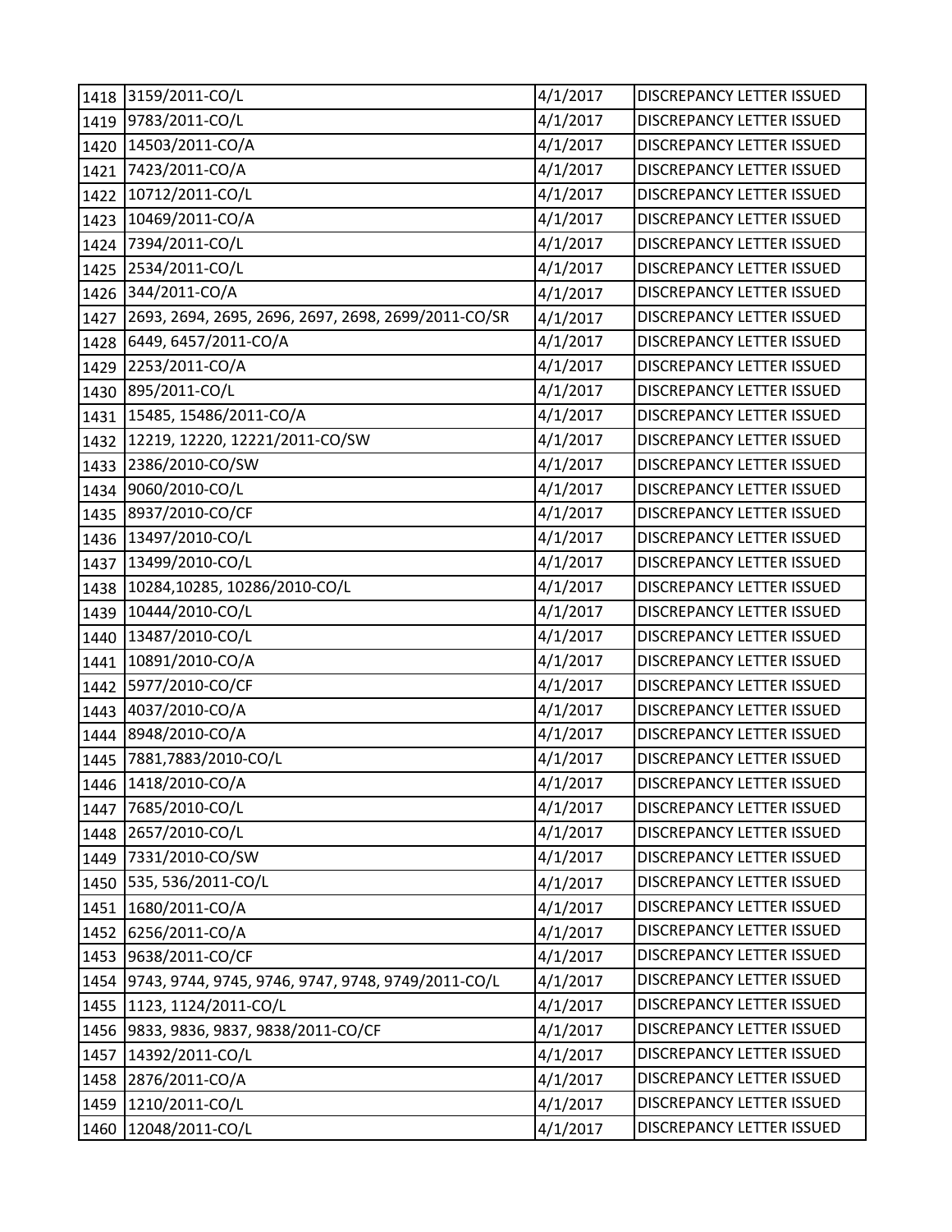| 1418 | 3159/2011-CO/L | 4/1/2017 | DISCREPANCY LETTER ISSUED |
|---|---|---|---|
| 1419 | 9783/2011-CO/L | 4/1/2017 | DISCREPANCY LETTER ISSUED |
| 1420 | 14503/2011-CO/A | 4/1/2017 | DISCREPANCY LETTER ISSUED |
| 1421 | 7423/2011-CO/A | 4/1/2017 | DISCREPANCY LETTER ISSUED |
| 1422 | 10712/2011-CO/L | 4/1/2017 | DISCREPANCY LETTER ISSUED |
| 1423 | 10469/2011-CO/A | 4/1/2017 | DISCREPANCY LETTER ISSUED |
| 1424 | 7394/2011-CO/L | 4/1/2017 | DISCREPANCY LETTER ISSUED |
| 1425 | 2534/2011-CO/L | 4/1/2017 | DISCREPANCY LETTER ISSUED |
| 1426 | 344/2011-CO/A | 4/1/2017 | DISCREPANCY LETTER ISSUED |
| 1427 | 2693, 2694, 2695, 2696, 2697, 2698, 2699/2011-CO/SR | 4/1/2017 | DISCREPANCY LETTER ISSUED |
| 1428 | 6449, 6457/2011-CO/A | 4/1/2017 | DISCREPANCY LETTER ISSUED |
| 1429 | 2253/2011-CO/A | 4/1/2017 | DISCREPANCY LETTER ISSUED |
| 1430 | 895/2011-CO/L | 4/1/2017 | DISCREPANCY LETTER ISSUED |
| 1431 | 15485, 15486/2011-CO/A | 4/1/2017 | DISCREPANCY LETTER ISSUED |
| 1432 | 12219, 12220, 12221/2011-CO/SW | 4/1/2017 | DISCREPANCY LETTER ISSUED |
| 1433 | 2386/2010-CO/SW | 4/1/2017 | DISCREPANCY LETTER ISSUED |
| 1434 | 9060/2010-CO/L | 4/1/2017 | DISCREPANCY LETTER ISSUED |
| 1435 | 8937/2010-CO/CF | 4/1/2017 | DISCREPANCY LETTER ISSUED |
| 1436 | 13497/2010-CO/L | 4/1/2017 | DISCREPANCY LETTER ISSUED |
| 1437 | 13499/2010-CO/L | 4/1/2017 | DISCREPANCY LETTER ISSUED |
| 1438 | 10284,10285, 10286/2010-CO/L | 4/1/2017 | DISCREPANCY LETTER ISSUED |
| 1439 | 10444/2010-CO/L | 4/1/2017 | DISCREPANCY LETTER ISSUED |
| 1440 | 13487/2010-CO/L | 4/1/2017 | DISCREPANCY LETTER ISSUED |
| 1441 | 10891/2010-CO/A | 4/1/2017 | DISCREPANCY LETTER ISSUED |
| 1442 | 5977/2010-CO/CF | 4/1/2017 | DISCREPANCY LETTER ISSUED |
| 1443 | 4037/2010-CO/A | 4/1/2017 | DISCREPANCY LETTER ISSUED |
| 1444 | 8948/2010-CO/A | 4/1/2017 | DISCREPANCY LETTER ISSUED |
| 1445 | 7881,7883/2010-CO/L | 4/1/2017 | DISCREPANCY LETTER ISSUED |
| 1446 | 1418/2010-CO/A | 4/1/2017 | DISCREPANCY LETTER ISSUED |
| 1447 | 7685/2010-CO/L | 4/1/2017 | DISCREPANCY LETTER ISSUED |
| 1448 | 2657/2010-CO/L | 4/1/2017 | DISCREPANCY LETTER ISSUED |
| 1449 | 7331/2010-CO/SW | 4/1/2017 | DISCREPANCY LETTER ISSUED |
| 1450 | 535, 536/2011-CO/L | 4/1/2017 | DISCREPANCY LETTER ISSUED |
| 1451 | 1680/2011-CO/A | 4/1/2017 | DISCREPANCY LETTER ISSUED |
| 1452 | 6256/2011-CO/A | 4/1/2017 | DISCREPANCY LETTER ISSUED |
| 1453 | 9638/2011-CO/CF | 4/1/2017 | DISCREPANCY LETTER ISSUED |
| 1454 | 9743, 9744, 9745, 9746, 9747, 9748, 9749/2011-CO/L | 4/1/2017 | DISCREPANCY LETTER ISSUED |
| 1455 | 1123, 1124/2011-CO/L | 4/1/2017 | DISCREPANCY LETTER ISSUED |
| 1456 | 9833, 9836, 9837, 9838/2011-CO/CF | 4/1/2017 | DISCREPANCY LETTER ISSUED |
| 1457 | 14392/2011-CO/L | 4/1/2017 | DISCREPANCY LETTER ISSUED |
| 1458 | 2876/2011-CO/A | 4/1/2017 | DISCREPANCY LETTER ISSUED |
| 1459 | 1210/2011-CO/L | 4/1/2017 | DISCREPANCY LETTER ISSUED |
| 1460 | 12048/2011-CO/L | 4/1/2017 | DISCREPANCY LETTER ISSUED |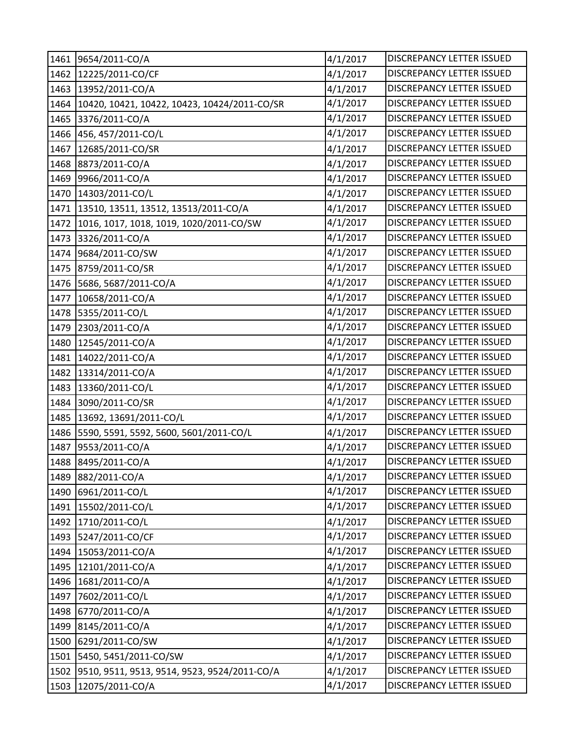| | | | |
|---|---|---|---|
| 1461 | 9654/2011-CO/A | 4/1/2017 | DISCREPANCY LETTER ISSUED |
| 1462 | 12225/2011-CO/CF | 4/1/2017 | DISCREPANCY LETTER ISSUED |
| 1463 | 13952/2011-CO/A | 4/1/2017 | DISCREPANCY LETTER ISSUED |
| 1464 | 10420, 10421, 10422, 10423, 10424/2011-CO/SR | 4/1/2017 | DISCREPANCY LETTER ISSUED |
| 1465 | 3376/2011-CO/A | 4/1/2017 | DISCREPANCY LETTER ISSUED |
| 1466 | 456, 457/2011-CO/L | 4/1/2017 | DISCREPANCY LETTER ISSUED |
| 1467 | 12685/2011-CO/SR | 4/1/2017 | DISCREPANCY LETTER ISSUED |
| 1468 | 8873/2011-CO/A | 4/1/2017 | DISCREPANCY LETTER ISSUED |
| 1469 | 9966/2011-CO/A | 4/1/2017 | DISCREPANCY LETTER ISSUED |
| 1470 | 14303/2011-CO/L | 4/1/2017 | DISCREPANCY LETTER ISSUED |
| 1471 | 13510, 13511, 13512, 13513/2011-CO/A | 4/1/2017 | DISCREPANCY LETTER ISSUED |
| 1472 | 1016, 1017, 1018, 1019, 1020/2011-CO/SW | 4/1/2017 | DISCREPANCY LETTER ISSUED |
| 1473 | 3326/2011-CO/A | 4/1/2017 | DISCREPANCY LETTER ISSUED |
| 1474 | 9684/2011-CO/SW | 4/1/2017 | DISCREPANCY LETTER ISSUED |
| 1475 | 8759/2011-CO/SR | 4/1/2017 | DISCREPANCY LETTER ISSUED |
| 1476 | 5686, 5687/2011-CO/A | 4/1/2017 | DISCREPANCY LETTER ISSUED |
| 1477 | 10658/2011-CO/A | 4/1/2017 | DISCREPANCY LETTER ISSUED |
| 1478 | 5355/2011-CO/L | 4/1/2017 | DISCREPANCY LETTER ISSUED |
| 1479 | 2303/2011-CO/A | 4/1/2017 | DISCREPANCY LETTER ISSUED |
| 1480 | 12545/2011-CO/A | 4/1/2017 | DISCREPANCY LETTER ISSUED |
| 1481 | 14022/2011-CO/A | 4/1/2017 | DISCREPANCY LETTER ISSUED |
| 1482 | 13314/2011-CO/A | 4/1/2017 | DISCREPANCY LETTER ISSUED |
| 1483 | 13360/2011-CO/L | 4/1/2017 | DISCREPANCY LETTER ISSUED |
| 1484 | 3090/2011-CO/SR | 4/1/2017 | DISCREPANCY LETTER ISSUED |
| 1485 | 13692, 13691/2011-CO/L | 4/1/2017 | DISCREPANCY LETTER ISSUED |
| 1486 | 5590, 5591, 5592, 5600, 5601/2011-CO/L | 4/1/2017 | DISCREPANCY LETTER ISSUED |
| 1487 | 9553/2011-CO/A | 4/1/2017 | DISCREPANCY LETTER ISSUED |
| 1488 | 8495/2011-CO/A | 4/1/2017 | DISCREPANCY LETTER ISSUED |
| 1489 | 882/2011-CO/A | 4/1/2017 | DISCREPANCY LETTER ISSUED |
| 1490 | 6961/2011-CO/L | 4/1/2017 | DISCREPANCY LETTER ISSUED |
| 1491 | 15502/2011-CO/L | 4/1/2017 | DISCREPANCY LETTER ISSUED |
| 1492 | 1710/2011-CO/L | 4/1/2017 | DISCREPANCY LETTER ISSUED |
| 1493 | 5247/2011-CO/CF | 4/1/2017 | DISCREPANCY LETTER ISSUED |
| 1494 | 15053/2011-CO/A | 4/1/2017 | DISCREPANCY LETTER ISSUED |
| 1495 | 12101/2011-CO/A | 4/1/2017 | DISCREPANCY LETTER ISSUED |
| 1496 | 1681/2011-CO/A | 4/1/2017 | DISCREPANCY LETTER ISSUED |
| 1497 | 7602/2011-CO/L | 4/1/2017 | DISCREPANCY LETTER ISSUED |
| 1498 | 6770/2011-CO/A | 4/1/2017 | DISCREPANCY LETTER ISSUED |
| 1499 | 8145/2011-CO/A | 4/1/2017 | DISCREPANCY LETTER ISSUED |
| 1500 | 6291/2011-CO/SW | 4/1/2017 | DISCREPANCY LETTER ISSUED |
| 1501 | 5450, 5451/2011-CO/SW | 4/1/2017 | DISCREPANCY LETTER ISSUED |
| 1502 | 9510, 9511, 9513, 9514, 9523, 9524/2011-CO/A | 4/1/2017 | DISCREPANCY LETTER ISSUED |
| 1503 | 12075/2011-CO/A | 4/1/2017 | DISCREPANCY LETTER ISSUED |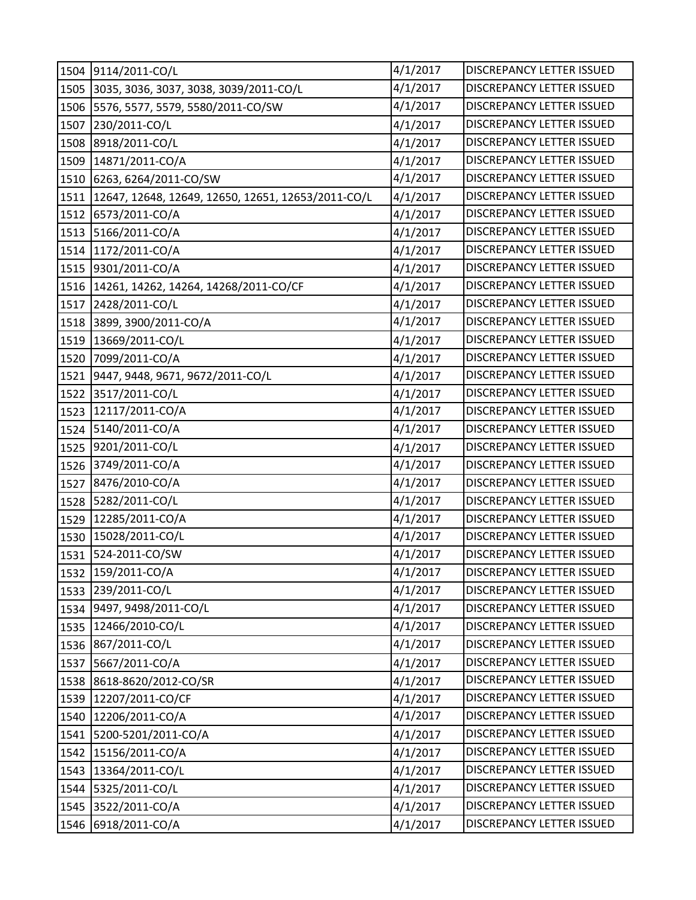| | | | |
|---|---|---|---|
| 1504 | 9114/2011-CO/L | 4/1/2017 | DISCREPANCY LETTER ISSUED |
| 1505 | 3035, 3036, 3037, 3038, 3039/2011-CO/L | 4/1/2017 | DISCREPANCY LETTER ISSUED |
| 1506 | 5576, 5577, 5579, 5580/2011-CO/SW | 4/1/2017 | DISCREPANCY LETTER ISSUED |
| 1507 | 230/2011-CO/L | 4/1/2017 | DISCREPANCY LETTER ISSUED |
| 1508 | 8918/2011-CO/L | 4/1/2017 | DISCREPANCY LETTER ISSUED |
| 1509 | 14871/2011-CO/A | 4/1/2017 | DISCREPANCY LETTER ISSUED |
| 1510 | 6263, 6264/2011-CO/SW | 4/1/2017 | DISCREPANCY LETTER ISSUED |
| 1511 | 12647, 12648, 12649, 12650, 12651, 12653/2011-CO/L | 4/1/2017 | DISCREPANCY LETTER ISSUED |
| 1512 | 6573/2011-CO/A | 4/1/2017 | DISCREPANCY LETTER ISSUED |
| 1513 | 5166/2011-CO/A | 4/1/2017 | DISCREPANCY LETTER ISSUED |
| 1514 | 1172/2011-CO/A | 4/1/2017 | DISCREPANCY LETTER ISSUED |
| 1515 | 9301/2011-CO/A | 4/1/2017 | DISCREPANCY LETTER ISSUED |
| 1516 | 14261, 14262, 14264, 14268/2011-CO/CF | 4/1/2017 | DISCREPANCY LETTER ISSUED |
| 1517 | 2428/2011-CO/L | 4/1/2017 | DISCREPANCY LETTER ISSUED |
| 1518 | 3899, 3900/2011-CO/A | 4/1/2017 | DISCREPANCY LETTER ISSUED |
| 1519 | 13669/2011-CO/L | 4/1/2017 | DISCREPANCY LETTER ISSUED |
| 1520 | 7099/2011-CO/A | 4/1/2017 | DISCREPANCY LETTER ISSUED |
| 1521 | 9447, 9448, 9671, 9672/2011-CO/L | 4/1/2017 | DISCREPANCY LETTER ISSUED |
| 1522 | 3517/2011-CO/L | 4/1/2017 | DISCREPANCY LETTER ISSUED |
| 1523 | 12117/2011-CO/A | 4/1/2017 | DISCREPANCY LETTER ISSUED |
| 1524 | 5140/2011-CO/A | 4/1/2017 | DISCREPANCY LETTER ISSUED |
| 1525 | 9201/2011-CO/L | 4/1/2017 | DISCREPANCY LETTER ISSUED |
| 1526 | 3749/2011-CO/A | 4/1/2017 | DISCREPANCY LETTER ISSUED |
| 1527 | 8476/2010-CO/A | 4/1/2017 | DISCREPANCY LETTER ISSUED |
| 1528 | 5282/2011-CO/L | 4/1/2017 | DISCREPANCY LETTER ISSUED |
| 1529 | 12285/2011-CO/A | 4/1/2017 | DISCREPANCY LETTER ISSUED |
| 1530 | 15028/2011-CO/L | 4/1/2017 | DISCREPANCY LETTER ISSUED |
| 1531 | 524-2011-CO/SW | 4/1/2017 | DISCREPANCY LETTER ISSUED |
| 1532 | 159/2011-CO/A | 4/1/2017 | DISCREPANCY LETTER ISSUED |
| 1533 | 239/2011-CO/L | 4/1/2017 | DISCREPANCY LETTER ISSUED |
| 1534 | 9497, 9498/2011-CO/L | 4/1/2017 | DISCREPANCY LETTER ISSUED |
| 1535 | 12466/2010-CO/L | 4/1/2017 | DISCREPANCY LETTER ISSUED |
| 1536 | 867/2011-CO/L | 4/1/2017 | DISCREPANCY LETTER ISSUED |
| 1537 | 5667/2011-CO/A | 4/1/2017 | DISCREPANCY LETTER ISSUED |
| 1538 | 8618-8620/2012-CO/SR | 4/1/2017 | DISCREPANCY LETTER ISSUED |
| 1539 | 12207/2011-CO/CF | 4/1/2017 | DISCREPANCY LETTER ISSUED |
| 1540 | 12206/2011-CO/A | 4/1/2017 | DISCREPANCY LETTER ISSUED |
| 1541 | 5200-5201/2011-CO/A | 4/1/2017 | DISCREPANCY LETTER ISSUED |
| 1542 | 15156/2011-CO/A | 4/1/2017 | DISCREPANCY LETTER ISSUED |
| 1543 | 13364/2011-CO/L | 4/1/2017 | DISCREPANCY LETTER ISSUED |
| 1544 | 5325/2011-CO/L | 4/1/2017 | DISCREPANCY LETTER ISSUED |
| 1545 | 3522/2011-CO/A | 4/1/2017 | DISCREPANCY LETTER ISSUED |
| 1546 | 6918/2011-CO/A | 4/1/2017 | DISCREPANCY LETTER ISSUED |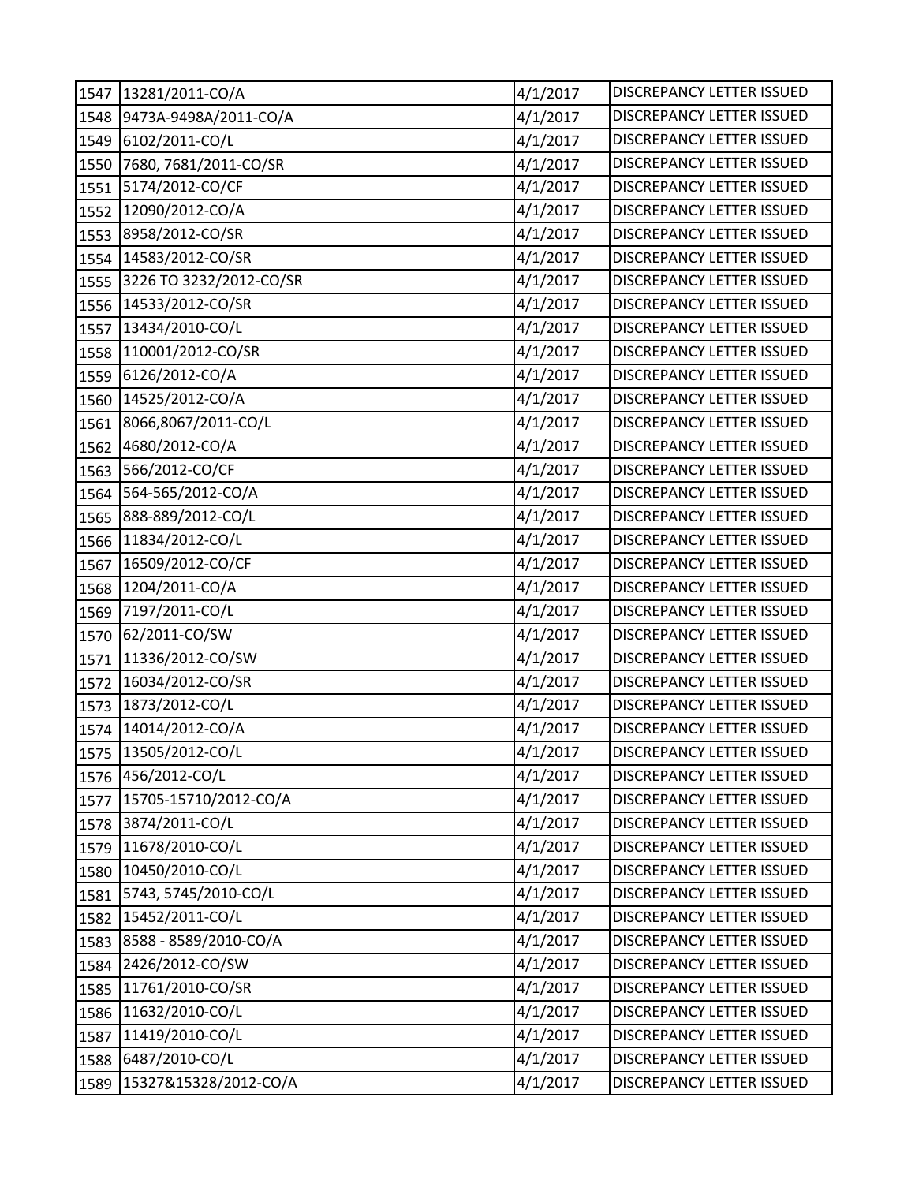| | | | |
|---|---|---|---|
| 1547 | 13281/2011-CO/A | 4/1/2017 | DISCREPANCY LETTER ISSUED |
| 1548 | 9473A-9498A/2011-CO/A | 4/1/2017 | DISCREPANCY LETTER ISSUED |
| 1549 | 6102/2011-CO/L | 4/1/2017 | DISCREPANCY LETTER ISSUED |
| 1550 | 7680, 7681/2011-CO/SR | 4/1/2017 | DISCREPANCY LETTER ISSUED |
| 1551 | 5174/2012-CO/CF | 4/1/2017 | DISCREPANCY LETTER ISSUED |
| 1552 | 12090/2012-CO/A | 4/1/2017 | DISCREPANCY LETTER ISSUED |
| 1553 | 8958/2012-CO/SR | 4/1/2017 | DISCREPANCY LETTER ISSUED |
| 1554 | 14583/2012-CO/SR | 4/1/2017 | DISCREPANCY LETTER ISSUED |
| 1555 | 3226 TO 3232/2012-CO/SR | 4/1/2017 | DISCREPANCY LETTER ISSUED |
| 1556 | 14533/2012-CO/SR | 4/1/2017 | DISCREPANCY LETTER ISSUED |
| 1557 | 13434/2010-CO/L | 4/1/2017 | DISCREPANCY LETTER ISSUED |
| 1558 | 110001/2012-CO/SR | 4/1/2017 | DISCREPANCY LETTER ISSUED |
| 1559 | 6126/2012-CO/A | 4/1/2017 | DISCREPANCY LETTER ISSUED |
| 1560 | 14525/2012-CO/A | 4/1/2017 | DISCREPANCY LETTER ISSUED |
| 1561 | 8066,8067/2011-CO/L | 4/1/2017 | DISCREPANCY LETTER ISSUED |
| 1562 | 4680/2012-CO/A | 4/1/2017 | DISCREPANCY LETTER ISSUED |
| 1563 | 566/2012-CO/CF | 4/1/2017 | DISCREPANCY LETTER ISSUED |
| 1564 | 564-565/2012-CO/A | 4/1/2017 | DISCREPANCY LETTER ISSUED |
| 1565 | 888-889/2012-CO/L | 4/1/2017 | DISCREPANCY LETTER ISSUED |
| 1566 | 11834/2012-CO/L | 4/1/2017 | DISCREPANCY LETTER ISSUED |
| 1567 | 16509/2012-CO/CF | 4/1/2017 | DISCREPANCY LETTER ISSUED |
| 1568 | 1204/2011-CO/A | 4/1/2017 | DISCREPANCY LETTER ISSUED |
| 1569 | 7197/2011-CO/L | 4/1/2017 | DISCREPANCY LETTER ISSUED |
| 1570 | 62/2011-CO/SW | 4/1/2017 | DISCREPANCY LETTER ISSUED |
| 1571 | 11336/2012-CO/SW | 4/1/2017 | DISCREPANCY LETTER ISSUED |
| 1572 | 16034/2012-CO/SR | 4/1/2017 | DISCREPANCY LETTER ISSUED |
| 1573 | 1873/2012-CO/L | 4/1/2017 | DISCREPANCY LETTER ISSUED |
| 1574 | 14014/2012-CO/A | 4/1/2017 | DISCREPANCY LETTER ISSUED |
| 1575 | 13505/2012-CO/L | 4/1/2017 | DISCREPANCY LETTER ISSUED |
| 1576 | 456/2012-CO/L | 4/1/2017 | DISCREPANCY LETTER ISSUED |
| 1577 | 15705-15710/2012-CO/A | 4/1/2017 | DISCREPANCY LETTER ISSUED |
| 1578 | 3874/2011-CO/L | 4/1/2017 | DISCREPANCY LETTER ISSUED |
| 1579 | 11678/2010-CO/L | 4/1/2017 | DISCREPANCY LETTER ISSUED |
| 1580 | 10450/2010-CO/L | 4/1/2017 | DISCREPANCY LETTER ISSUED |
| 1581 | 5743, 5745/2010-CO/L | 4/1/2017 | DISCREPANCY LETTER ISSUED |
| 1582 | 15452/2011-CO/L | 4/1/2017 | DISCREPANCY LETTER ISSUED |
| 1583 | 8588 - 8589/2010-CO/A | 4/1/2017 | DISCREPANCY LETTER ISSUED |
| 1584 | 2426/2012-CO/SW | 4/1/2017 | DISCREPANCY LETTER ISSUED |
| 1585 | 11761/2010-CO/SR | 4/1/2017 | DISCREPANCY LETTER ISSUED |
| 1586 | 11632/2010-CO/L | 4/1/2017 | DISCREPANCY LETTER ISSUED |
| 1587 | 11419/2010-CO/L | 4/1/2017 | DISCREPANCY LETTER ISSUED |
| 1588 | 6487/2010-CO/L | 4/1/2017 | DISCREPANCY LETTER ISSUED |
| 1589 | 15327&15328/2012-CO/A | 4/1/2017 | DISCREPANCY LETTER ISSUED |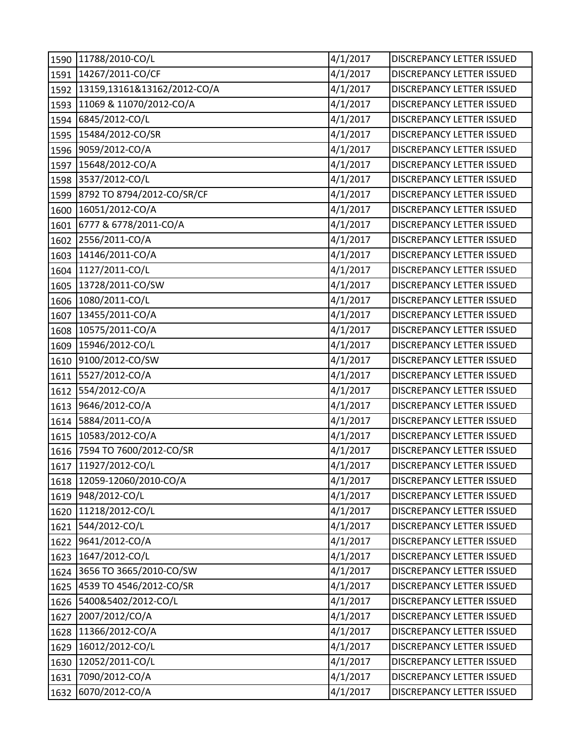| | | | |
|---|---|---|---|
| 1590 | 11788/2010-CO/L | 4/1/2017 | DISCREPANCY LETTER ISSUED |
| 1591 | 14267/2011-CO/CF | 4/1/2017 | DISCREPANCY LETTER ISSUED |
| 1592 | 13159,13161&13162/2012-CO/A | 4/1/2017 | DISCREPANCY LETTER ISSUED |
| 1593 | 11069 & 11070/2012-CO/A | 4/1/2017 | DISCREPANCY LETTER ISSUED |
| 1594 | 6845/2012-CO/L | 4/1/2017 | DISCREPANCY LETTER ISSUED |
| 1595 | 15484/2012-CO/SR | 4/1/2017 | DISCREPANCY LETTER ISSUED |
| 1596 | 9059/2012-CO/A | 4/1/2017 | DISCREPANCY LETTER ISSUED |
| 1597 | 15648/2012-CO/A | 4/1/2017 | DISCREPANCY LETTER ISSUED |
| 1598 | 3537/2012-CO/L | 4/1/2017 | DISCREPANCY LETTER ISSUED |
| 1599 | 8792 TO 8794/2012-CO/SR/CF | 4/1/2017 | DISCREPANCY LETTER ISSUED |
| 1600 | 16051/2012-CO/A | 4/1/2017 | DISCREPANCY LETTER ISSUED |
| 1601 | 6777 & 6778/2011-CO/A | 4/1/2017 | DISCREPANCY LETTER ISSUED |
| 1602 | 2556/2011-CO/A | 4/1/2017 | DISCREPANCY LETTER ISSUED |
| 1603 | 14146/2011-CO/A | 4/1/2017 | DISCREPANCY LETTER ISSUED |
| 1604 | 1127/2011-CO/L | 4/1/2017 | DISCREPANCY LETTER ISSUED |
| 1605 | 13728/2011-CO/SW | 4/1/2017 | DISCREPANCY LETTER ISSUED |
| 1606 | 1080/2011-CO/L | 4/1/2017 | DISCREPANCY LETTER ISSUED |
| 1607 | 13455/2011-CO/A | 4/1/2017 | DISCREPANCY LETTER ISSUED |
| 1608 | 10575/2011-CO/A | 4/1/2017 | DISCREPANCY LETTER ISSUED |
| 1609 | 15946/2012-CO/L | 4/1/2017 | DISCREPANCY LETTER ISSUED |
| 1610 | 9100/2012-CO/SW | 4/1/2017 | DISCREPANCY LETTER ISSUED |
| 1611 | 5527/2012-CO/A | 4/1/2017 | DISCREPANCY LETTER ISSUED |
| 1612 | 554/2012-CO/A | 4/1/2017 | DISCREPANCY LETTER ISSUED |
| 1613 | 9646/2012-CO/A | 4/1/2017 | DISCREPANCY LETTER ISSUED |
| 1614 | 5884/2011-CO/A | 4/1/2017 | DISCREPANCY LETTER ISSUED |
| 1615 | 10583/2012-CO/A | 4/1/2017 | DISCREPANCY LETTER ISSUED |
| 1616 | 7594 TO 7600/2012-CO/SR | 4/1/2017 | DISCREPANCY LETTER ISSUED |
| 1617 | 11927/2012-CO/L | 4/1/2017 | DISCREPANCY LETTER ISSUED |
| 1618 | 12059-12060/2010-CO/A | 4/1/2017 | DISCREPANCY LETTER ISSUED |
| 1619 | 948/2012-CO/L | 4/1/2017 | DISCREPANCY LETTER ISSUED |
| 1620 | 11218/2012-CO/L | 4/1/2017 | DISCREPANCY LETTER ISSUED |
| 1621 | 544/2012-CO/L | 4/1/2017 | DISCREPANCY LETTER ISSUED |
| 1622 | 9641/2012-CO/A | 4/1/2017 | DISCREPANCY LETTER ISSUED |
| 1623 | 1647/2012-CO/L | 4/1/2017 | DISCREPANCY LETTER ISSUED |
| 1624 | 3656 TO 3665/2010-CO/SW | 4/1/2017 | DISCREPANCY LETTER ISSUED |
| 1625 | 4539 TO 4546/2012-CO/SR | 4/1/2017 | DISCREPANCY LETTER ISSUED |
| 1626 | 5400&5402/2012-CO/L | 4/1/2017 | DISCREPANCY LETTER ISSUED |
| 1627 | 2007/2012/CO/A | 4/1/2017 | DISCREPANCY LETTER ISSUED |
| 1628 | 11366/2012-CO/A | 4/1/2017 | DISCREPANCY LETTER ISSUED |
| 1629 | 16012/2012-CO/L | 4/1/2017 | DISCREPANCY LETTER ISSUED |
| 1630 | 12052/2011-CO/L | 4/1/2017 | DISCREPANCY LETTER ISSUED |
| 1631 | 7090/2012-CO/A | 4/1/2017 | DISCREPANCY LETTER ISSUED |
| 1632 | 6070/2012-CO/A | 4/1/2017 | DISCREPANCY LETTER ISSUED |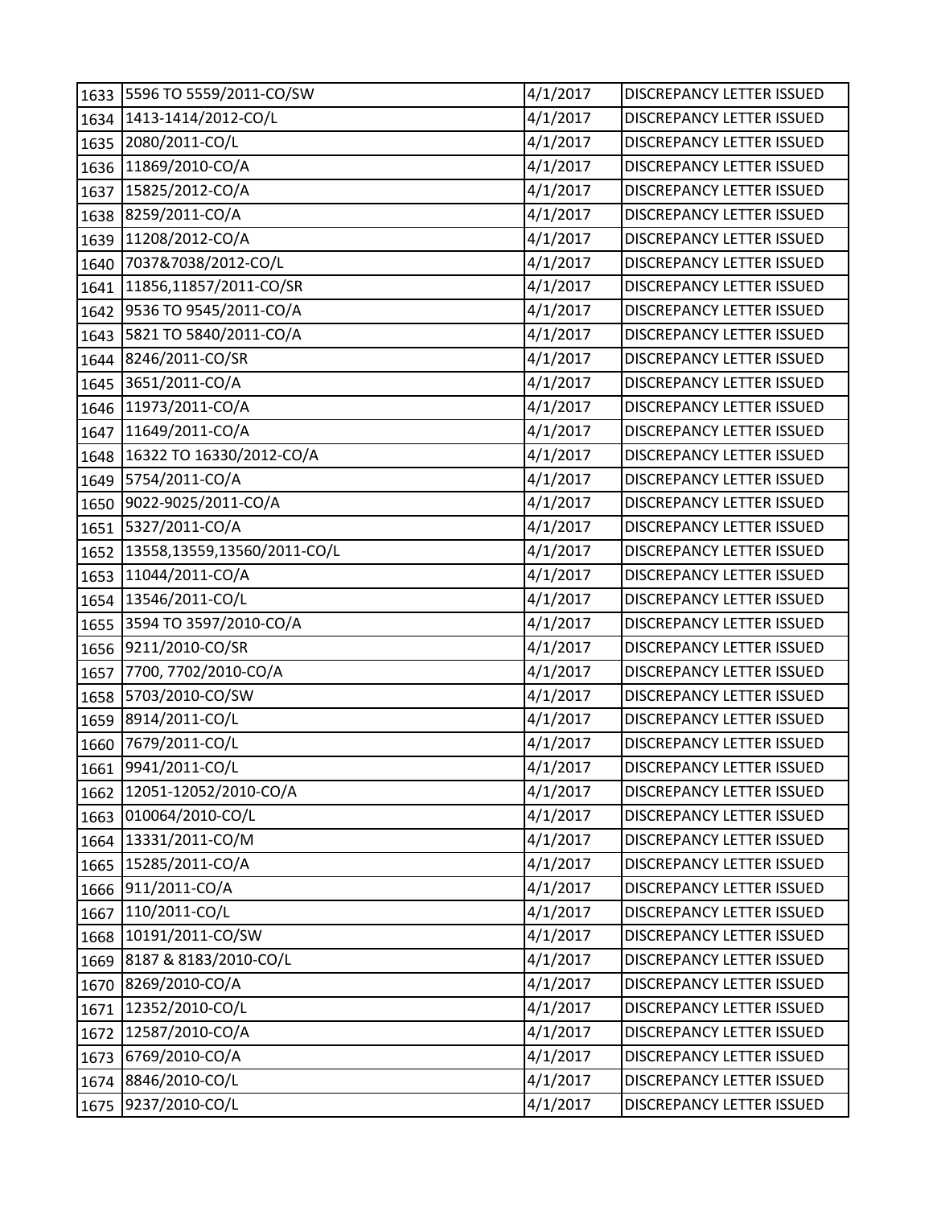| | | | |
|---|---|---|---|
| 1633 | 5596 TO 5559/2011-CO/SW | 4/1/2017 | DISCREPANCY LETTER ISSUED |
| 1634 | 1413-1414/2012-CO/L | 4/1/2017 | DISCREPANCY LETTER ISSUED |
| 1635 | 2080/2011-CO/L | 4/1/2017 | DISCREPANCY LETTER ISSUED |
| 1636 | 11869/2010-CO/A | 4/1/2017 | DISCREPANCY LETTER ISSUED |
| 1637 | 15825/2012-CO/A | 4/1/2017 | DISCREPANCY LETTER ISSUED |
| 1638 | 8259/2011-CO/A | 4/1/2017 | DISCREPANCY LETTER ISSUED |
| 1639 | 11208/2012-CO/A | 4/1/2017 | DISCREPANCY LETTER ISSUED |
| 1640 | 7037&7038/2012-CO/L | 4/1/2017 | DISCREPANCY LETTER ISSUED |
| 1641 | 11856,11857/2011-CO/SR | 4/1/2017 | DISCREPANCY LETTER ISSUED |
| 1642 | 9536 TO 9545/2011-CO/A | 4/1/2017 | DISCREPANCY LETTER ISSUED |
| 1643 | 5821 TO 5840/2011-CO/A | 4/1/2017 | DISCREPANCY LETTER ISSUED |
| 1644 | 8246/2011-CO/SR | 4/1/2017 | DISCREPANCY LETTER ISSUED |
| 1645 | 3651/2011-CO/A | 4/1/2017 | DISCREPANCY LETTER ISSUED |
| 1646 | 11973/2011-CO/A | 4/1/2017 | DISCREPANCY LETTER ISSUED |
| 1647 | 11649/2011-CO/A | 4/1/2017 | DISCREPANCY LETTER ISSUED |
| 1648 | 16322 TO 16330/2012-CO/A | 4/1/2017 | DISCREPANCY LETTER ISSUED |
| 1649 | 5754/2011-CO/A | 4/1/2017 | DISCREPANCY LETTER ISSUED |
| 1650 | 9022-9025/2011-CO/A | 4/1/2017 | DISCREPANCY LETTER ISSUED |
| 1651 | 5327/2011-CO/A | 4/1/2017 | DISCREPANCY LETTER ISSUED |
| 1652 | 13558,13559,13560/2011-CO/L | 4/1/2017 | DISCREPANCY LETTER ISSUED |
| 1653 | 11044/2011-CO/A | 4/1/2017 | DISCREPANCY LETTER ISSUED |
| 1654 | 13546/2011-CO/L | 4/1/2017 | DISCREPANCY LETTER ISSUED |
| 1655 | 3594 TO 3597/2010-CO/A | 4/1/2017 | DISCREPANCY LETTER ISSUED |
| 1656 | 9211/2010-CO/SR | 4/1/2017 | DISCREPANCY LETTER ISSUED |
| 1657 | 7700, 7702/2010-CO/A | 4/1/2017 | DISCREPANCY LETTER ISSUED |
| 1658 | 5703/2010-CO/SW | 4/1/2017 | DISCREPANCY LETTER ISSUED |
| 1659 | 8914/2011-CO/L | 4/1/2017 | DISCREPANCY LETTER ISSUED |
| 1660 | 7679/2011-CO/L | 4/1/2017 | DISCREPANCY LETTER ISSUED |
| 1661 | 9941/2011-CO/L | 4/1/2017 | DISCREPANCY LETTER ISSUED |
| 1662 | 12051-12052/2010-CO/A | 4/1/2017 | DISCREPANCY LETTER ISSUED |
| 1663 | 010064/2010-CO/L | 4/1/2017 | DISCREPANCY LETTER ISSUED |
| 1664 | 13331/2011-CO/M | 4/1/2017 | DISCREPANCY LETTER ISSUED |
| 1665 | 15285/2011-CO/A | 4/1/2017 | DISCREPANCY LETTER ISSUED |
| 1666 | 911/2011-CO/A | 4/1/2017 | DISCREPANCY LETTER ISSUED |
| 1667 | 110/2011-CO/L | 4/1/2017 | DISCREPANCY LETTER ISSUED |
| 1668 | 10191/2011-CO/SW | 4/1/2017 | DISCREPANCY LETTER ISSUED |
| 1669 | 8187 & 8183/2010-CO/L | 4/1/2017 | DISCREPANCY LETTER ISSUED |
| 1670 | 8269/2010-CO/A | 4/1/2017 | DISCREPANCY LETTER ISSUED |
| 1671 | 12352/2010-CO/L | 4/1/2017 | DISCREPANCY LETTER ISSUED |
| 1672 | 12587/2010-CO/A | 4/1/2017 | DISCREPANCY LETTER ISSUED |
| 1673 | 6769/2010-CO/A | 4/1/2017 | DISCREPANCY LETTER ISSUED |
| 1674 | 8846/2010-CO/L | 4/1/2017 | DISCREPANCY LETTER ISSUED |
| 1675 | 9237/2010-CO/L | 4/1/2017 | DISCREPANCY LETTER ISSUED |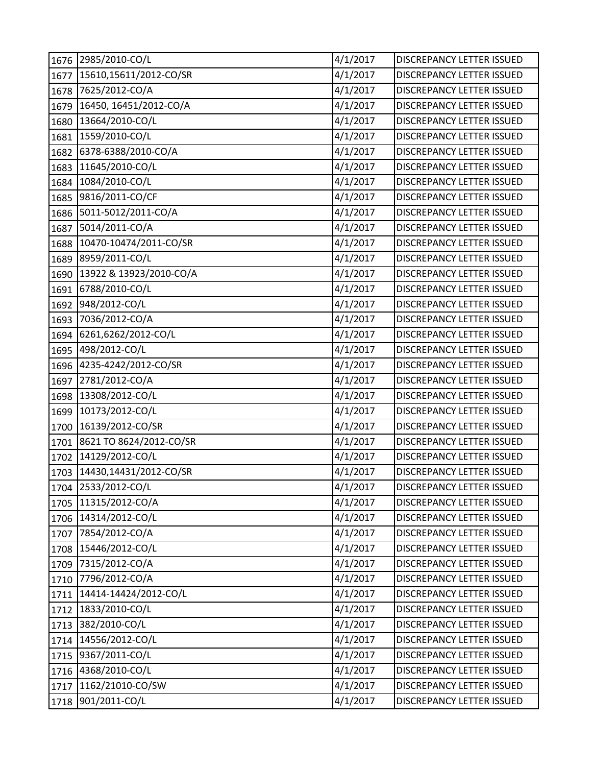| 1676 | 2985/2010-CO/L | 4/1/2017 | DISCREPANCY LETTER ISSUED |
|---|---|---|---|
| 1677 | 15610,15611/2012-CO/SR | 4/1/2017 | DISCREPANCY LETTER ISSUED |
| 1678 | 7625/2012-CO/A | 4/1/2017 | DISCREPANCY LETTER ISSUED |
| 1679 | 16450, 16451/2012-CO/A | 4/1/2017 | DISCREPANCY LETTER ISSUED |
| 1680 | 13664/2010-CO/L | 4/1/2017 | DISCREPANCY LETTER ISSUED |
| 1681 | 1559/2010-CO/L | 4/1/2017 | DISCREPANCY LETTER ISSUED |
| 1682 | 6378-6388/2010-CO/A | 4/1/2017 | DISCREPANCY LETTER ISSUED |
| 1683 | 11645/2010-CO/L | 4/1/2017 | DISCREPANCY LETTER ISSUED |
| 1684 | 1084/2010-CO/L | 4/1/2017 | DISCREPANCY LETTER ISSUED |
| 1685 | 9816/2011-CO/CF | 4/1/2017 | DISCREPANCY LETTER ISSUED |
| 1686 | 5011-5012/2011-CO/A | 4/1/2017 | DISCREPANCY LETTER ISSUED |
| 1687 | 5014/2011-CO/A | 4/1/2017 | DISCREPANCY LETTER ISSUED |
| 1688 | 10470-10474/2011-CO/SR | 4/1/2017 | DISCREPANCY LETTER ISSUED |
| 1689 | 8959/2011-CO/L | 4/1/2017 | DISCREPANCY LETTER ISSUED |
| 1690 | 13922 & 13923/2010-CO/A | 4/1/2017 | DISCREPANCY LETTER ISSUED |
| 1691 | 6788/2010-CO/L | 4/1/2017 | DISCREPANCY LETTER ISSUED |
| 1692 | 948/2012-CO/L | 4/1/2017 | DISCREPANCY LETTER ISSUED |
| 1693 | 7036/2012-CO/A | 4/1/2017 | DISCREPANCY LETTER ISSUED |
| 1694 | 6261,6262/2012-CO/L | 4/1/2017 | DISCREPANCY LETTER ISSUED |
| 1695 | 498/2012-CO/L | 4/1/2017 | DISCREPANCY LETTER ISSUED |
| 1696 | 4235-4242/2012-CO/SR | 4/1/2017 | DISCREPANCY LETTER ISSUED |
| 1697 | 2781/2012-CO/A | 4/1/2017 | DISCREPANCY LETTER ISSUED |
| 1698 | 13308/2012-CO/L | 4/1/2017 | DISCREPANCY LETTER ISSUED |
| 1699 | 10173/2012-CO/L | 4/1/2017 | DISCREPANCY LETTER ISSUED |
| 1700 | 16139/2012-CO/SR | 4/1/2017 | DISCREPANCY LETTER ISSUED |
| 1701 | 8621 TO 8624/2012-CO/SR | 4/1/2017 | DISCREPANCY LETTER ISSUED |
| 1702 | 14129/2012-CO/L | 4/1/2017 | DISCREPANCY LETTER ISSUED |
| 1703 | 14430,14431/2012-CO/SR | 4/1/2017 | DISCREPANCY LETTER ISSUED |
| 1704 | 2533/2012-CO/L | 4/1/2017 | DISCREPANCY LETTER ISSUED |
| 1705 | 11315/2012-CO/A | 4/1/2017 | DISCREPANCY LETTER ISSUED |
| 1706 | 14314/2012-CO/L | 4/1/2017 | DISCREPANCY LETTER ISSUED |
| 1707 | 7854/2012-CO/A | 4/1/2017 | DISCREPANCY LETTER ISSUED |
| 1708 | 15446/2012-CO/L | 4/1/2017 | DISCREPANCY LETTER ISSUED |
| 1709 | 7315/2012-CO/A | 4/1/2017 | DISCREPANCY LETTER ISSUED |
| 1710 | 7796/2012-CO/A | 4/1/2017 | DISCREPANCY LETTER ISSUED |
| 1711 | 14414-14424/2012-CO/L | 4/1/2017 | DISCREPANCY LETTER ISSUED |
| 1712 | 1833/2010-CO/L | 4/1/2017 | DISCREPANCY LETTER ISSUED |
| 1713 | 382/2010-CO/L | 4/1/2017 | DISCREPANCY LETTER ISSUED |
| 1714 | 14556/2012-CO/L | 4/1/2017 | DISCREPANCY LETTER ISSUED |
| 1715 | 9367/2011-CO/L | 4/1/2017 | DISCREPANCY LETTER ISSUED |
| 1716 | 4368/2010-CO/L | 4/1/2017 | DISCREPANCY LETTER ISSUED |
| 1717 | 1162/21010-CO/SW | 4/1/2017 | DISCREPANCY LETTER ISSUED |
| 1718 | 901/2011-CO/L | 4/1/2017 | DISCREPANCY LETTER ISSUED |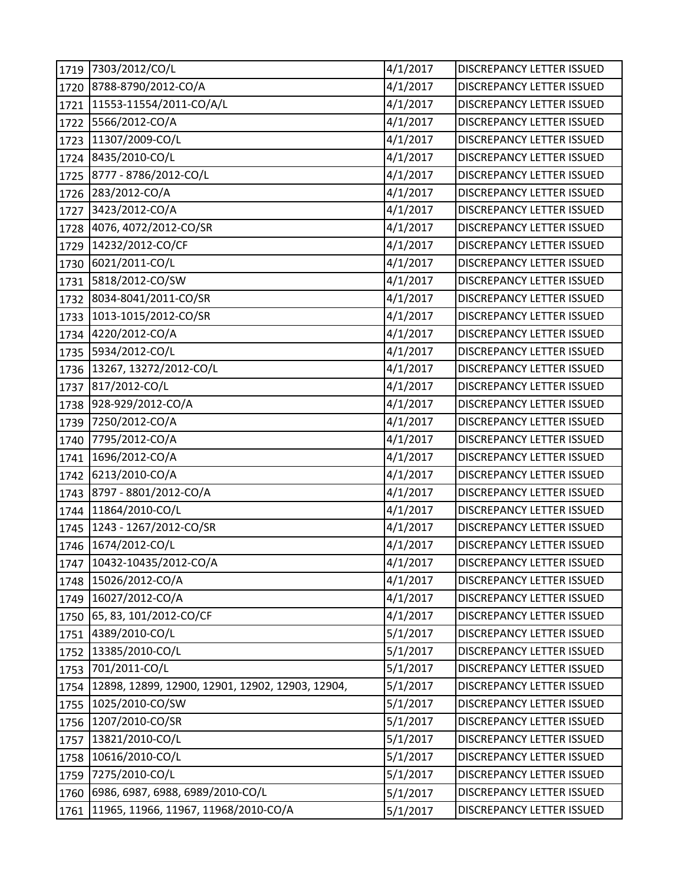| | | | |
|---|---|---|---|
| 1719 | 7303/2012/CO/L | 4/1/2017 | DISCREPANCY LETTER ISSUED |
| 1720 | 8788-8790/2012-CO/A | 4/1/2017 | DISCREPANCY LETTER ISSUED |
| 1721 | 11553-11554/2011-CO/A/L | 4/1/2017 | DISCREPANCY LETTER ISSUED |
| 1722 | 5566/2012-CO/A | 4/1/2017 | DISCREPANCY LETTER ISSUED |
| 1723 | 11307/2009-CO/L | 4/1/2017 | DISCREPANCY LETTER ISSUED |
| 1724 | 8435/2010-CO/L | 4/1/2017 | DISCREPANCY LETTER ISSUED |
| 1725 | 8777 - 8786/2012-CO/L | 4/1/2017 | DISCREPANCY LETTER ISSUED |
| 1726 | 283/2012-CO/A | 4/1/2017 | DISCREPANCY LETTER ISSUED |
| 1727 | 3423/2012-CO/A | 4/1/2017 | DISCREPANCY LETTER ISSUED |
| 1728 | 4076, 4072/2012-CO/SR | 4/1/2017 | DISCREPANCY LETTER ISSUED |
| 1729 | 14232/2012-CO/CF | 4/1/2017 | DISCREPANCY LETTER ISSUED |
| 1730 | 6021/2011-CO/L | 4/1/2017 | DISCREPANCY LETTER ISSUED |
| 1731 | 5818/2012-CO/SW | 4/1/2017 | DISCREPANCY LETTER ISSUED |
| 1732 | 8034-8041/2011-CO/SR | 4/1/2017 | DISCREPANCY LETTER ISSUED |
| 1733 | 1013-1015/2012-CO/SR | 4/1/2017 | DISCREPANCY LETTER ISSUED |
| 1734 | 4220/2012-CO/A | 4/1/2017 | DISCREPANCY LETTER ISSUED |
| 1735 | 5934/2012-CO/L | 4/1/2017 | DISCREPANCY LETTER ISSUED |
| 1736 | 13267, 13272/2012-CO/L | 4/1/2017 | DISCREPANCY LETTER ISSUED |
| 1737 | 817/2012-CO/L | 4/1/2017 | DISCREPANCY LETTER ISSUED |
| 1738 | 928-929/2012-CO/A | 4/1/2017 | DISCREPANCY LETTER ISSUED |
| 1739 | 7250/2012-CO/A | 4/1/2017 | DISCREPANCY LETTER ISSUED |
| 1740 | 7795/2012-CO/A | 4/1/2017 | DISCREPANCY LETTER ISSUED |
| 1741 | 1696/2012-CO/A | 4/1/2017 | DISCREPANCY LETTER ISSUED |
| 1742 | 6213/2010-CO/A | 4/1/2017 | DISCREPANCY LETTER ISSUED |
| 1743 | 8797 - 8801/2012-CO/A | 4/1/2017 | DISCREPANCY LETTER ISSUED |
| 1744 | 11864/2010-CO/L | 4/1/2017 | DISCREPANCY LETTER ISSUED |
| 1745 | 1243 - 1267/2012-CO/SR | 4/1/2017 | DISCREPANCY LETTER ISSUED |
| 1746 | 1674/2012-CO/L | 4/1/2017 | DISCREPANCY LETTER ISSUED |
| 1747 | 10432-10435/2012-CO/A | 4/1/2017 | DISCREPANCY LETTER ISSUED |
| 1748 | 15026/2012-CO/A | 4/1/2017 | DISCREPANCY LETTER ISSUED |
| 1749 | 16027/2012-CO/A | 4/1/2017 | DISCREPANCY LETTER ISSUED |
| 1750 | 65, 83, 101/2012-CO/CF | 4/1/2017 | DISCREPANCY LETTER ISSUED |
| 1751 | 4389/2010-CO/L | 5/1/2017 | DISCREPANCY LETTER ISSUED |
| 1752 | 13385/2010-CO/L | 5/1/2017 | DISCREPANCY LETTER ISSUED |
| 1753 | 701/2011-CO/L | 5/1/2017 | DISCREPANCY LETTER ISSUED |
| 1754 | 12898, 12899, 12900, 12901, 12902, 12903, 12904, | 5/1/2017 | DISCREPANCY LETTER ISSUED |
| 1755 | 1025/2010-CO/SW | 5/1/2017 | DISCREPANCY LETTER ISSUED |
| 1756 | 1207/2010-CO/SR | 5/1/2017 | DISCREPANCY LETTER ISSUED |
| 1757 | 13821/2010-CO/L | 5/1/2017 | DISCREPANCY LETTER ISSUED |
| 1758 | 10616/2010-CO/L | 5/1/2017 | DISCREPANCY LETTER ISSUED |
| 1759 | 7275/2010-CO/L | 5/1/2017 | DISCREPANCY LETTER ISSUED |
| 1760 | 6986, 6987, 6988, 6989/2010-CO/L | 5/1/2017 | DISCREPANCY LETTER ISSUED |
| 1761 | 11965, 11966, 11967, 11968/2010-CO/A | 5/1/2017 | DISCREPANCY LETTER ISSUED |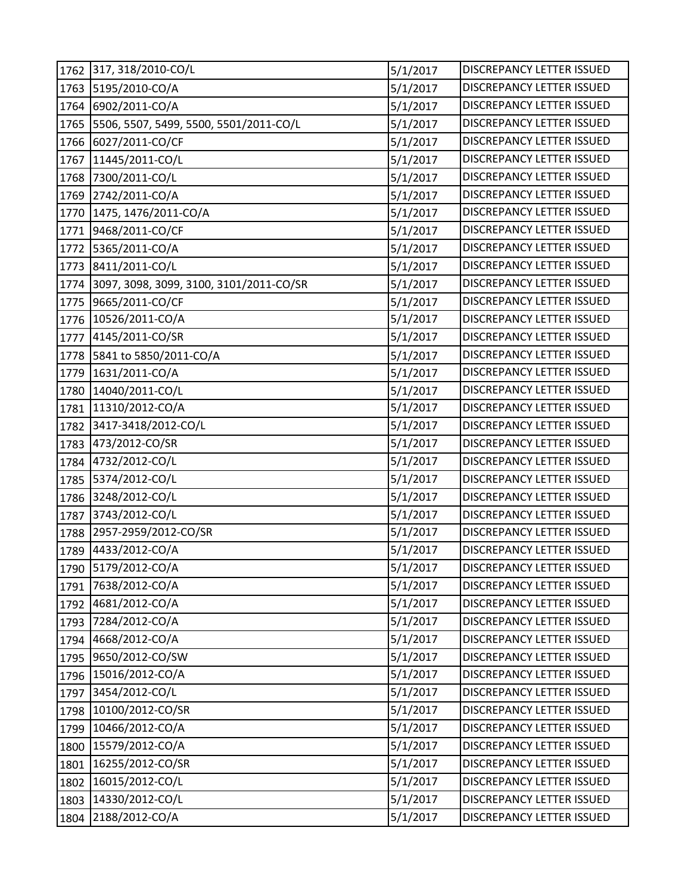| | | | |
|---|---|---|---|
| 1762 | 317, 318/2010-CO/L | 5/1/2017 | DISCREPANCY LETTER ISSUED |
| 1763 | 5195/2010-CO/A | 5/1/2017 | DISCREPANCY LETTER ISSUED |
| 1764 | 6902/2011-CO/A | 5/1/2017 | DISCREPANCY LETTER ISSUED |
| 1765 | 5506, 5507, 5499, 5500, 5501/2011-CO/L | 5/1/2017 | DISCREPANCY LETTER ISSUED |
| 1766 | 6027/2011-CO/CF | 5/1/2017 | DISCREPANCY LETTER ISSUED |
| 1767 | 11445/2011-CO/L | 5/1/2017 | DISCREPANCY LETTER ISSUED |
| 1768 | 7300/2011-CO/L | 5/1/2017 | DISCREPANCY LETTER ISSUED |
| 1769 | 2742/2011-CO/A | 5/1/2017 | DISCREPANCY LETTER ISSUED |
| 1770 | 1475, 1476/2011-CO/A | 5/1/2017 | DISCREPANCY LETTER ISSUED |
| 1771 | 9468/2011-CO/CF | 5/1/2017 | DISCREPANCY LETTER ISSUED |
| 1772 | 5365/2011-CO/A | 5/1/2017 | DISCREPANCY LETTER ISSUED |
| 1773 | 8411/2011-CO/L | 5/1/2017 | DISCREPANCY LETTER ISSUED |
| 1774 | 3097, 3098, 3099, 3100, 3101/2011-CO/SR | 5/1/2017 | DISCREPANCY LETTER ISSUED |
| 1775 | 9665/2011-CO/CF | 5/1/2017 | DISCREPANCY LETTER ISSUED |
| 1776 | 10526/2011-CO/A | 5/1/2017 | DISCREPANCY LETTER ISSUED |
| 1777 | 4145/2011-CO/SR | 5/1/2017 | DISCREPANCY LETTER ISSUED |
| 1778 | 5841 to 5850/2011-CO/A | 5/1/2017 | DISCREPANCY LETTER ISSUED |
| 1779 | 1631/2011-CO/A | 5/1/2017 | DISCREPANCY LETTER ISSUED |
| 1780 | 14040/2011-CO/L | 5/1/2017 | DISCREPANCY LETTER ISSUED |
| 1781 | 11310/2012-CO/A | 5/1/2017 | DISCREPANCY LETTER ISSUED |
| 1782 | 3417-3418/2012-CO/L | 5/1/2017 | DISCREPANCY LETTER ISSUED |
| 1783 | 473/2012-CO/SR | 5/1/2017 | DISCREPANCY LETTER ISSUED |
| 1784 | 4732/2012-CO/L | 5/1/2017 | DISCREPANCY LETTER ISSUED |
| 1785 | 5374/2012-CO/L | 5/1/2017 | DISCREPANCY LETTER ISSUED |
| 1786 | 3248/2012-CO/L | 5/1/2017 | DISCREPANCY LETTER ISSUED |
| 1787 | 3743/2012-CO/L | 5/1/2017 | DISCREPANCY LETTER ISSUED |
| 1788 | 2957-2959/2012-CO/SR | 5/1/2017 | DISCREPANCY LETTER ISSUED |
| 1789 | 4433/2012-CO/A | 5/1/2017 | DISCREPANCY LETTER ISSUED |
| 1790 | 5179/2012-CO/A | 5/1/2017 | DISCREPANCY LETTER ISSUED |
| 1791 | 7638/2012-CO/A | 5/1/2017 | DISCREPANCY LETTER ISSUED |
| 1792 | 4681/2012-CO/A | 5/1/2017 | DISCREPANCY LETTER ISSUED |
| 1793 | 7284/2012-CO/A | 5/1/2017 | DISCREPANCY LETTER ISSUED |
| 1794 | 4668/2012-CO/A | 5/1/2017 | DISCREPANCY LETTER ISSUED |
| 1795 | 9650/2012-CO/SW | 5/1/2017 | DISCREPANCY LETTER ISSUED |
| 1796 | 15016/2012-CO/A | 5/1/2017 | DISCREPANCY LETTER ISSUED |
| 1797 | 3454/2012-CO/L | 5/1/2017 | DISCREPANCY LETTER ISSUED |
| 1798 | 10100/2012-CO/SR | 5/1/2017 | DISCREPANCY LETTER ISSUED |
| 1799 | 10466/2012-CO/A | 5/1/2017 | DISCREPANCY LETTER ISSUED |
| 1800 | 15579/2012-CO/A | 5/1/2017 | DISCREPANCY LETTER ISSUED |
| 1801 | 16255/2012-CO/SR | 5/1/2017 | DISCREPANCY LETTER ISSUED |
| 1802 | 16015/2012-CO/L | 5/1/2017 | DISCREPANCY LETTER ISSUED |
| 1803 | 14330/2012-CO/L | 5/1/2017 | DISCREPANCY LETTER ISSUED |
| 1804 | 2188/2012-CO/A | 5/1/2017 | DISCREPANCY LETTER ISSUED |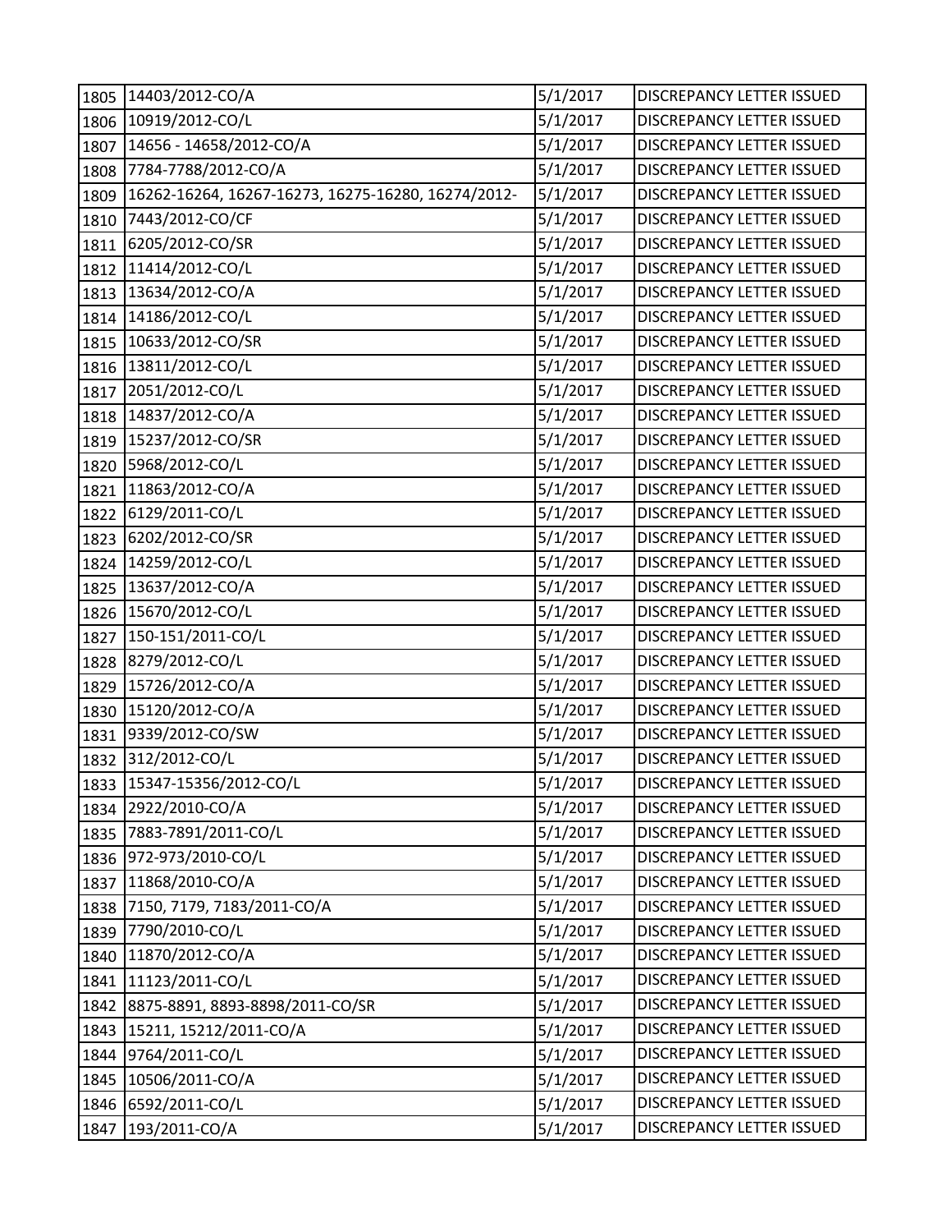| | | | |
|---|---|---|---|
| 1805 | 14403/2012-CO/A | 5/1/2017 | DISCREPANCY LETTER ISSUED |
| 1806 | 10919/2012-CO/L | 5/1/2017 | DISCREPANCY LETTER ISSUED |
| 1807 | 14656 - 14658/2012-CO/A | 5/1/2017 | DISCREPANCY LETTER ISSUED |
| 1808 | 7784-7788/2012-CO/A | 5/1/2017 | DISCREPANCY LETTER ISSUED |
| 1809 | 16262-16264, 16267-16273, 16275-16280, 16274/2012- | 5/1/2017 | DISCREPANCY LETTER ISSUED |
| 1810 | 7443/2012-CO/CF | 5/1/2017 | DISCREPANCY LETTER ISSUED |
| 1811 | 6205/2012-CO/SR | 5/1/2017 | DISCREPANCY LETTER ISSUED |
| 1812 | 11414/2012-CO/L | 5/1/2017 | DISCREPANCY LETTER ISSUED |
| 1813 | 13634/2012-CO/A | 5/1/2017 | DISCREPANCY LETTER ISSUED |
| 1814 | 14186/2012-CO/L | 5/1/2017 | DISCREPANCY LETTER ISSUED |
| 1815 | 10633/2012-CO/SR | 5/1/2017 | DISCREPANCY LETTER ISSUED |
| 1816 | 13811/2012-CO/L | 5/1/2017 | DISCREPANCY LETTER ISSUED |
| 1817 | 2051/2012-CO/L | 5/1/2017 | DISCREPANCY LETTER ISSUED |
| 1818 | 14837/2012-CO/A | 5/1/2017 | DISCREPANCY LETTER ISSUED |
| 1819 | 15237/2012-CO/SR | 5/1/2017 | DISCREPANCY LETTER ISSUED |
| 1820 | 5968/2012-CO/L | 5/1/2017 | DISCREPANCY LETTER ISSUED |
| 1821 | 11863/2012-CO/A | 5/1/2017 | DISCREPANCY LETTER ISSUED |
| 1822 | 6129/2011-CO/L | 5/1/2017 | DISCREPANCY LETTER ISSUED |
| 1823 | 6202/2012-CO/SR | 5/1/2017 | DISCREPANCY LETTER ISSUED |
| 1824 | 14259/2012-CO/L | 5/1/2017 | DISCREPANCY LETTER ISSUED |
| 1825 | 13637/2012-CO/A | 5/1/2017 | DISCREPANCY LETTER ISSUED |
| 1826 | 15670/2012-CO/L | 5/1/2017 | DISCREPANCY LETTER ISSUED |
| 1827 | 150-151/2011-CO/L | 5/1/2017 | DISCREPANCY LETTER ISSUED |
| 1828 | 8279/2012-CO/L | 5/1/2017 | DISCREPANCY LETTER ISSUED |
| 1829 | 15726/2012-CO/A | 5/1/2017 | DISCREPANCY LETTER ISSUED |
| 1830 | 15120/2012-CO/A | 5/1/2017 | DISCREPANCY LETTER ISSUED |
| 1831 | 9339/2012-CO/SW | 5/1/2017 | DISCREPANCY LETTER ISSUED |
| 1832 | 312/2012-CO/L | 5/1/2017 | DISCREPANCY LETTER ISSUED |
| 1833 | 15347-15356/2012-CO/L | 5/1/2017 | DISCREPANCY LETTER ISSUED |
| 1834 | 2922/2010-CO/A | 5/1/2017 | DISCREPANCY LETTER ISSUED |
| 1835 | 7883-7891/2011-CO/L | 5/1/2017 | DISCREPANCY LETTER ISSUED |
| 1836 | 972-973/2010-CO/L | 5/1/2017 | DISCREPANCY LETTER ISSUED |
| 1837 | 11868/2010-CO/A | 5/1/2017 | DISCREPANCY LETTER ISSUED |
| 1838 | 7150, 7179, 7183/2011-CO/A | 5/1/2017 | DISCREPANCY LETTER ISSUED |
| 1839 | 7790/2010-CO/L | 5/1/2017 | DISCREPANCY LETTER ISSUED |
| 1840 | 11870/2012-CO/A | 5/1/2017 | DISCREPANCY LETTER ISSUED |
| 1841 | 11123/2011-CO/L | 5/1/2017 | DISCREPANCY LETTER ISSUED |
| 1842 | 8875-8891, 8893-8898/2011-CO/SR | 5/1/2017 | DISCREPANCY LETTER ISSUED |
| 1843 | 15211, 15212/2011-CO/A | 5/1/2017 | DISCREPANCY LETTER ISSUED |
| 1844 | 9764/2011-CO/L | 5/1/2017 | DISCREPANCY LETTER ISSUED |
| 1845 | 10506/2011-CO/A | 5/1/2017 | DISCREPANCY LETTER ISSUED |
| 1846 | 6592/2011-CO/L | 5/1/2017 | DISCREPANCY LETTER ISSUED |
| 1847 | 193/2011-CO/A | 5/1/2017 | DISCREPANCY LETTER ISSUED |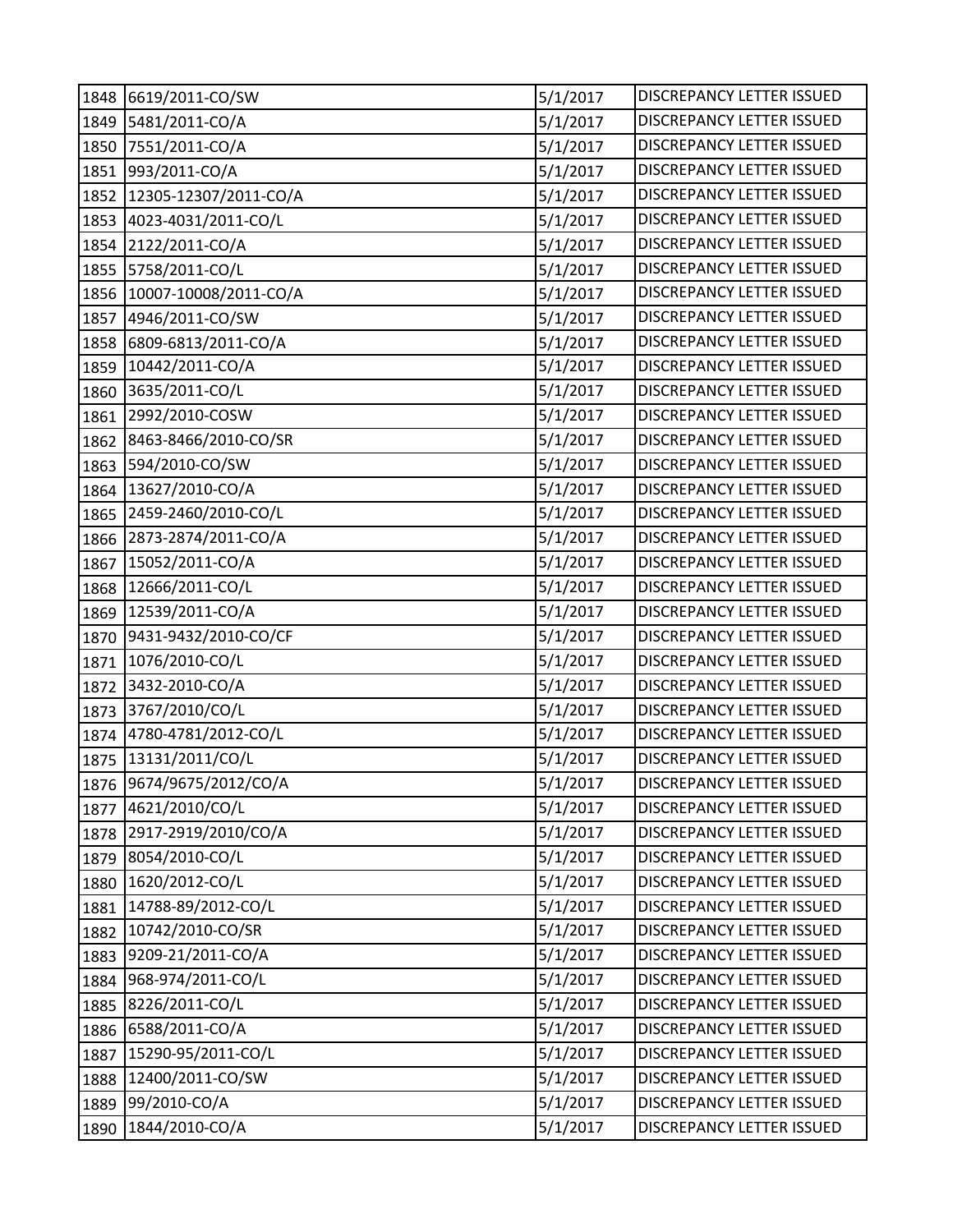| 1848 | 6619/2011-CO/SW | 5/1/2017 | DISCREPANCY LETTER ISSUED |
|---|---|---|---|
| 1849 | 5481/2011-CO/A | 5/1/2017 | DISCREPANCY LETTER ISSUED |
| 1850 | 7551/2011-CO/A | 5/1/2017 | DISCREPANCY LETTER ISSUED |
| 1851 | 993/2011-CO/A | 5/1/2017 | DISCREPANCY LETTER ISSUED |
| 1852 | 12305-12307/2011-CO/A | 5/1/2017 | DISCREPANCY LETTER ISSUED |
| 1853 | 4023-4031/2011-CO/L | 5/1/2017 | DISCREPANCY LETTER ISSUED |
| 1854 | 2122/2011-CO/A | 5/1/2017 | DISCREPANCY LETTER ISSUED |
| 1855 | 5758/2011-CO/L | 5/1/2017 | DISCREPANCY LETTER ISSUED |
| 1856 | 10007-10008/2011-CO/A | 5/1/2017 | DISCREPANCY LETTER ISSUED |
| 1857 | 4946/2011-CO/SW | 5/1/2017 | DISCREPANCY LETTER ISSUED |
| 1858 | 6809-6813/2011-CO/A | 5/1/2017 | DISCREPANCY LETTER ISSUED |
| 1859 | 10442/2011-CO/A | 5/1/2017 | DISCREPANCY LETTER ISSUED |
| 1860 | 3635/2011-CO/L | 5/1/2017 | DISCREPANCY LETTER ISSUED |
| 1861 | 2992/2010-COSW | 5/1/2017 | DISCREPANCY LETTER ISSUED |
| 1862 | 8463-8466/2010-CO/SR | 5/1/2017 | DISCREPANCY LETTER ISSUED |
| 1863 | 594/2010-CO/SW | 5/1/2017 | DISCREPANCY LETTER ISSUED |
| 1864 | 13627/2010-CO/A | 5/1/2017 | DISCREPANCY LETTER ISSUED |
| 1865 | 2459-2460/2010-CO/L | 5/1/2017 | DISCREPANCY LETTER ISSUED |
| 1866 | 2873-2874/2011-CO/A | 5/1/2017 | DISCREPANCY LETTER ISSUED |
| 1867 | 15052/2011-CO/A | 5/1/2017 | DISCREPANCY LETTER ISSUED |
| 1868 | 12666/2011-CO/L | 5/1/2017 | DISCREPANCY LETTER ISSUED |
| 1869 | 12539/2011-CO/A | 5/1/2017 | DISCREPANCY LETTER ISSUED |
| 1870 | 9431-9432/2010-CO/CF | 5/1/2017 | DISCREPANCY LETTER ISSUED |
| 1871 | 1076/2010-CO/L | 5/1/2017 | DISCREPANCY LETTER ISSUED |
| 1872 | 3432-2010-CO/A | 5/1/2017 | DISCREPANCY LETTER ISSUED |
| 1873 | 3767/2010/CO/L | 5/1/2017 | DISCREPANCY LETTER ISSUED |
| 1874 | 4780-4781/2012-CO/L | 5/1/2017 | DISCREPANCY LETTER ISSUED |
| 1875 | 13131/2011/CO/L | 5/1/2017 | DISCREPANCY LETTER ISSUED |
| 1876 | 9674/9675/2012/CO/A | 5/1/2017 | DISCREPANCY LETTER ISSUED |
| 1877 | 4621/2010/CO/L | 5/1/2017 | DISCREPANCY LETTER ISSUED |
| 1878 | 2917-2919/2010/CO/A | 5/1/2017 | DISCREPANCY LETTER ISSUED |
| 1879 | 8054/2010-CO/L | 5/1/2017 | DISCREPANCY LETTER ISSUED |
| 1880 | 1620/2012-CO/L | 5/1/2017 | DISCREPANCY LETTER ISSUED |
| 1881 | 14788-89/2012-CO/L | 5/1/2017 | DISCREPANCY LETTER ISSUED |
| 1882 | 10742/2010-CO/SR | 5/1/2017 | DISCREPANCY LETTER ISSUED |
| 1883 | 9209-21/2011-CO/A | 5/1/2017 | DISCREPANCY LETTER ISSUED |
| 1884 | 968-974/2011-CO/L | 5/1/2017 | DISCREPANCY LETTER ISSUED |
| 1885 | 8226/2011-CO/L | 5/1/2017 | DISCREPANCY LETTER ISSUED |
| 1886 | 6588/2011-CO/A | 5/1/2017 | DISCREPANCY LETTER ISSUED |
| 1887 | 15290-95/2011-CO/L | 5/1/2017 | DISCREPANCY LETTER ISSUED |
| 1888 | 12400/2011-CO/SW | 5/1/2017 | DISCREPANCY LETTER ISSUED |
| 1889 | 99/2010-CO/A | 5/1/2017 | DISCREPANCY LETTER ISSUED |
| 1890 | 1844/2010-CO/A | 5/1/2017 | DISCREPANCY LETTER ISSUED |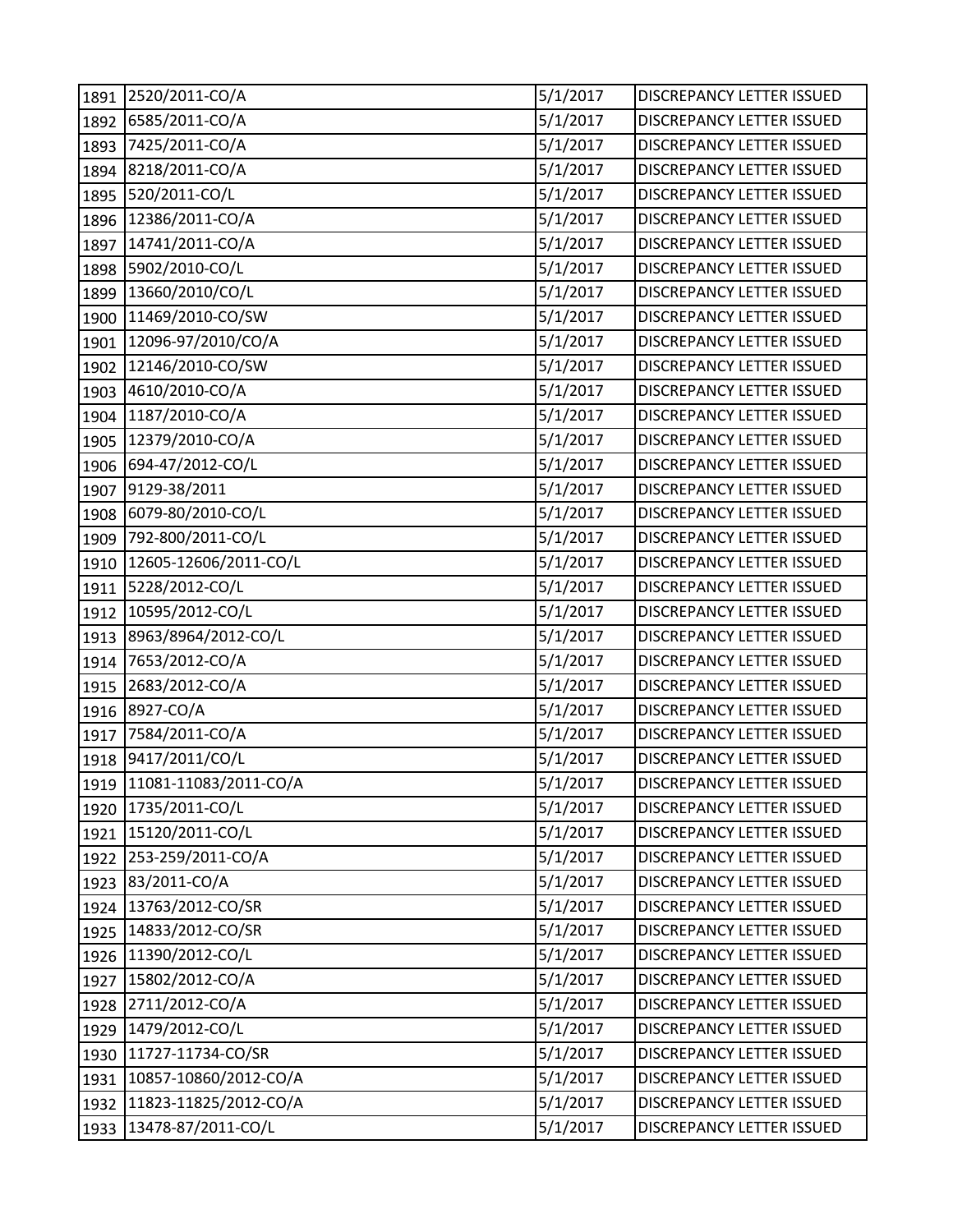| | | | |
|---|---|---|---|
| 1891 | 2520/2011-CO/A | 5/1/2017 | DISCREPANCY LETTER ISSUED |
| 1892 | 6585/2011-CO/A | 5/1/2017 | DISCREPANCY LETTER ISSUED |
| 1893 | 7425/2011-CO/A | 5/1/2017 | DISCREPANCY LETTER ISSUED |
| 1894 | 8218/2011-CO/A | 5/1/2017 | DISCREPANCY LETTER ISSUED |
| 1895 | 520/2011-CO/L | 5/1/2017 | DISCREPANCY LETTER ISSUED |
| 1896 | 12386/2011-CO/A | 5/1/2017 | DISCREPANCY LETTER ISSUED |
| 1897 | 14741/2011-CO/A | 5/1/2017 | DISCREPANCY LETTER ISSUED |
| 1898 | 5902/2010-CO/L | 5/1/2017 | DISCREPANCY LETTER ISSUED |
| 1899 | 13660/2010/CO/L | 5/1/2017 | DISCREPANCY LETTER ISSUED |
| 1900 | 11469/2010-CO/SW | 5/1/2017 | DISCREPANCY LETTER ISSUED |
| 1901 | 12096-97/2010/CO/A | 5/1/2017 | DISCREPANCY LETTER ISSUED |
| 1902 | 12146/2010-CO/SW | 5/1/2017 | DISCREPANCY LETTER ISSUED |
| 1903 | 4610/2010-CO/A | 5/1/2017 | DISCREPANCY LETTER ISSUED |
| 1904 | 1187/2010-CO/A | 5/1/2017 | DISCREPANCY LETTER ISSUED |
| 1905 | 12379/2010-CO/A | 5/1/2017 | DISCREPANCY LETTER ISSUED |
| 1906 | 694-47/2012-CO/L | 5/1/2017 | DISCREPANCY LETTER ISSUED |
| 1907 | 9129-38/2011 | 5/1/2017 | DISCREPANCY LETTER ISSUED |
| 1908 | 6079-80/2010-CO/L | 5/1/2017 | DISCREPANCY LETTER ISSUED |
| 1909 | 792-800/2011-CO/L | 5/1/2017 | DISCREPANCY LETTER ISSUED |
| 1910 | 12605-12606/2011-CO/L | 5/1/2017 | DISCREPANCY LETTER ISSUED |
| 1911 | 5228/2012-CO/L | 5/1/2017 | DISCREPANCY LETTER ISSUED |
| 1912 | 10595/2012-CO/L | 5/1/2017 | DISCREPANCY LETTER ISSUED |
| 1913 | 8963/8964/2012-CO/L | 5/1/2017 | DISCREPANCY LETTER ISSUED |
| 1914 | 7653/2012-CO/A | 5/1/2017 | DISCREPANCY LETTER ISSUED |
| 1915 | 2683/2012-CO/A | 5/1/2017 | DISCREPANCY LETTER ISSUED |
| 1916 | 8927-CO/A | 5/1/2017 | DISCREPANCY LETTER ISSUED |
| 1917 | 7584/2011-CO/A | 5/1/2017 | DISCREPANCY LETTER ISSUED |
| 1918 | 9417/2011/CO/L | 5/1/2017 | DISCREPANCY LETTER ISSUED |
| 1919 | 11081-11083/2011-CO/A | 5/1/2017 | DISCREPANCY LETTER ISSUED |
| 1920 | 1735/2011-CO/L | 5/1/2017 | DISCREPANCY LETTER ISSUED |
| 1921 | 15120/2011-CO/L | 5/1/2017 | DISCREPANCY LETTER ISSUED |
| 1922 | 253-259/2011-CO/A | 5/1/2017 | DISCREPANCY LETTER ISSUED |
| 1923 | 83/2011-CO/A | 5/1/2017 | DISCREPANCY LETTER ISSUED |
| 1924 | 13763/2012-CO/SR | 5/1/2017 | DISCREPANCY LETTER ISSUED |
| 1925 | 14833/2012-CO/SR | 5/1/2017 | DISCREPANCY LETTER ISSUED |
| 1926 | 11390/2012-CO/L | 5/1/2017 | DISCREPANCY LETTER ISSUED |
| 1927 | 15802/2012-CO/A | 5/1/2017 | DISCREPANCY LETTER ISSUED |
| 1928 | 2711/2012-CO/A | 5/1/2017 | DISCREPANCY LETTER ISSUED |
| 1929 | 1479/2012-CO/L | 5/1/2017 | DISCREPANCY LETTER ISSUED |
| 1930 | 11727-11734-CO/SR | 5/1/2017 | DISCREPANCY LETTER ISSUED |
| 1931 | 10857-10860/2012-CO/A | 5/1/2017 | DISCREPANCY LETTER ISSUED |
| 1932 | 11823-11825/2012-CO/A | 5/1/2017 | DISCREPANCY LETTER ISSUED |
| 1933 | 13478-87/2011-CO/L | 5/1/2017 | DISCREPANCY LETTER ISSUED |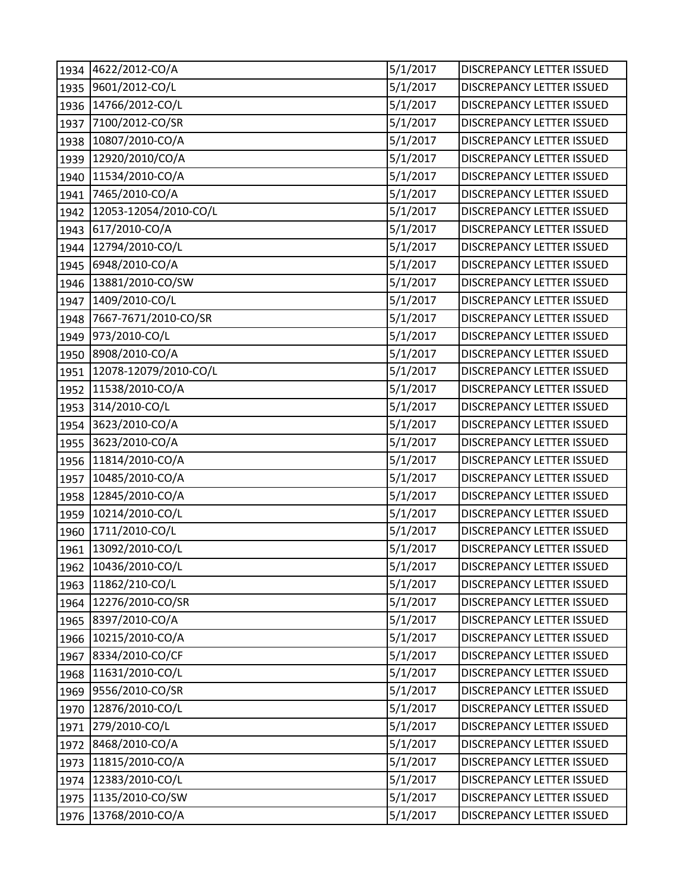| | | | |
|---|---|---|---|
| 1934 | 4622/2012-CO/A | 5/1/2017 | DISCREPANCY LETTER ISSUED |
| 1935 | 9601/2012-CO/L | 5/1/2017 | DISCREPANCY LETTER ISSUED |
| 1936 | 14766/2012-CO/L | 5/1/2017 | DISCREPANCY LETTER ISSUED |
| 1937 | 7100/2012-CO/SR | 5/1/2017 | DISCREPANCY LETTER ISSUED |
| 1938 | 10807/2010-CO/A | 5/1/2017 | DISCREPANCY LETTER ISSUED |
| 1939 | 12920/2010/CO/A | 5/1/2017 | DISCREPANCY LETTER ISSUED |
| 1940 | 11534/2010-CO/A | 5/1/2017 | DISCREPANCY LETTER ISSUED |
| 1941 | 7465/2010-CO/A | 5/1/2017 | DISCREPANCY LETTER ISSUED |
| 1942 | 12053-12054/2010-CO/L | 5/1/2017 | DISCREPANCY LETTER ISSUED |
| 1943 | 617/2010-CO/A | 5/1/2017 | DISCREPANCY LETTER ISSUED |
| 1944 | 12794/2010-CO/L | 5/1/2017 | DISCREPANCY LETTER ISSUED |
| 1945 | 6948/2010-CO/A | 5/1/2017 | DISCREPANCY LETTER ISSUED |
| 1946 | 13881/2010-CO/SW | 5/1/2017 | DISCREPANCY LETTER ISSUED |
| 1947 | 1409/2010-CO/L | 5/1/2017 | DISCREPANCY LETTER ISSUED |
| 1948 | 7667-7671/2010-CO/SR | 5/1/2017 | DISCREPANCY LETTER ISSUED |
| 1949 | 973/2010-CO/L | 5/1/2017 | DISCREPANCY LETTER ISSUED |
| 1950 | 8908/2010-CO/A | 5/1/2017 | DISCREPANCY LETTER ISSUED |
| 1951 | 12078-12079/2010-CO/L | 5/1/2017 | DISCREPANCY LETTER ISSUED |
| 1952 | 11538/2010-CO/A | 5/1/2017 | DISCREPANCY LETTER ISSUED |
| 1953 | 314/2010-CO/L | 5/1/2017 | DISCREPANCY LETTER ISSUED |
| 1954 | 3623/2010-CO/A | 5/1/2017 | DISCREPANCY LETTER ISSUED |
| 1955 | 3623/2010-CO/A | 5/1/2017 | DISCREPANCY LETTER ISSUED |
| 1956 | 11814/2010-CO/A | 5/1/2017 | DISCREPANCY LETTER ISSUED |
| 1957 | 10485/2010-CO/A | 5/1/2017 | DISCREPANCY LETTER ISSUED |
| 1958 | 12845/2010-CO/A | 5/1/2017 | DISCREPANCY LETTER ISSUED |
| 1959 | 10214/2010-CO/L | 5/1/2017 | DISCREPANCY LETTER ISSUED |
| 1960 | 1711/2010-CO/L | 5/1/2017 | DISCREPANCY LETTER ISSUED |
| 1961 | 13092/2010-CO/L | 5/1/2017 | DISCREPANCY LETTER ISSUED |
| 1962 | 10436/2010-CO/L | 5/1/2017 | DISCREPANCY LETTER ISSUED |
| 1963 | 11862/210-CO/L | 5/1/2017 | DISCREPANCY LETTER ISSUED |
| 1964 | 12276/2010-CO/SR | 5/1/2017 | DISCREPANCY LETTER ISSUED |
| 1965 | 8397/2010-CO/A | 5/1/2017 | DISCREPANCY LETTER ISSUED |
| 1966 | 10215/2010-CO/A | 5/1/2017 | DISCREPANCY LETTER ISSUED |
| 1967 | 8334/2010-CO/CF | 5/1/2017 | DISCREPANCY LETTER ISSUED |
| 1968 | 11631/2010-CO/L | 5/1/2017 | DISCREPANCY LETTER ISSUED |
| 1969 | 9556/2010-CO/SR | 5/1/2017 | DISCREPANCY LETTER ISSUED |
| 1970 | 12876/2010-CO/L | 5/1/2017 | DISCREPANCY LETTER ISSUED |
| 1971 | 279/2010-CO/L | 5/1/2017 | DISCREPANCY LETTER ISSUED |
| 1972 | 8468/2010-CO/A | 5/1/2017 | DISCREPANCY LETTER ISSUED |
| 1973 | 11815/2010-CO/A | 5/1/2017 | DISCREPANCY LETTER ISSUED |
| 1974 | 12383/2010-CO/L | 5/1/2017 | DISCREPANCY LETTER ISSUED |
| 1975 | 1135/2010-CO/SW | 5/1/2017 | DISCREPANCY LETTER ISSUED |
| 1976 | 13768/2010-CO/A | 5/1/2017 | DISCREPANCY LETTER ISSUED |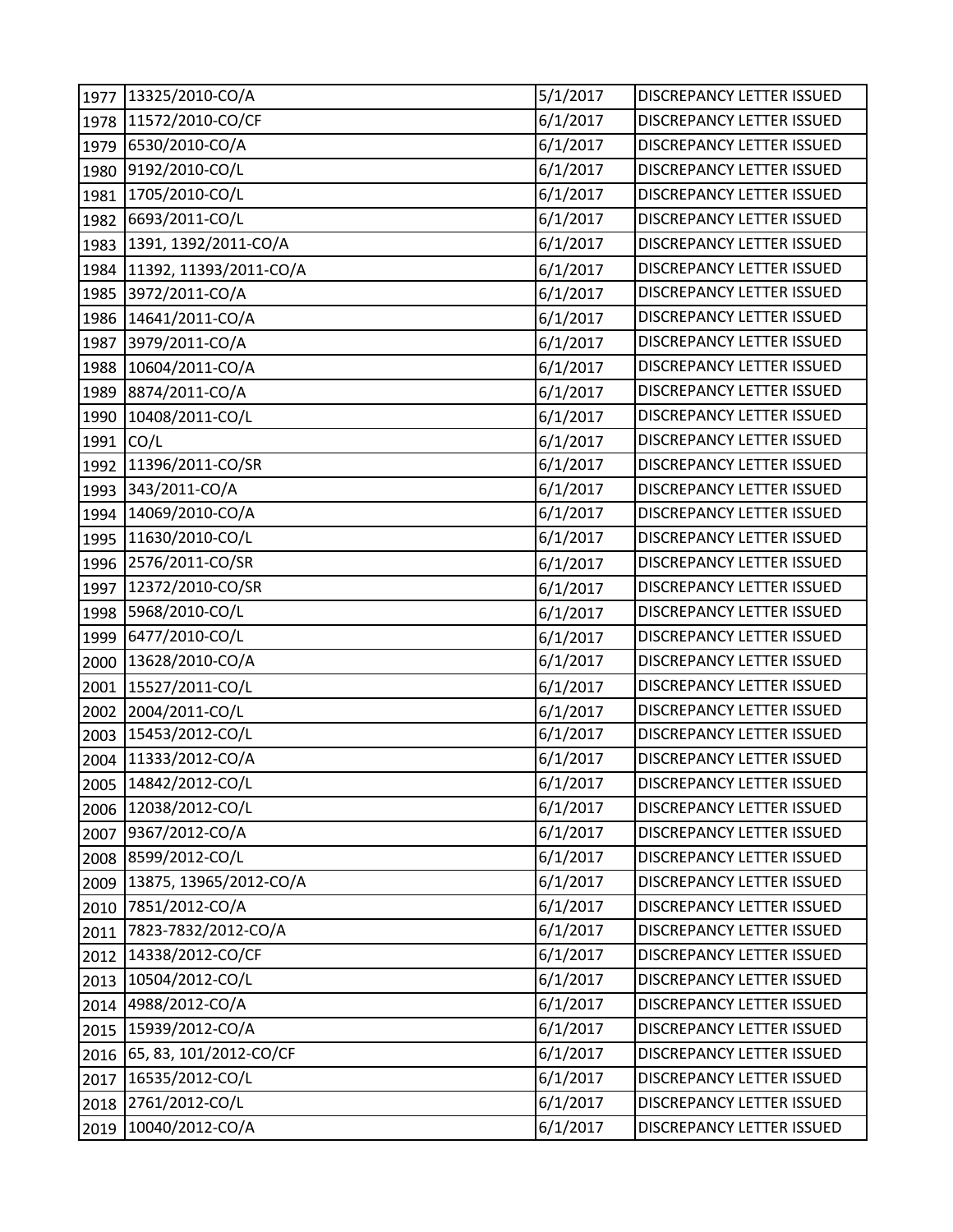| 1977 | 13325/2010-CO/A | 5/1/2017 | DISCREPANCY LETTER ISSUED |
|---|---|---|---|
| 1978 | 11572/2010-CO/CF | 6/1/2017 | DISCREPANCY LETTER ISSUED |
| 1979 | 6530/2010-CO/A | 6/1/2017 | DISCREPANCY LETTER ISSUED |
| 1980 | 9192/2010-CO/L | 6/1/2017 | DISCREPANCY LETTER ISSUED |
| 1981 | 1705/2010-CO/L | 6/1/2017 | DISCREPANCY LETTER ISSUED |
| 1982 | 6693/2011-CO/L | 6/1/2017 | DISCREPANCY LETTER ISSUED |
| 1983 | 1391, 1392/2011-CO/A | 6/1/2017 | DISCREPANCY LETTER ISSUED |
| 1984 | 11392, 11393/2011-CO/A | 6/1/2017 | DISCREPANCY LETTER ISSUED |
| 1985 | 3972/2011-CO/A | 6/1/2017 | DISCREPANCY LETTER ISSUED |
| 1986 | 14641/2011-CO/A | 6/1/2017 | DISCREPANCY LETTER ISSUED |
| 1987 | 3979/2011-CO/A | 6/1/2017 | DISCREPANCY LETTER ISSUED |
| 1988 | 10604/2011-CO/A | 6/1/2017 | DISCREPANCY LETTER ISSUED |
| 1989 | 8874/2011-CO/A | 6/1/2017 | DISCREPANCY LETTER ISSUED |
| 1990 | 10408/2011-CO/L | 6/1/2017 | DISCREPANCY LETTER ISSUED |
| 1991 | CO/L | 6/1/2017 | DISCREPANCY LETTER ISSUED |
| 1992 | 11396/2011-CO/SR | 6/1/2017 | DISCREPANCY LETTER ISSUED |
| 1993 | 343/2011-CO/A | 6/1/2017 | DISCREPANCY LETTER ISSUED |
| 1994 | 14069/2010-CO/A | 6/1/2017 | DISCREPANCY LETTER ISSUED |
| 1995 | 11630/2010-CO/L | 6/1/2017 | DISCREPANCY LETTER ISSUED |
| 1996 | 2576/2011-CO/SR | 6/1/2017 | DISCREPANCY LETTER ISSUED |
| 1997 | 12372/2010-CO/SR | 6/1/2017 | DISCREPANCY LETTER ISSUED |
| 1998 | 5968/2010-CO/L | 6/1/2017 | DISCREPANCY LETTER ISSUED |
| 1999 | 6477/2010-CO/L | 6/1/2017 | DISCREPANCY LETTER ISSUED |
| 2000 | 13628/2010-CO/A | 6/1/2017 | DISCREPANCY LETTER ISSUED |
| 2001 | 15527/2011-CO/L | 6/1/2017 | DISCREPANCY LETTER ISSUED |
| 2002 | 2004/2011-CO/L | 6/1/2017 | DISCREPANCY LETTER ISSUED |
| 2003 | 15453/2012-CO/L | 6/1/2017 | DISCREPANCY LETTER ISSUED |
| 2004 | 11333/2012-CO/A | 6/1/2017 | DISCREPANCY LETTER ISSUED |
| 2005 | 14842/2012-CO/L | 6/1/2017 | DISCREPANCY LETTER ISSUED |
| 2006 | 12038/2012-CO/L | 6/1/2017 | DISCREPANCY LETTER ISSUED |
| 2007 | 9367/2012-CO/A | 6/1/2017 | DISCREPANCY LETTER ISSUED |
| 2008 | 8599/2012-CO/L | 6/1/2017 | DISCREPANCY LETTER ISSUED |
| 2009 | 13875, 13965/2012-CO/A | 6/1/2017 | DISCREPANCY LETTER ISSUED |
| 2010 | 7851/2012-CO/A | 6/1/2017 | DISCREPANCY LETTER ISSUED |
| 2011 | 7823-7832/2012-CO/A | 6/1/2017 | DISCREPANCY LETTER ISSUED |
| 2012 | 14338/2012-CO/CF | 6/1/2017 | DISCREPANCY LETTER ISSUED |
| 2013 | 10504/2012-CO/L | 6/1/2017 | DISCREPANCY LETTER ISSUED |
| 2014 | 4988/2012-CO/A | 6/1/2017 | DISCREPANCY LETTER ISSUED |
| 2015 | 15939/2012-CO/A | 6/1/2017 | DISCREPANCY LETTER ISSUED |
| 2016 | 65, 83, 101/2012-CO/CF | 6/1/2017 | DISCREPANCY LETTER ISSUED |
| 2017 | 16535/2012-CO/L | 6/1/2017 | DISCREPANCY LETTER ISSUED |
| 2018 | 2761/2012-CO/L | 6/1/2017 | DISCREPANCY LETTER ISSUED |
| 2019 | 10040/2012-CO/A | 6/1/2017 | DISCREPANCY LETTER ISSUED |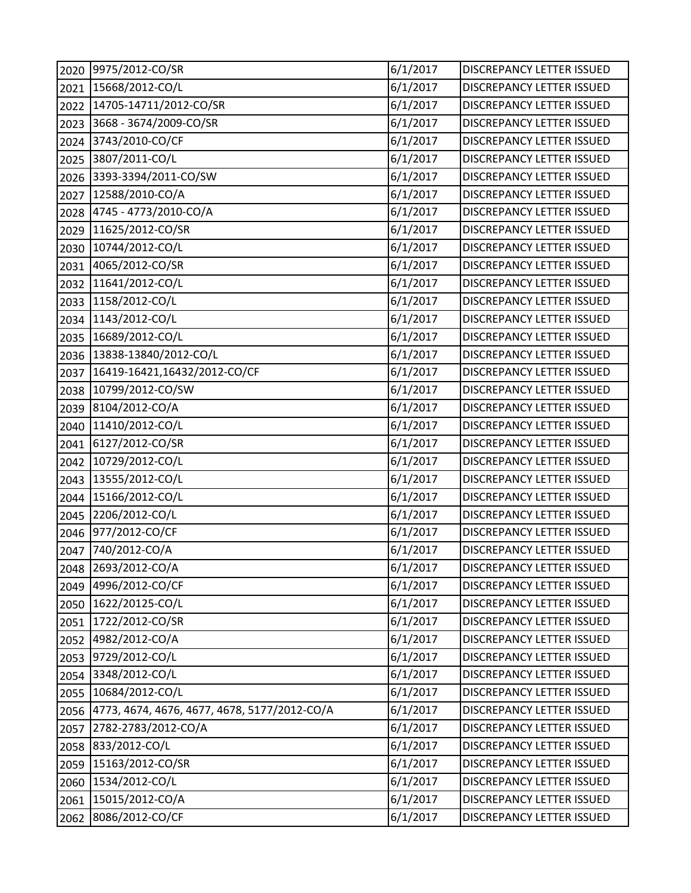| 2020 | 9975/2012-CO/SR | 6/1/2017 | DISCREPANCY LETTER ISSUED |
|---|---|---|---|
| 2021 | 15668/2012-CO/L | 6/1/2017 | DISCREPANCY LETTER ISSUED |
| 2022 | 14705-14711/2012-CO/SR | 6/1/2017 | DISCREPANCY LETTER ISSUED |
| 2023 | 3668 - 3674/2009-CO/SR | 6/1/2017 | DISCREPANCY LETTER ISSUED |
| 2024 | 3743/2010-CO/CF | 6/1/2017 | DISCREPANCY LETTER ISSUED |
| 2025 | 3807/2011-CO/L | 6/1/2017 | DISCREPANCY LETTER ISSUED |
| 2026 | 3393-3394/2011-CO/SW | 6/1/2017 | DISCREPANCY LETTER ISSUED |
| 2027 | 12588/2010-CO/A | 6/1/2017 | DISCREPANCY LETTER ISSUED |
| 2028 | 4745 - 4773/2010-CO/A | 6/1/2017 | DISCREPANCY LETTER ISSUED |
| 2029 | 11625/2012-CO/SR | 6/1/2017 | DISCREPANCY LETTER ISSUED |
| 2030 | 10744/2012-CO/L | 6/1/2017 | DISCREPANCY LETTER ISSUED |
| 2031 | 4065/2012-CO/SR | 6/1/2017 | DISCREPANCY LETTER ISSUED |
| 2032 | 11641/2012-CO/L | 6/1/2017 | DISCREPANCY LETTER ISSUED |
| 2033 | 1158/2012-CO/L | 6/1/2017 | DISCREPANCY LETTER ISSUED |
| 2034 | 1143/2012-CO/L | 6/1/2017 | DISCREPANCY LETTER ISSUED |
| 2035 | 16689/2012-CO/L | 6/1/2017 | DISCREPANCY LETTER ISSUED |
| 2036 | 13838-13840/2012-CO/L | 6/1/2017 | DISCREPANCY LETTER ISSUED |
| 2037 | 16419-16421,16432/2012-CO/CF | 6/1/2017 | DISCREPANCY LETTER ISSUED |
| 2038 | 10799/2012-CO/SW | 6/1/2017 | DISCREPANCY LETTER ISSUED |
| 2039 | 8104/2012-CO/A | 6/1/2017 | DISCREPANCY LETTER ISSUED |
| 2040 | 11410/2012-CO/L | 6/1/2017 | DISCREPANCY LETTER ISSUED |
| 2041 | 6127/2012-CO/SR | 6/1/2017 | DISCREPANCY LETTER ISSUED |
| 2042 | 10729/2012-CO/L | 6/1/2017 | DISCREPANCY LETTER ISSUED |
| 2043 | 13555/2012-CO/L | 6/1/2017 | DISCREPANCY LETTER ISSUED |
| 2044 | 15166/2012-CO/L | 6/1/2017 | DISCREPANCY LETTER ISSUED |
| 2045 | 2206/2012-CO/L | 6/1/2017 | DISCREPANCY LETTER ISSUED |
| 2046 | 977/2012-CO/CF | 6/1/2017 | DISCREPANCY LETTER ISSUED |
| 2047 | 740/2012-CO/A | 6/1/2017 | DISCREPANCY LETTER ISSUED |
| 2048 | 2693/2012-CO/A | 6/1/2017 | DISCREPANCY LETTER ISSUED |
| 2049 | 4996/2012-CO/CF | 6/1/2017 | DISCREPANCY LETTER ISSUED |
| 2050 | 1622/20125-CO/L | 6/1/2017 | DISCREPANCY LETTER ISSUED |
| 2051 | 1722/2012-CO/SR | 6/1/2017 | DISCREPANCY LETTER ISSUED |
| 2052 | 4982/2012-CO/A | 6/1/2017 | DISCREPANCY LETTER ISSUED |
| 2053 | 9729/2012-CO/L | 6/1/2017 | DISCREPANCY LETTER ISSUED |
| 2054 | 3348/2012-CO/L | 6/1/2017 | DISCREPANCY LETTER ISSUED |
| 2055 | 10684/2012-CO/L | 6/1/2017 | DISCREPANCY LETTER ISSUED |
| 2056 | 4773, 4674, 4676, 4677, 4678, 5177/2012-CO/A | 6/1/2017 | DISCREPANCY LETTER ISSUED |
| 2057 | 2782-2783/2012-CO/A | 6/1/2017 | DISCREPANCY LETTER ISSUED |
| 2058 | 833/2012-CO/L | 6/1/2017 | DISCREPANCY LETTER ISSUED |
| 2059 | 15163/2012-CO/SR | 6/1/2017 | DISCREPANCY LETTER ISSUED |
| 2060 | 1534/2012-CO/L | 6/1/2017 | DISCREPANCY LETTER ISSUED |
| 2061 | 15015/2012-CO/A | 6/1/2017 | DISCREPANCY LETTER ISSUED |
| 2062 | 8086/2012-CO/CF | 6/1/2017 | DISCREPANCY LETTER ISSUED |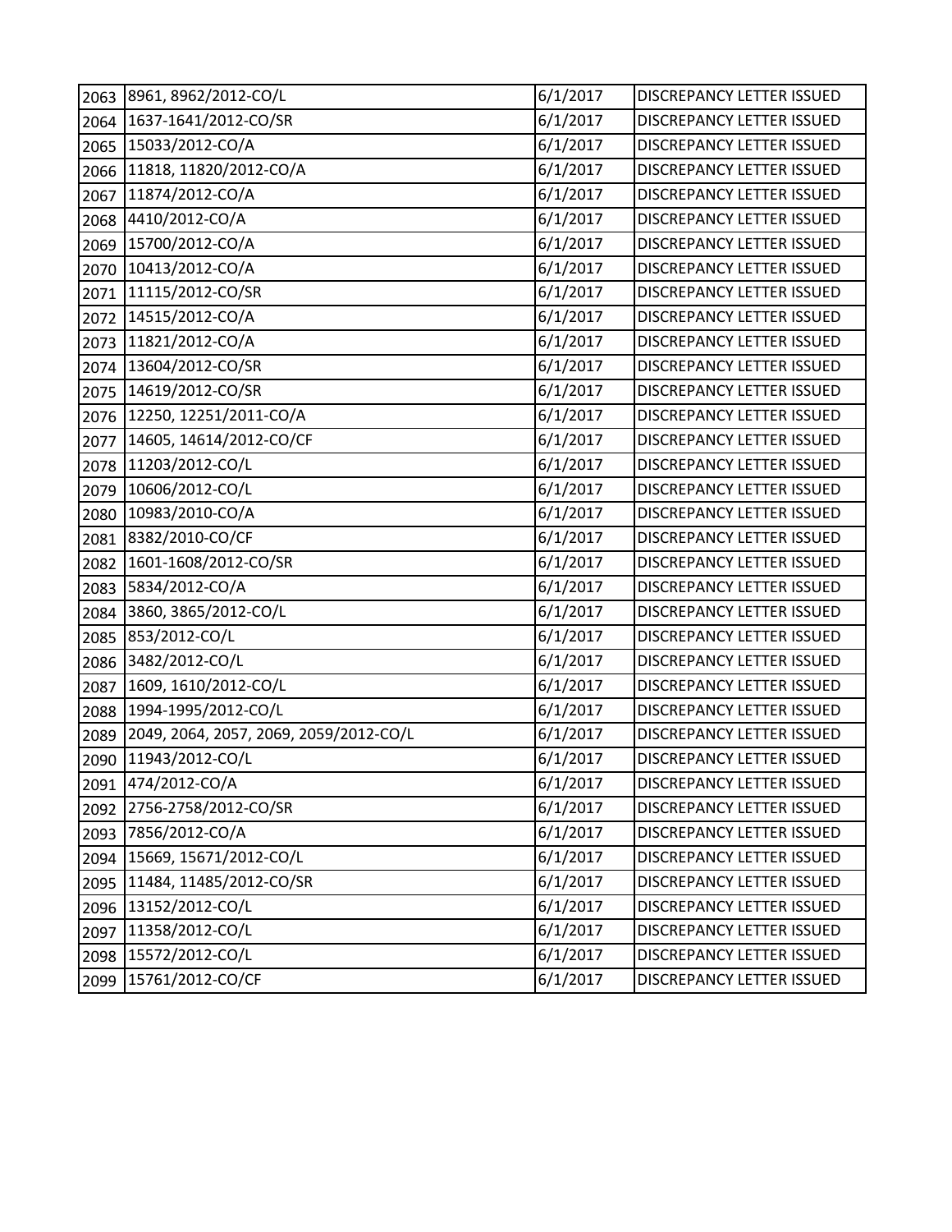| | | | |
|---|---|---|---|
| 2063 | 8961, 8962/2012-CO/L | 6/1/2017 | DISCREPANCY LETTER ISSUED |
| 2064 | 1637-1641/2012-CO/SR | 6/1/2017 | DISCREPANCY LETTER ISSUED |
| 2065 | 15033/2012-CO/A | 6/1/2017 | DISCREPANCY LETTER ISSUED |
| 2066 | 11818, 11820/2012-CO/A | 6/1/2017 | DISCREPANCY LETTER ISSUED |
| 2067 | 11874/2012-CO/A | 6/1/2017 | DISCREPANCY LETTER ISSUED |
| 2068 | 4410/2012-CO/A | 6/1/2017 | DISCREPANCY LETTER ISSUED |
| 2069 | 15700/2012-CO/A | 6/1/2017 | DISCREPANCY LETTER ISSUED |
| 2070 | 10413/2012-CO/A | 6/1/2017 | DISCREPANCY LETTER ISSUED |
| 2071 | 11115/2012-CO/SR | 6/1/2017 | DISCREPANCY LETTER ISSUED |
| 2072 | 14515/2012-CO/A | 6/1/2017 | DISCREPANCY LETTER ISSUED |
| 2073 | 11821/2012-CO/A | 6/1/2017 | DISCREPANCY LETTER ISSUED |
| 2074 | 13604/2012-CO/SR | 6/1/2017 | DISCREPANCY LETTER ISSUED |
| 2075 | 14619/2012-CO/SR | 6/1/2017 | DISCREPANCY LETTER ISSUED |
| 2076 | 12250, 12251/2011-CO/A | 6/1/2017 | DISCREPANCY LETTER ISSUED |
| 2077 | 14605, 14614/2012-CO/CF | 6/1/2017 | DISCREPANCY LETTER ISSUED |
| 2078 | 11203/2012-CO/L | 6/1/2017 | DISCREPANCY LETTER ISSUED |
| 2079 | 10606/2012-CO/L | 6/1/2017 | DISCREPANCY LETTER ISSUED |
| 2080 | 10983/2010-CO/A | 6/1/2017 | DISCREPANCY LETTER ISSUED |
| 2081 | 8382/2010-CO/CF | 6/1/2017 | DISCREPANCY LETTER ISSUED |
| 2082 | 1601-1608/2012-CO/SR | 6/1/2017 | DISCREPANCY LETTER ISSUED |
| 2083 | 5834/2012-CO/A | 6/1/2017 | DISCREPANCY LETTER ISSUED |
| 2084 | 3860, 3865/2012-CO/L | 6/1/2017 | DISCREPANCY LETTER ISSUED |
| 2085 | 853/2012-CO/L | 6/1/2017 | DISCREPANCY LETTER ISSUED |
| 2086 | 3482/2012-CO/L | 6/1/2017 | DISCREPANCY LETTER ISSUED |
| 2087 | 1609, 1610/2012-CO/L | 6/1/2017 | DISCREPANCY LETTER ISSUED |
| 2088 | 1994-1995/2012-CO/L | 6/1/2017 | DISCREPANCY LETTER ISSUED |
| 2089 | 2049, 2064, 2057, 2069, 2059/2012-CO/L | 6/1/2017 | DISCREPANCY LETTER ISSUED |
| 2090 | 11943/2012-CO/L | 6/1/2017 | DISCREPANCY LETTER ISSUED |
| 2091 | 474/2012-CO/A | 6/1/2017 | DISCREPANCY LETTER ISSUED |
| 2092 | 2756-2758/2012-CO/SR | 6/1/2017 | DISCREPANCY LETTER ISSUED |
| 2093 | 7856/2012-CO/A | 6/1/2017 | DISCREPANCY LETTER ISSUED |
| 2094 | 15669, 15671/2012-CO/L | 6/1/2017 | DISCREPANCY LETTER ISSUED |
| 2095 | 11484, 11485/2012-CO/SR | 6/1/2017 | DISCREPANCY LETTER ISSUED |
| 2096 | 13152/2012-CO/L | 6/1/2017 | DISCREPANCY LETTER ISSUED |
| 2097 | 11358/2012-CO/L | 6/1/2017 | DISCREPANCY LETTER ISSUED |
| 2098 | 15572/2012-CO/L | 6/1/2017 | DISCREPANCY LETTER ISSUED |
| 2099 | 15761/2012-CO/CF | 6/1/2017 | DISCREPANCY LETTER ISSUED |